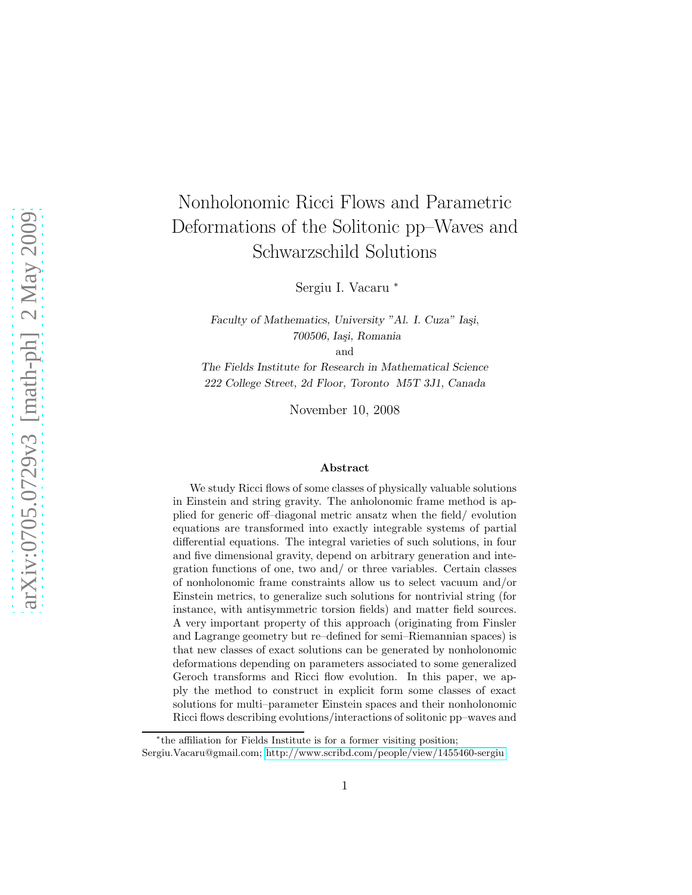# Nonholonomic Ricci Flows and Parametric Deformations of the Solitonic pp–Waves and Schwarzschild Solutions

Sergiu I. Vacaru *

*Faculty of Mathematics, University "Al. I. Cuza" Iaşi,*
*700506, Iaşi, Romania*

and

*The Fields Institute for Research in Mathematical Science*
*222 College Street, 2d Floor, Toronto M5T 3J1, Canada*

November 10, 2008

### Abstract

We study Ricci flows of some classes of physically valuable solutions in Einstein and string gravity. The anholonomic frame method is applied for generic off–diagonal metric ansatz when the field/ evolution equations are transformed into exactly integrable systems of partial differential equations. The integral varieties of such solutions, in four and five dimensional gravity, depend on arbitrary generation and integration functions of one, two and/ or three variables. Certain classes of nonholonomic frame constraints allow us to select vacuum and/or Einstein metrics, to generalize such solutions for nontrivial string (for instance, with antisymmetric torsion fields) and matter field sources. A very important property of this approach (originating from Finsler and Lagrange geometry but re–defined for semi–Riemannian spaces) is that new classes of exact solutions can be generated by nonholonomic deformations depending on parameters associated to some generalized Geroch transforms and Ricci flow evolution. In this paper, we apply the method to construct in explicit form some classes of exact solutions for multi–parameter Einstein spaces and their nonholonomic Ricci flows describing evolutions/interactions of solitonic pp–waves and

---

*the affiliation for Fields Institute is for a former visiting position;
Sergiu.Vacaru@gmail.com; http://www.scribd.com/people/view/1455460-sergiu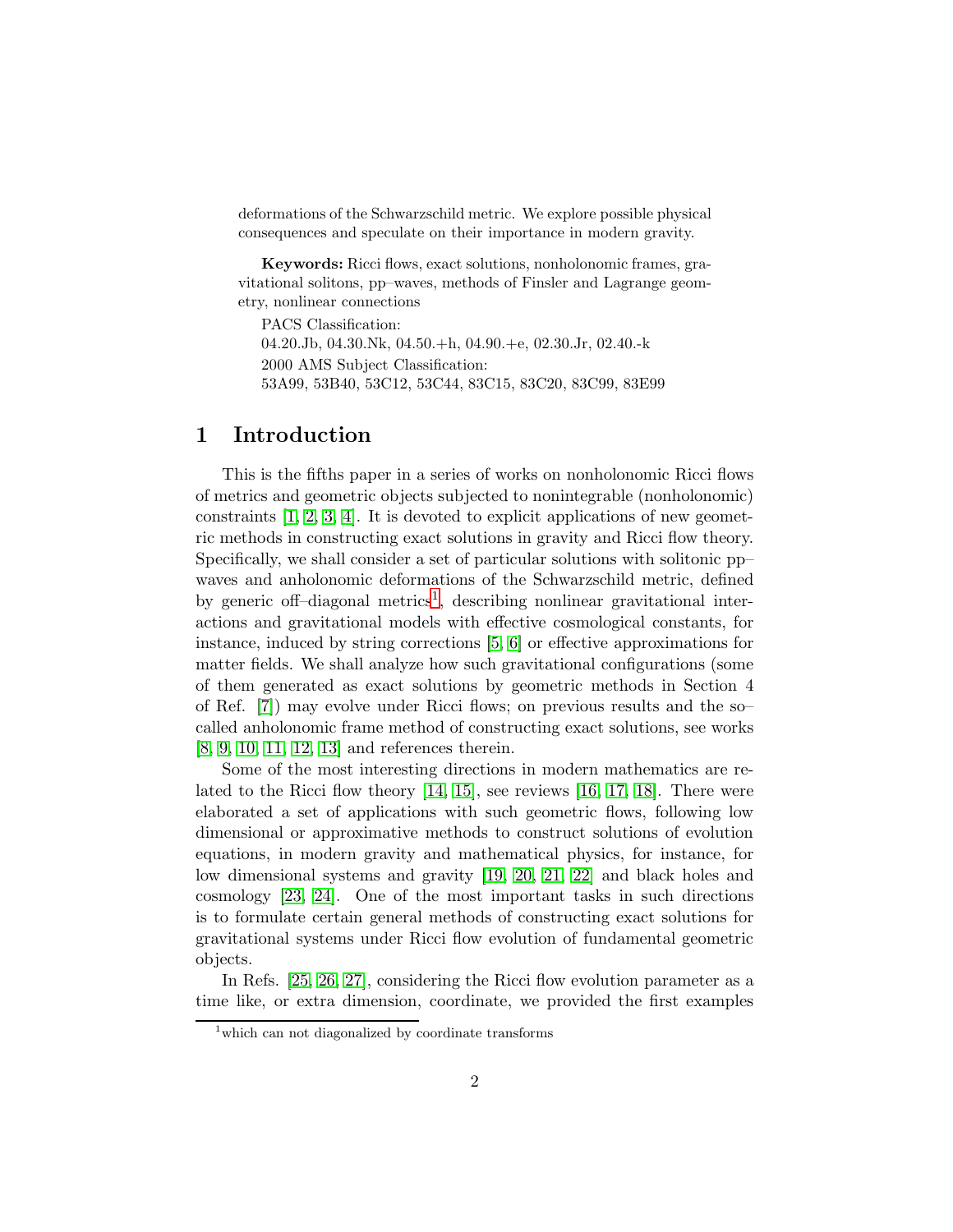deformations of the Schwarzschild metric. We explore possible physical consequences and speculate on their importance in modern gravity.

**Keywords:** Ricci flows, exact solutions, nonholonomic frames, gravitational solitons, pp–waves, methods of Finsler and Lagrange geometry, nonlinear connections

PACS Classification:
04.20.Jb, 04.30.Nk, 04.50.+h, 04.90.+e, 02.30.Jr, 02.40.-k
2000 AMS Subject Classification:
53A99, 53B40, 53C12, 53C44, 83C15, 83C20, 83C99, 83E99

# 1 Introduction

This is the fifths paper in a series of works on nonholonomic Ricci flows of metrics and geometric objects subjected to nonintegrable (nonholonomic) constraints [1, 2, 3, 4]. It is devoted to explicit applications of new geometric methods in constructing exact solutions in gravity and Ricci flow theory. Specifically, we shall consider a set of particular solutions with solitonic pp–waves and anholonomic deformations of the Schwarzschild metric, defined by generic off–diagonal metrics[1], describing nonlinear gravitational interactions and gravitational models with effective cosmological constants, for instance, induced by string corrections [5, 6] or effective approximations for matter fields. We shall analyze how such gravitational configurations (some of them generated as exact solutions by geometric methods in Section 4 of Ref. [7]) may evolve under Ricci flows; on previous results and the so–called anholonomic frame method of constructing exact solutions, see works [8, 9, 10, 11, 12, 13] and references therein.

Some of the most interesting directions in modern mathematics are related to the Ricci flow theory [14, 15], see reviews [16, 17, 18]. There were elaborated a set of applications with such geometric flows, following low dimensional or approximative methods to construct solutions of evolution equations, in modern gravity and mathematical physics, for instance, for low dimensional systems and gravity [19, 20, 21, 22] and black holes and cosmology [23, 24]. One of the most important tasks in such directions is to formulate certain general methods of constructing exact solutions for gravitational systems under Ricci flow evolution of fundamental geometric objects.

In Refs. [25, 26, 27], considering the Ricci flow evolution parameter as a time like, or extra dimension, coordinate, we provided the first examples

[1] which can not diagonalized by coordinate transforms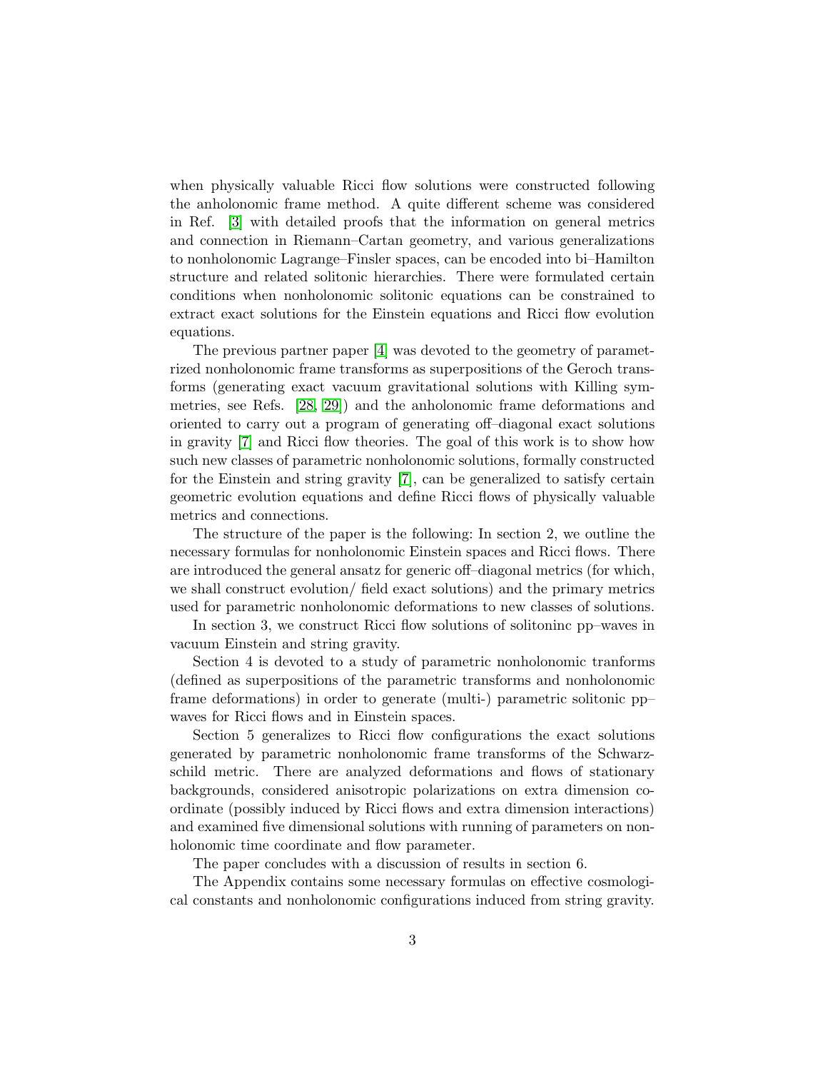when physically valuable Ricci flow solutions were constructed following the anholonomic frame method. A quite different scheme was considered in Ref. [3] with detailed proofs that the information on general metrics and connection in Riemann–Cartan geometry, and various generalizations to nonholonomic Lagrange–Finsler spaces, can be encoded into bi–Hamilton structure and related solitonic hierarchies. There were formulated certain conditions when nonholonomic solitonic equations can be constrained to extract exact solutions for the Einstein equations and Ricci flow evolution equations.

The previous partner paper [4] was devoted to the geometry of parametrized nonholonomic frame transforms as superpositions of the Geroch transforms (generating exact vacuum gravitational solutions with Killing symmetries, see Refs. [28, 29]) and the anholonomic frame deformations and oriented to carry out a program of generating off–diagonal exact solutions in gravity [7] and Ricci flow theories. The goal of this work is to show how such new classes of parametric nonholonomic solutions, formally constructed for the Einstein and string gravity [7], can be generalized to satisfy certain geometric evolution equations and define Ricci flows of physically valuable metrics and connections.

The structure of the paper is the following: In section 2, we outline the necessary formulas for nonholonomic Einstein spaces and Ricci flows. There are introduced the general ansatz for generic off–diagonal metrics (for which, we shall construct evolution/ field exact solutions) and the primary metrics used for parametric nonholonomic deformations to new classes of solutions.

In section 3, we construct Ricci flow solutions of solitoninc pp–waves in vacuum Einstein and string gravity.

Section 4 is devoted to a study of parametric nonholonomic tranforms (defined as superpositions of the parametric transforms and nonholonomic frame deformations) in order to generate (multi-) parametric solitonic pp–waves for Ricci flows and in Einstein spaces.

Section 5 generalizes to Ricci flow configurations the exact solutions generated by parametric nonholonomic frame transforms of the Schwarzschild metric. There are analyzed deformations and flows of stationary backgrounds, considered anisotropic polarizations on extra dimension coordinate (possibly induced by Ricci flows and extra dimension interactions) and examined five dimensional solutions with running of parameters on nonholonomic time coordinate and flow parameter.

The paper concludes with a discussion of results in section 6.

The Appendix contains some necessary formulas on effective cosmological constants and nonholonomic configurations induced from string gravity.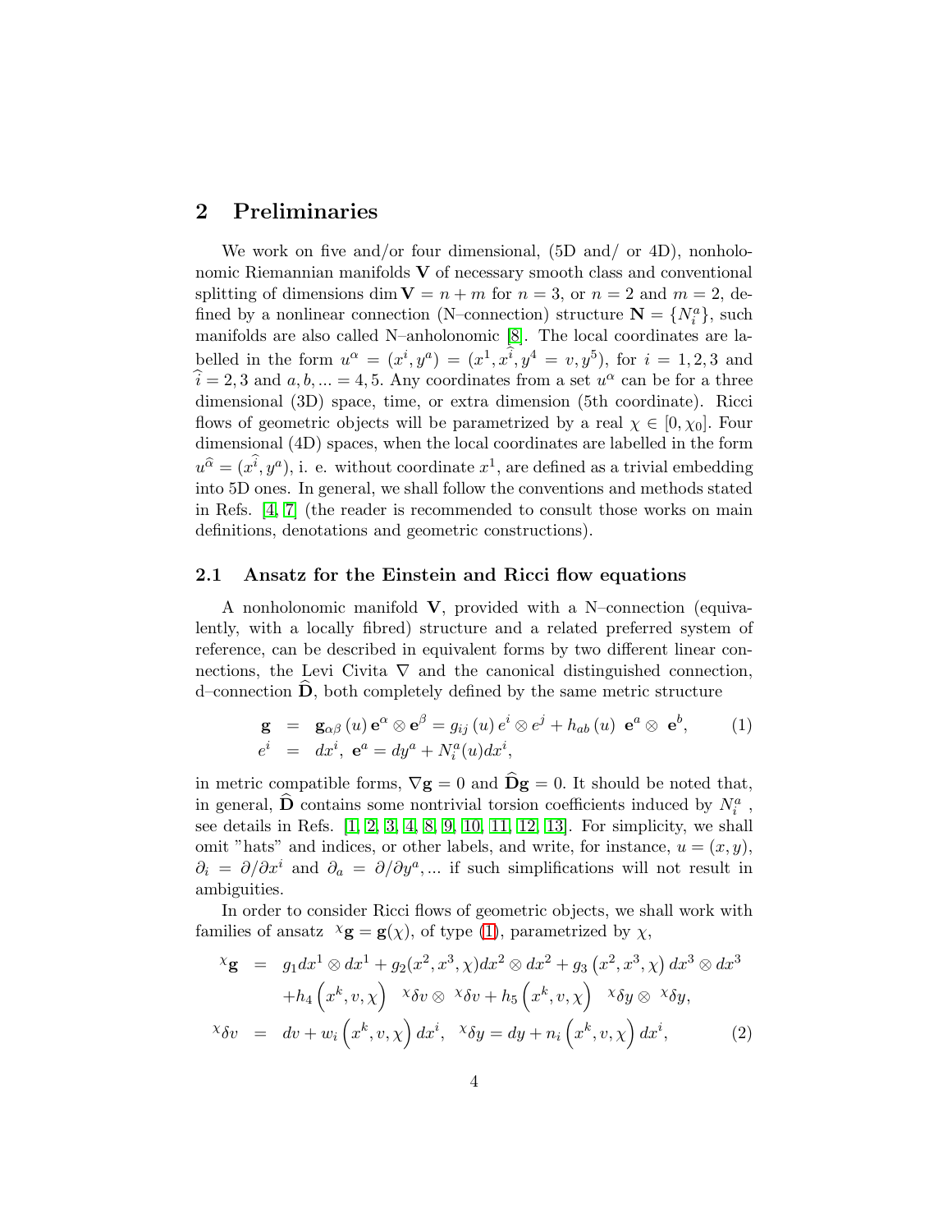## 2 Preliminaries

We work on five and/or four dimensional, (5D and/ or 4D), nonholonomic Riemannian manifolds $\mathbf{V}$ of necessary smooth class and conventional splitting of dimensions $\dim \mathbf{V} = n + m$ for $n = 3$, or $n = 2$ and $m = 2$, defined by a nonlinear connection (N–connection) structure $\mathbf{N} = \{N_i^a\}$, such manifolds are also called N–anholonomic [8]. The local coordinates are labelled in the form $u^\alpha = (x^i, y^a) = (x^1, x^{\widehat{i}}, y^4 = v, y^5)$, for $i = 1, 2, 3$ and $\widehat{i} = 2, 3$ and $a, b, ... = 4, 5$. Any coordinates from a set $u^\alpha$ can be for a three dimensional (3D) space, time, or extra dimension (5th coordinate). Ricci flows of geometric objects will be parametrized by a real $\chi \in [0, \chi_0]$. Four dimensional (4D) spaces, when the local coordinates are labelled in the form $u^{\widehat{\alpha}} = (x^{\widehat{i}}, y^a)$, i. e. without coordinate $x^1$, are defined as a trivial embedding into 5D ones. In general, we shall follow the conventions and methods stated in Refs. [4, 7] (the reader is recommended to consult those works on main definitions, denotations and geometric constructions).

### 2.1 Ansatz for the Einstein and Ricci flow equations

A nonholonomic manifold $\mathbf{V}$, provided with a N–connection (equivalently, with a locally fibred) structure and a related preferred system of reference, can be described in equivalent forms by two different linear connections, the Levi Civita $\nabla$ and the canonical distinguished connection, d–connection $\widehat{\mathbf{D}}$, both completely defined by the same metric structure

$$
\begin{aligned}
\mathbf{g} &= \mathbf{g}_{\alpha\beta}(u)\, \mathbf{e}^\alpha \otimes \mathbf{e}^\beta = g_{ij}(u)\, e^i \otimes e^j + h_{ab}(u)\ \mathbf{e}^a \otimes\ \mathbf{e}^b, \\
e^i &= dx^i,\ \mathbf{e}^a = dy^a + N_i^a(u) dx^i,
\end{aligned} \tag{1}
$$

in metric compatible forms, $\nabla \mathbf{g} = 0$ and $\widehat{\mathbf{D}}\mathbf{g} = 0$. It should be noted that, in general, $\widehat{\mathbf{D}}$ contains some nontrivial torsion coefficients induced by $N_i^a$, see details in Refs. [1, 2, 3, 4, 8, 9, 10, 11, 12, 13]. For simplicity, we shall omit "hats" and indices, or other labels, and write, for instance, $u = (x, y)$, $\partial_i = \partial/\partial x^i$ and $\partial_a = \partial/\partial y^a, ...$ if such simplifications will not result in ambiguities.

In order to consider Ricci flows of geometric objects, we shall work with families of ansatz ${}^\chi\mathbf{g} = \mathbf{g}(\chi)$, of type (1), parametrized by $\chi$,

$$
\begin{aligned}
{}^\chi\mathbf{g} &= g_1 dx^1 \otimes dx^1 + g_2(x^2, x^3, \chi) dx^2 \otimes dx^2 + g_3\left(x^2, x^3, \chi\right) dx^3 \otimes dx^3 \\
&\quad + h_4\left(x^k, v, \chi\right)\ {}^\chi\delta v \otimes\ {}^\chi\delta v + h_5\left(x^k, v, \chi\right)\ {}^\chi\delta y \otimes\ {}^\chi\delta y, \\
{}^\chi\delta v &= dv + w_i\left(x^k, v, \chi\right) dx^i,\ \ {}^\chi\delta y = dy + n_i\left(x^k, v, \chi\right) dx^i,
\end{aligned} \tag{2}
$$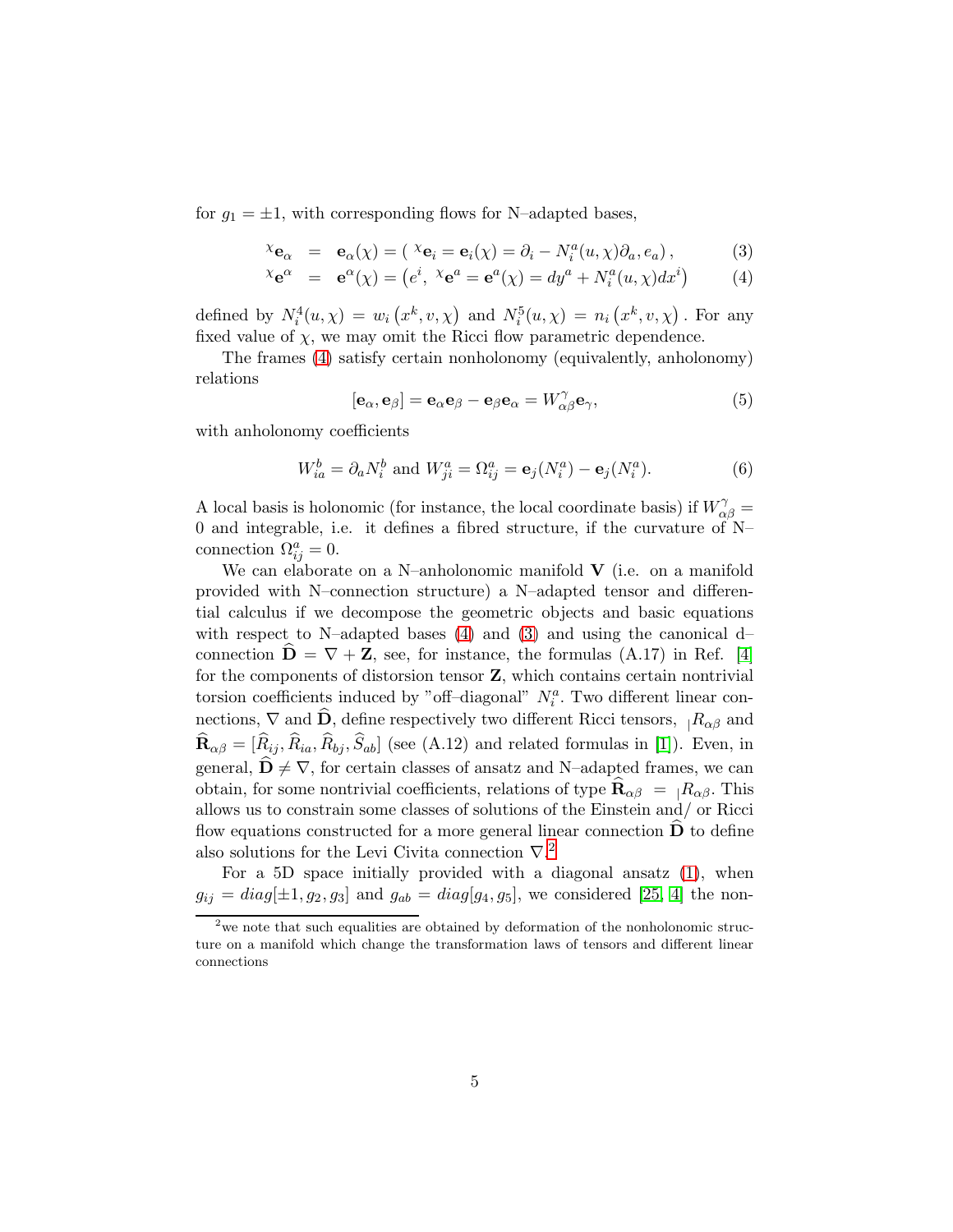for $g_1 = \pm 1$, with corresponding flows for N–adapted bases,

$$
\begin{aligned}
{}^{\chi}\mathbf{e}_\alpha &= \mathbf{e}_\alpha(\chi) = \left( {}^{\chi}\mathbf{e}_i = \mathbf{e}_i(\chi) = \partial_i - N_i^a(u,\chi)\partial_a, e_a \right), \quad &(3)\\
{}^{\chi}\mathbf{e}^\alpha &= \mathbf{e}^\alpha(\chi) = \left( e^i,\ {}^{\chi}\mathbf{e}^a = \mathbf{e}^a(\chi) = dy^a + N_i^a(u,\chi)dx^i \right) \quad &(4)
\end{aligned}
$$

defined by $N_i^4(u,\chi) = w_i\left(x^k, v, \chi\right)$ and $N_i^5(u,\chi) = n_i\left(x^k, v, \chi\right)$. For any fixed value of $\chi$, we may omit the Ricci flow parametric dependence.

The frames (4) satisfy certain nonholonomy (equivalently, anholonomy) relations

$$
[\mathbf{e}_\alpha, \mathbf{e}_\beta] = \mathbf{e}_\alpha \mathbf{e}_\beta - \mathbf{e}_\beta \mathbf{e}_\alpha = W_{\alpha\beta}^{\gamma} \mathbf{e}_\gamma, \tag{5}
$$

with anholonomy coefficients

$$
W_{ia}^{b} = \partial_a N_i^b \text{ and } W_{ji}^{a} = \Omega_{ij}^{a} = \mathbf{e}_j(N_i^a) - \mathbf{e}_j(N_i^a). \tag{6}
$$

A local basis is holonomic (for instance, the local coordinate basis) if $W_{\alpha\beta}^{\gamma} = 0$ and integrable, i.e. it defines a fibred structure, if the curvature of N–connection $\Omega_{ij}^{a} = 0$.

We can elaborate on a N–anholonomic manifold $\mathbf{V}$ (i.e. on a manifold provided with N–connection structure) a N–adapted tensor and differential calculus if we decompose the geometric objects and basic equations with respect to N–adapted bases (4) and (3) and using the canonical d–connection $\widehat{\mathbf{D}} = \nabla + \mathbf{Z}$, see, for instance, the formulas (A.17) in Ref. [4] for the components of distorsion tensor $\mathbf{Z}$, which contains certain nontrivial torsion coefficients induced by "off–diagonal" $N_i^a$. Two different linear connections, $\nabla$ and $\widehat{\mathbf{D}}$, define respectively two different Ricci tensors, ${}_{\shortmid}R_{\alpha\beta}$ and $\widehat{\mathbf{R}}_{\alpha\beta} = [\widehat{R}_{ij}, \widehat{R}_{ia}, \widehat{R}_{bj}, \widehat{S}_{ab}]$ (see (A.12) and related formulas in [1]). Even, in general, $\widehat{\mathbf{D}} \neq \nabla$, for certain classes of ansatz and N–adapted frames, we can obtain, for some nontrivial coefficients, relations of type $\widehat{\mathbf{R}}_{\alpha\beta} = {}_{\shortmid}R_{\alpha\beta}$. This allows us to constrain some classes of solutions of the Einstein and/ or Ricci flow equations constructed for a more general linear connection $\widehat{\mathbf{D}}$ to define also solutions for the Levi Civita connection $\nabla$.[2]

For a 5D space initially provided with a diagonal ansatz (1), when $g_{ij} = diag[\pm 1, g_2, g_3]$ and $g_{ab} = diag[g_4, g_5]$, we considered [25, 4] the non-

[2] we note that such equalities are obtained by deformation of the nonholonomic structure on a manifold which change the transformation laws of tensors and different linear connections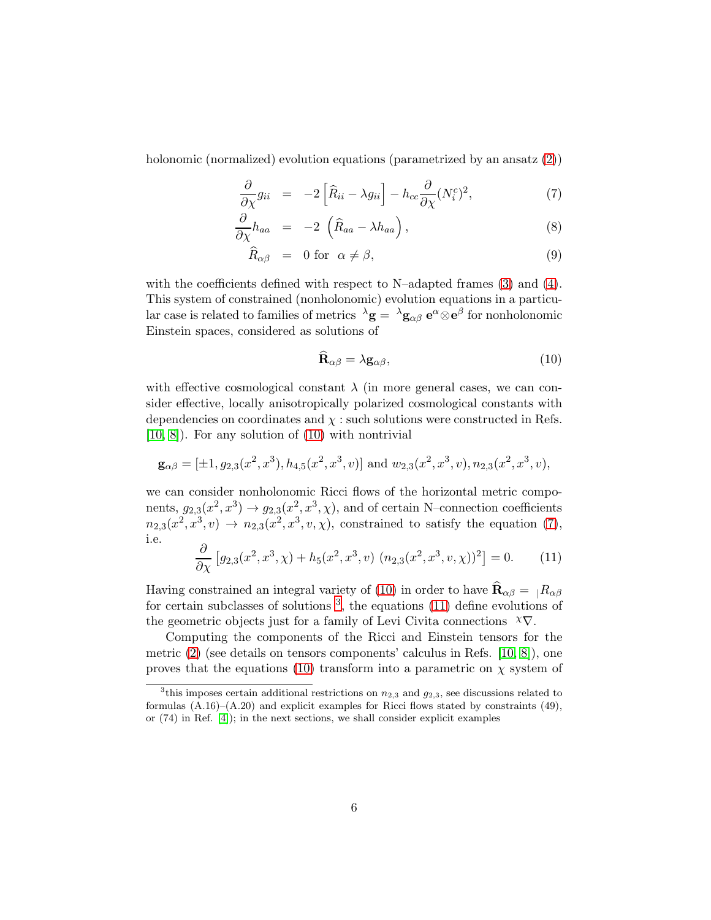holonomic (normalized) evolution equations (parametrized by an ansatz (2))

$$
\begin{aligned}
\frac{\partial}{\partial \chi} g_{ii} &= -2\left[\widehat{R}_{ii} - \lambda g_{ii}\right] - h_{cc}\frac{\partial}{\partial \chi}(N_i^c)^2, &(7)\\
\frac{\partial}{\partial \chi} h_{aa} &= -2\left(\widehat{R}_{aa} - \lambda h_{aa}\right), &(8)\\
\widehat{R}_{\alpha\beta} &= 0 \text{ for } \alpha \neq \beta, &(9)
\end{aligned}
$$

with the coefficients defined with respect to N–adapted frames (3) and (4). This system of constrained (nonholonomic) evolution equations in a particular case is related to families of metrics ${}^{\lambda}\mathbf{g} = {}^{\lambda}\mathbf{g}_{\alpha\beta}\,\mathbf{e}^{\alpha}\otimes\mathbf{e}^{\beta}$ for nonholonomic Einstein spaces, considered as solutions of

$$
\widehat{\mathbf{R}}_{\alpha\beta} = \lambda \mathbf{g}_{\alpha\beta}, \tag{10}
$$

with effective cosmological constant $\lambda$ (in more general cases, we can consider effective, locally anisotropically polarized cosmological constants with dependencies on coordinates and $\chi$ : such solutions were constructed in Refs. [10, 8]). For any solution of (10) with nontrivial

$$
\mathbf{g}_{\alpha\beta} = [\pm 1, g_{2,3}(x^2,x^3), h_{4,5}(x^2,x^3,v)] \text{ and } w_{2,3}(x^2,x^3,v), n_{2,3}(x^2,x^3,v),
$$

we can consider nonholonomic Ricci flows of the horizontal metric components, $g_{2,3}(x^2,x^3) \to g_{2,3}(x^2,x^3,\chi)$, and of certain N–connection coefficients $n_{2,3}(x^2,x^3,v) \to n_{2,3}(x^2,x^3,v,\chi)$, constrained to satisfy the equation (7), i.e.

$$
\frac{\partial}{\partial \chi}\left[g_{2,3}(x^2,x^3,\chi) + h_5(x^2,x^3,v)\ (n_{2,3}(x^2,x^3,v,\chi))^2\right] = 0. \tag{11}
$$

Having constrained an integral variety of (10) in order to have $\widehat{\mathbf{R}}_{\alpha\beta} = {}_{\mid}R_{\alpha\beta}$ for certain subclasses of solutions [3], the equations (11) define evolutions of the geometric objects just for a family of Levi Civita connections ${}^{\chi}\nabla$.

Computing the components of the Ricci and Einstein tensors for the metric (2) (see details on tensors components' calculus in Refs. [10, 8]), one proves that the equations (10) transform into a parametric on $\chi$ system of

[3] this imposes certain additional restrictions on $n_{2,3}$ and $g_{2,3}$, see discussions related to formulas (A.16)–(A.20) and explicit examples for Ricci flows stated by constraints (49), or (74) in Ref. [4]); in the next sections, we shall consider explicit examples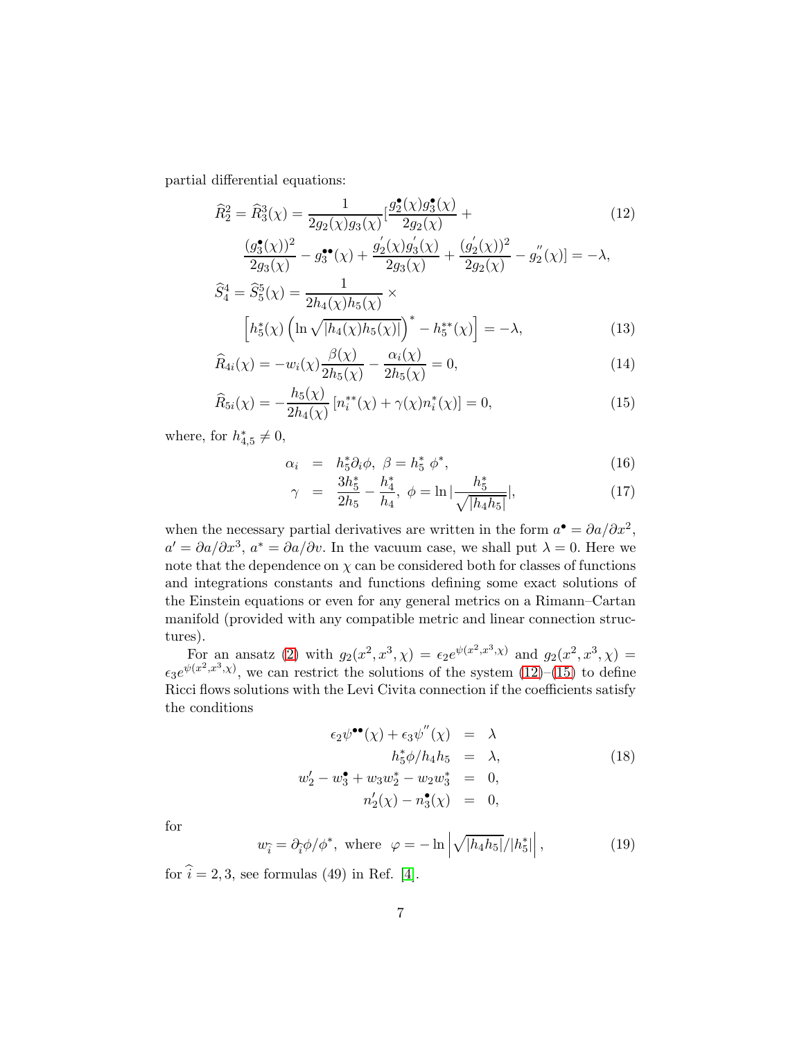partial differential equations:

$$\widehat{R}^2_2 = \widehat{R}^3_3(\chi) = \frac{1}{2g_2(\chi)g_3(\chi)}[\frac{g_2^\bullet(\chi)g_3^\bullet(\chi)}{2g_2(\chi)} + \frac{(g_3^\bullet(\chi))^2}{2g_3(\chi)} - g_3^{\bullet\bullet}(\chi) + \frac{g_2^{'}(\chi)g_3^{'}(\chi)}{2g_3(\chi)} + \frac{(g_2^{'}(\chi))^2}{2g_2(\chi)} - g_2^{''}(\chi)] = -\lambda, \quad (12)$$

$$\widehat{S}^4_4 = \widehat{S}^5_5(\chi) = \frac{1}{2h_4(\chi)h_5(\chi)} \times \left[h_5^*(\chi)\left(\ln\sqrt{|h_4(\chi)h_5(\chi)|}\right)^* - h_5^{**}(\chi)\right] = -\lambda, \quad (13)$$

$$\widehat{R}_{4i}(\chi) = -w_i(\chi)\frac{\beta(\chi)}{2h_5(\chi)} - \frac{\alpha_i(\chi)}{2h_5(\chi)} = 0, \quad (14)$$

$$\widehat{R}_{5i}(\chi) = -\frac{h_5(\chi)}{2h_4(\chi)}\left[n_i^{**}(\chi) + \gamma(\chi)n_i^*(\chi)\right] = 0, \quad (15)$$

where, for $h^*_{4,5} \neq 0$,

$$\alpha_i = h_5^*\partial_i\phi, \ \beta = h_5^* \ \phi^*, \quad (16)$$

$$\gamma = \frac{3h_5^*}{2h_5} - \frac{h_4^*}{h_4}, \ \phi = \ln|\frac{h_5^*}{\sqrt{|h_4h_5|}}|, \quad (17)$$

when the necessary partial derivatives are written in the form $a^\bullet = \partial a/\partial x^2$, $a' = \partial a/\partial x^3$, $a^* = \partial a/\partial v$. In the vacuum case, we shall put $\lambda = 0$. Here we note that the dependence on $\chi$ can be considered both for classes of functions and integrations constants and functions defining some exact solutions of the Einstein equations or even for any general metrics on a Rimann–Cartan manifold (provided with any compatible metric and linear connection structures).

For an ansatz (2) with $g_2(x^2,x^3,\chi) = \epsilon_2 e^{\psi(x^2,x^3,\chi)}$ and $g_2(x^2,x^3,\chi) = \epsilon_3 e^{\psi(x^2,x^3,\chi)}$, we can restrict the solutions of the system (12)–(15) to define Ricci flows solutions with the Levi Civita connection if the coefficients satisfy the conditions

$$\begin{aligned}
\epsilon_2\psi^{\bullet\bullet}(\chi) + \epsilon_3\psi^{''}(\chi) &= \lambda \\
h_5^*\phi/h_4h_5 &= \lambda, \\
w_2' - w_3^\bullet + w_3w_2^* - w_2w_3^* &= 0, \\
n_2'(\chi) - n_3^\bullet(\chi) &= 0,
\end{aligned} \quad (18)$$

for

$$w_{\widehat{i}} = \partial_{\widehat{i}}\phi/\phi^*, \ \text{where} \ \ \varphi = -\ln\left|\sqrt{|h_4h_5|}/|h_5^*|\right|, \quad (19)$$

for $\widehat{i} = 2,3$, see formulas (49) in Ref. [4].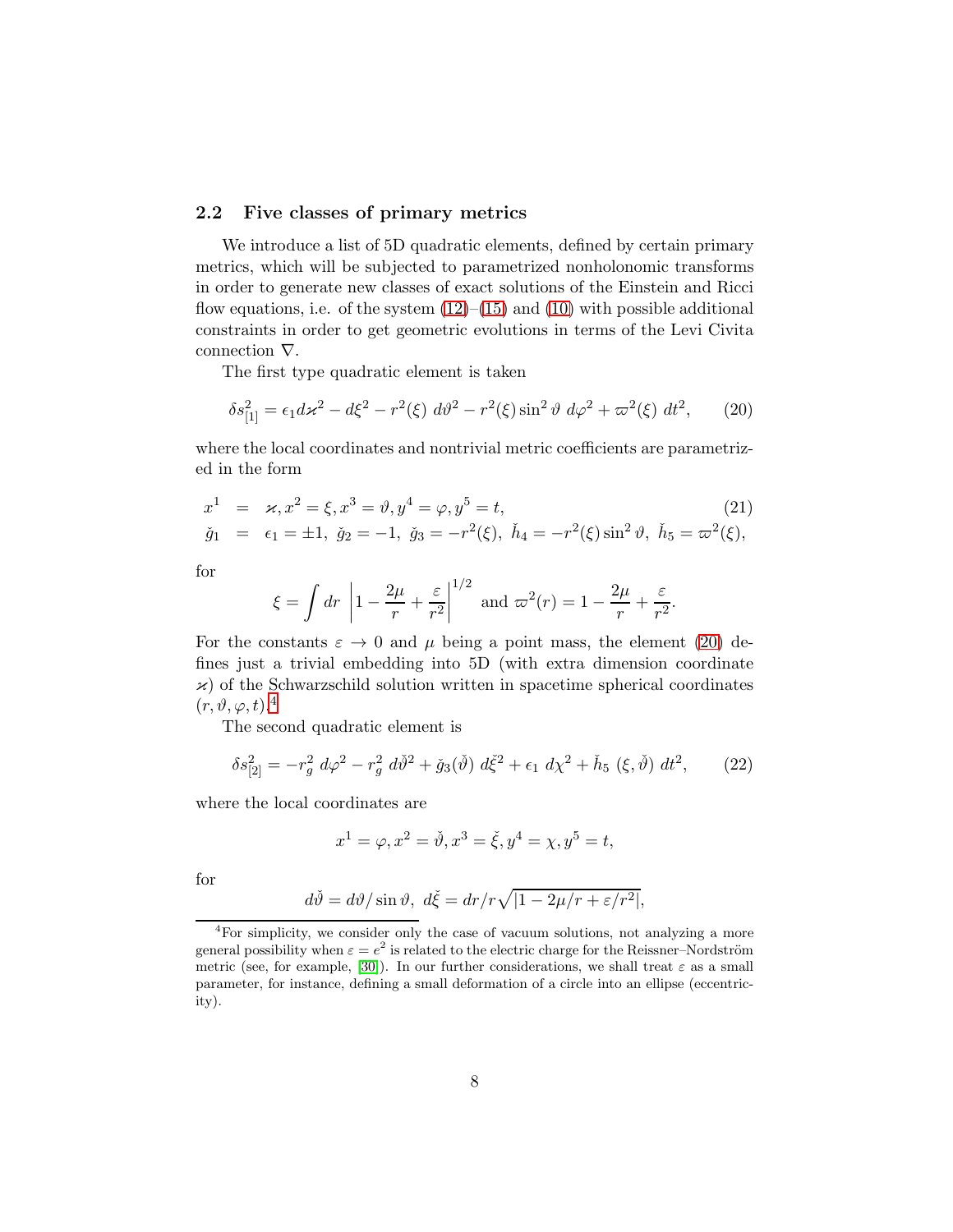## 2.2 Five classes of primary metrics

We introduce a list of 5D quadratic elements, defined by certain primary metrics, which will be subjected to parametrized nonholonomic transforms in order to generate new classes of exact solutions of the Einstein and Ricci flow equations, i.e. of the system (12)–(15) and (10) with possible additional constraints in order to get geometric evolutions in terms of the Levi Civita connection $\nabla$.

The first type quadratic element is taken

$$\delta s_{[1]}^2 = \epsilon_1 d\varkappa^2 - d\xi^2 - r^2(\xi)\ d\vartheta^2 - r^2(\xi) \sin^2\vartheta\ d\varphi^2 + \varpi^2(\xi)\ dt^2, \tag{20}$$

where the local coordinates and nontrivial metric coefficients are parametrized in the form

$$\begin{aligned} x^1 &= \varkappa, x^2 = \xi, x^3 = \vartheta, y^4 = \varphi, y^5 = t, \\ \check{g}_1 &= \epsilon_1 = \pm 1,\ \check{g}_2 = -1,\ \check{g}_3 = -r^2(\xi),\ \check{h}_4 = -r^2(\xi)\sin^2\vartheta,\ \check{h}_5 = \varpi^2(\xi), \end{aligned} \tag{21}$$

for

$$\xi = \int dr\ \left|1 - \frac{2\mu}{r} + \frac{\varepsilon}{r^2}\right|^{1/2} \text{ and } \varpi^2(r) = 1 - \frac{2\mu}{r} + \frac{\varepsilon}{r^2}.$$

For the constants $\varepsilon \to 0$ and $\mu$ being a point mass, the element (20) defines just a trivial embedding into 5D (with extra dimension coordinate $\varkappa$) of the Schwarzschild solution written in spacetime spherical coordinates $(r, \vartheta, \varphi, t)$.[4]

The second quadratic element is

$$\delta s_{[2]}^2 = -r_g^2\ d\varphi^2 - r_g^2\ d\check{\vartheta}^2 + \check{g}_3(\check{\vartheta})\ d\check{\xi}^2 + \epsilon_1\ d\chi^2 + \check{h}_5\ (\xi, \check{\vartheta})\ dt^2, \tag{22}$$

where the local coordinates are

$$x^1 = \varphi, x^2 = \check{\vartheta}, x^3 = \check{\xi}, y^4 = \chi, y^5 = t,$$

for

$$d\check{\vartheta} = d\vartheta / \sin\vartheta,\ d\check{\xi} = dr / r\sqrt{|1 - 2\mu/r + \varepsilon/r^2|},$$

[4] For simplicity, we consider only the case of vacuum solutions, not analyzing a more general possibility when $\varepsilon = e^2$ is related to the electric charge for the Reissner–Nordström metric (see, for example, [30]). In our further considerations, we shall treat $\varepsilon$ as a small parameter, for instance, defining a small deformation of a circle into an ellipse (eccentricity).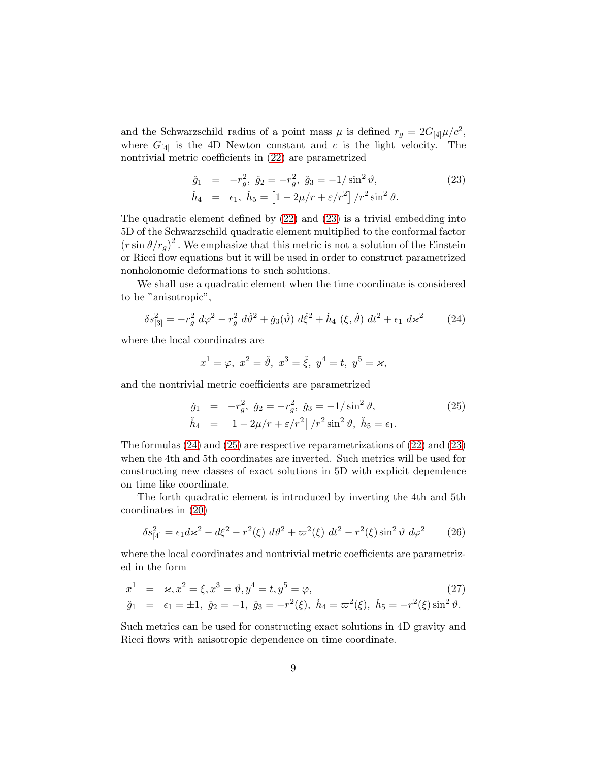and the Schwarzschild radius of a point mass $\mu$ is defined $r_g = 2G_{[4]}\mu/c^2$, where $G_{[4]}$ is the 4D Newton constant and $c$ is the light velocity. The nontrivial metric coefficients in (22) are parametrized

$$
\begin{aligned}
\check{g}_1 &= -r_g^2,\ \check{g}_2 = -r_g^2,\ \check{g}_3 = -1/\sin^2\vartheta, \\
\check{h}_4 &= \epsilon_1,\ \check{h}_5 = \left[1 - 2\mu/r + \varepsilon/r^2\right]/r^2\sin^2\vartheta.
\end{aligned} \tag{23}
$$

The quadratic element defined by (22) and (23) is a trivial embedding into 5D of the Schwarzschild quadratic element multiplied to the conformal factor $(r\sin\vartheta/r_g)^2$. We emphasize that this metric is not a solution of the Einstein or Ricci flow equations but it will be used in order to construct parametrized nonholonomic deformations to such solutions.

We shall use a quadratic element when the time coordinate is considered to be "anisotropic",

$$
\delta s_{[3]}^2 = -r_g^2\ d\varphi^2 - r_g^2\ d\check{\vartheta}^2 + \check{g}_3(\check{\vartheta})\ d\check{\xi}^2 + \check{h}_4\ (\xi,\check{\vartheta})\ dt^2 + \epsilon_1\ d\varkappa^2 \tag{24}
$$

where the local coordinates are

$$
x^1 = \varphi,\ x^2 = \check{\vartheta},\ x^3 = \check{\xi},\ y^4 = t,\ y^5 = \varkappa,
$$

and the nontrivial metric coefficients are parametrized

$$
\begin{aligned}
\check{g}_1 &= -r_g^2,\ \check{g}_2 = -r_g^2,\ \check{g}_3 = -1/\sin^2\vartheta, \\
\check{h}_4 &= \left[1 - 2\mu/r + \varepsilon/r^2\right]/r^2\sin^2\vartheta,\ \check{h}_5 = \epsilon_1.
\end{aligned} \tag{25}
$$

The formulas (24) and (25) are respective reparametrizations of (22) and (23) when the 4th and 5th coordinates are inverted. Such metrics will be used for constructing new classes of exact solutions in 5D with explicit dependence on time like coordinate.

The forth quadratic element is introduced by inverting the 4th and 5th coordinates in (20)

$$
\delta s_{[4]}^2 = \epsilon_1 d\varkappa^2 - d\xi^2 - r^2(\xi)\ d\vartheta^2 + \varpi^2(\xi)\ dt^2 - r^2(\xi)\sin^2\vartheta\ d\varphi^2 \tag{26}
$$

where the local coordinates and nontrivial metric coefficients are parametrized in the form

$$
\begin{aligned}
x^1 &= \varkappa, x^2 = \xi, x^3 = \vartheta, y^4 = t, y^5 = \varphi, \\
\check{g}_1 &= \epsilon_1 = \pm 1,\ \check{g}_2 = -1,\ \check{g}_3 = -r^2(\xi),\ \check{h}_4 = \varpi^2(\xi),\ \check{h}_5 = -r^2(\xi)\sin^2\vartheta.
\end{aligned} \tag{27}
$$

Such metrics can be used for constructing exact solutions in 4D gravity and Ricci flows with anisotropic dependence on time coordinate.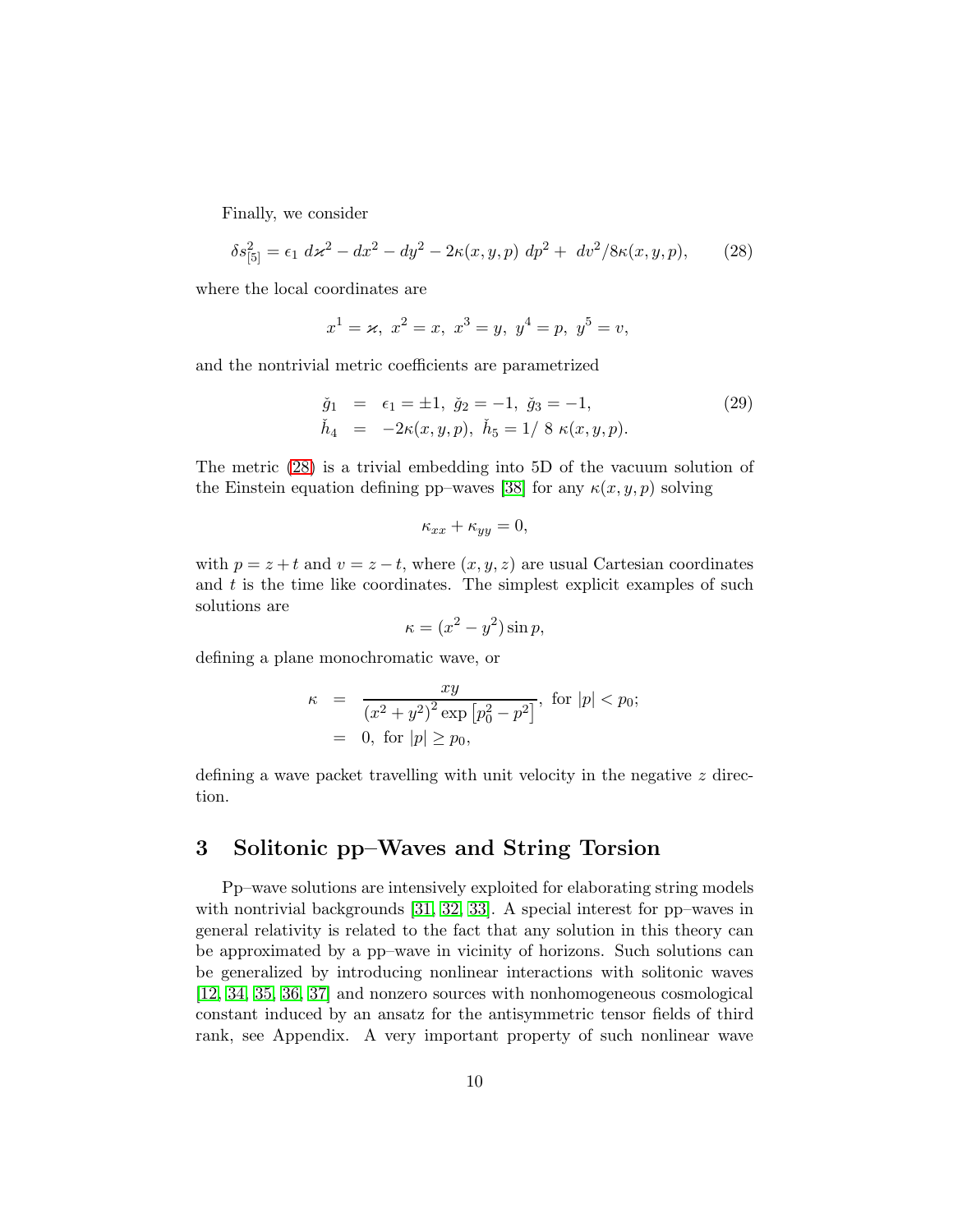Finally, we consider

$$\delta s^2_{[5]} = \epsilon_1 \; d\varkappa^2 - dx^2 - dy^2 - 2\kappa(x,y,p)\; dp^2 + \; dv^2/8\kappa(x,y,p), \qquad (28)$$

where the local coordinates are

$$x^1 = \varkappa,\; x^2 = x,\; x^3 = y,\; y^4 = p,\; y^5 = v,$$

and the nontrivial metric coefficients are parametrized

$$\begin{aligned} \check{g}_1 &= \epsilon_1 = \pm 1,\; \check{g}_2 = -1,\; \check{g}_3 = -1, \\ \check{h}_4 &= -2\kappa(x,y,p),\; \check{h}_5 = 1/\; 8\; \kappa(x,y,p). \end{aligned} \qquad (29)$$

The metric (28) is a trivial embedding into 5D of the vacuum solution of the Einstein equation defining pp–waves [38] for any $\kappa(x,y,p)$ solving

$$\kappa_{xx} + \kappa_{yy} = 0,$$

with $p = z + t$ and $v = z - t$, where $(x, y, z)$ are usual Cartesian coordinates and $t$ is the time like coordinates. The simplest explicit examples of such solutions are

$$\kappa = (x^2 - y^2)\sin p,$$

defining a plane monochromatic wave, or

$$\begin{aligned} \kappa &= \frac{xy}{(x^2+y^2)^2 \exp\left[p_0^2 - p^2\right]},\; \text{for } |p| < p_0; \\ &= 0,\; \text{for } |p| \geq p_0, \end{aligned}$$

defining a wave packet travelling with unit velocity in the negative $z$ direction.

## 3 Solitonic pp–Waves and String Torsion

Pp–wave solutions are intensively exploited for elaborating string models with nontrivial backgrounds [31, 32, 33]. A special interest for pp–waves in general relativity is related to the fact that any solution in this theory can be approximated by a pp–wave in vicinity of horizons. Such solutions can be generalized by introducing nonlinear interactions with solitonic waves [12, 34, 35, 36, 37] and nonzero sources with nonhomogeneous cosmological constant induced by an ansatz for the antisymmetric tensor fields of third rank, see Appendix. A very important property of such nonlinear wave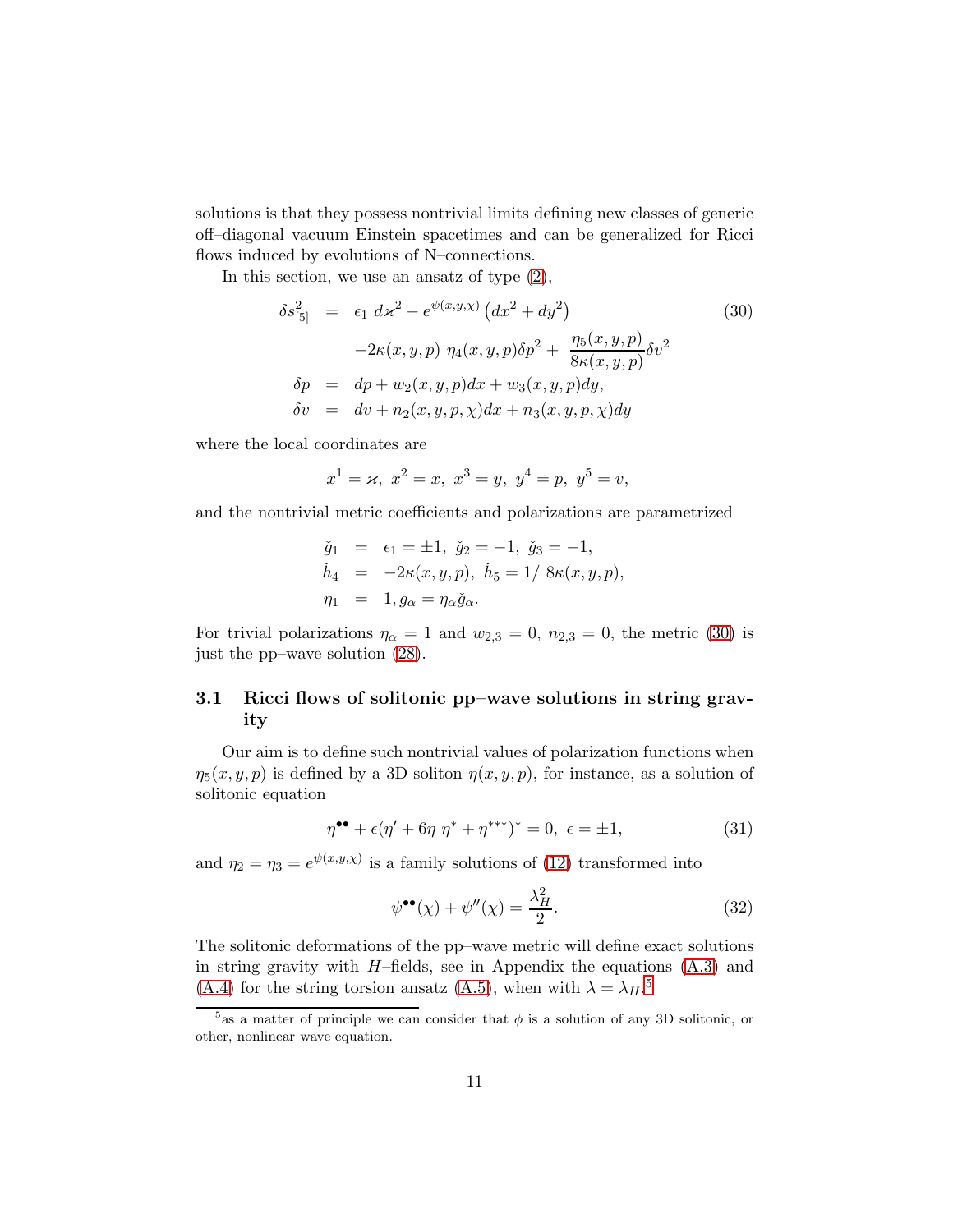solutions is that they possess nontrivial limits defining new classes of generic off–diagonal vacuum Einstein spacetimes and can be generalized for Ricci flows induced by evolutions of N–connections.

In this section, we use an ansatz of type (2),

$$
\begin{aligned}
\delta s_{[5]}^2 &= \epsilon_1 \, d\varkappa^2 - e^{\psi(x,y,\chi)} \left(dx^2 + dy^2\right) \\
&\quad -2\kappa(x,y,p) \; \eta_4(x,y,p)\delta p^2 + \frac{\eta_5(x,y,p)}{8\kappa(x,y,p)}\delta v^2 \\
\delta p &= dp + w_2(x,y,p)dx + w_3(x,y,p)dy, \\
\delta v &= dv + n_2(x,y,p,\chi)dx + n_3(x,y,p,\chi)dy
\end{aligned}
\tag{30}
$$

where the local coordinates are

$$
x^1 = \varkappa, \; x^2 = x, \; x^3 = y, \; y^4 = p, \; y^5 = v,
$$

and the nontrivial metric coefficients and polarizations are parametrized

$$
\begin{aligned}
\check{g}_1 &= \epsilon_1 = \pm 1, \; \check{g}_2 = -1, \; \check{g}_3 = -1, \\
\check{h}_4 &= -2\kappa(x,y,p), \; \check{h}_5 = 1/\, 8\kappa(x,y,p), \\
\eta_1 &= 1, g_\alpha = \eta_\alpha \check{g}_\alpha.
\end{aligned}
$$

For trivial polarizations $\eta_\alpha = 1$ and $w_{2,3} = 0$, $n_{2,3} = 0$, the metric (30) is just the pp–wave solution (28).

### 3.1 Ricci flows of solitonic pp–wave solutions in string gravity

Our aim is to define such nontrivial values of polarization functions when $\eta_5(x,y,p)$ is defined by a 3D soliton $\eta(x,y,p)$, for instance, as a solution of solitonic equation

$$
\eta^{\bullet\bullet} + \epsilon(\eta' + 6\eta \; \eta^* + \eta^{***})^* = 0, \; \epsilon = \pm 1,
\tag{31}
$$

and $\eta_2 = \eta_3 = e^{\psi(x,y,\chi)}$ is a family solutions of (12) transformed into

$$
\psi^{\bullet\bullet}(\chi) + \psi''(\chi) = \frac{\lambda_H^2}{2}.
\tag{32}
$$

The solitonic deformations of the pp–wave metric will define exact solutions in string gravity with $H$–fields, see in Appendix the equations (A.3) and (A.4) for the string torsion ansatz (A.5), when with $\lambda = \lambda_H$.[5]

[5] as a matter of principle we can consider that $\phi$ is a solution of any 3D solitonic, or other, nonlinear wave equation.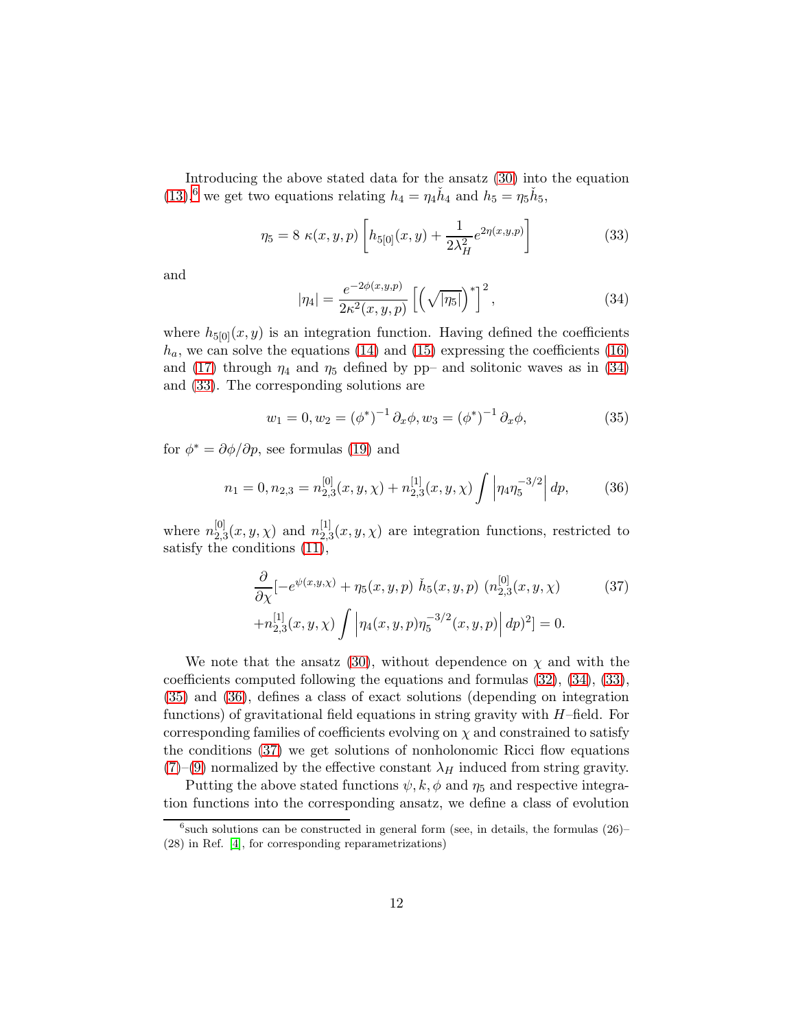Introducing the above stated data for the ansatz (30) into the equation (13),[6] we get two equations relating $h_4 = \eta_4 \check{h}_4$ and $h_5 = \eta_5 \check{h}_5$,

$$\eta_5 = 8\ \kappa(x,y,p) \left[ h_{5[0]}(x,y) + \frac{1}{2\lambda_H^2} e^{2\eta(x,y,p)} \right] \tag{33}$$

and

$$|\eta_4| = \frac{e^{-2\phi(x,y,p)}}{2\kappa^2(x,y,p)} \left[ \left( \sqrt{|\eta_5|} \right)^* \right]^2, \tag{34}$$

where $h_{5[0]}(x,y)$ is an integration function. Having defined the coefficients $h_a$, we can solve the equations (14) and (15) expressing the coefficients (16) and (17) through $\eta_4$ and $\eta_5$ defined by pp– and solitonic waves as in (34) and (33). The corresponding solutions are

$$w_1 = 0, w_2 = (\phi^*)^{-1} \partial_x \phi, w_3 = (\phi^*)^{-1} \partial_x \phi, \tag{35}$$

for $\phi^* = \partial\phi/\partial p$, see formulas (19) and

$$n_1 = 0, n_{2,3} = n_{2,3}^{[0]}(x,y,\chi) + n_{2,3}^{[1]}(x,y,\chi) \int \left| \eta_4 \eta_5^{-3/2} \right| dp, \tag{36}$$

where $n_{2,3}^{[0]}(x,y,\chi)$ and $n_{2,3}^{[1]}(x,y,\chi)$ are integration functions, restricted to satisfy the conditions (11),

$$\begin{aligned} &\frac{\partial}{\partial \chi}[-e^{\psi(x,y,\chi)} + \eta_5(x,y,p)\ \check{h}_5(x,y,p)\ (n_{2,3}^{[0]}(x,y,\chi) \\ &+ n_{2,3}^{[1]}(x,y,\chi) \int \left| \eta_4(x,y,p) \eta_5^{-3/2}(x,y,p) \right| dp)^2] = 0. \end{aligned} \tag{37}$$

We note that the ansatz (30), without dependence on $\chi$ and with the coefficients computed following the equations and formulas (32), (34), (33), (35) and (36), defines a class of exact solutions (depending on integration functions) of gravitational field equations in string gravity with $H$–field. For corresponding families of coefficients evolving on $\chi$ and constrained to satisfy the conditions (37) we get solutions of nonholonomic Ricci flow equations (7)–(9) normalized by the effective constant $\lambda_H$ induced from string gravity.

Putting the above stated functions $\psi, k, \phi$ and $\eta_5$ and respective integration functions into the corresponding ansatz, we define a class of evolution

[6] such solutions can be constructed in general form (see, in details, the formulas (26)–(28) in Ref. [4], for corresponding reparametrizations)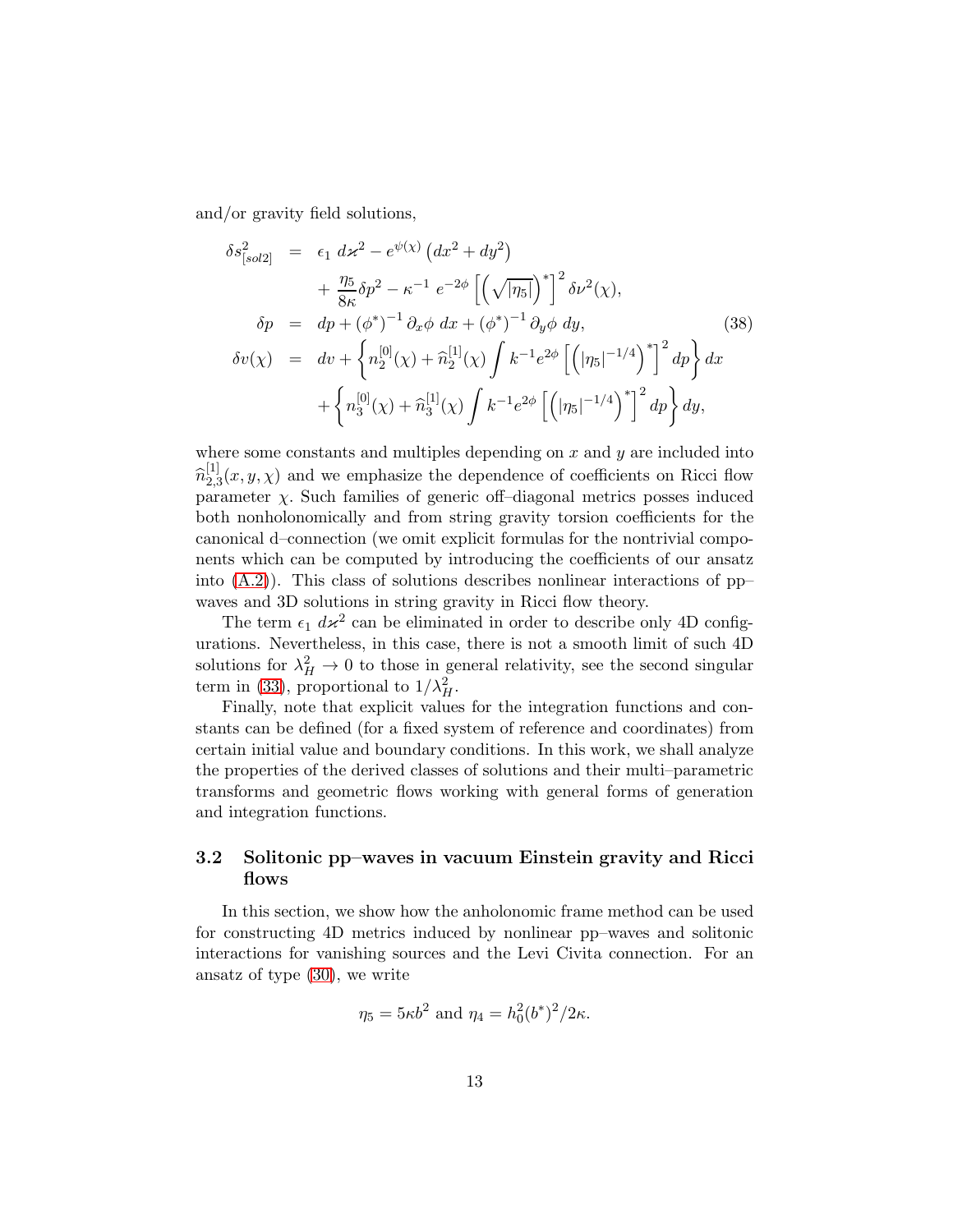and/or gravity field solutions,

$$
\begin{aligned}
\delta s^2_{[sol2]} &= \epsilon_1 \, d\varkappa^2 - e^{\psi(\chi)} \left( dx^2 + dy^2 \right) \\
&\quad + \frac{\eta_5}{8\kappa} \delta p^2 - \kappa^{-1} \, e^{-2\phi} \left[ \left( \sqrt{|\eta_5|} \right)^* \right]^2 \delta \nu^2(\chi), \\
\delta p &= dp + (\phi^*)^{-1} \, \partial_x \phi \, dx + (\phi^*)^{-1} \, \partial_y \phi \, dy, \qquad (38) \\
\delta v(\chi) &= dv + \left\{ n_2^{[0]}(\chi) + \widehat{n}_2^{[1]}(\chi) \int k^{-1} e^{2\phi} \left[ \left( |\eta_5|^{-1/4} \right)^* \right]^2 dp \right\} dx \\
&\quad + \left\{ n_3^{[0]}(\chi) + \widehat{n}_3^{[1]}(\chi) \int k^{-1} e^{2\phi} \left[ \left( |\eta_5|^{-1/4} \right)^* \right]^2 dp \right\} dy,
\end{aligned}
$$

where some constants and multiples depending on $x$ and $y$ are included into $\widehat{n}_{2,3}^{[1]}(x,y,\chi)$ and we emphasize the dependence of coefficients on Ricci flow parameter $\chi$. Such families of generic off–diagonal metrics posses induced both nonholonomically and from string gravity torsion coefficients for the canonical d–connection (we omit explicit formulas for the nontrivial components which can be computed by introducing the coefficients of our ansatz into (A.2)). This class of solutions describes nonlinear interactions of pp–waves and 3D solutions in string gravity in Ricci flow theory.

The term $\epsilon_1 \, d\varkappa^2$ can be eliminated in order to describe only 4D configurations. Nevertheless, in this case, there is not a smooth limit of such 4D solutions for $\lambda_H^2 \to 0$ to those in general relativity, see the second singular term in (33), proportional to $1/\lambda_H^2$.

Finally, note that explicit values for the integration functions and constants can be defined (for a fixed system of reference and coordinates) from certain initial value and boundary conditions. In this work, we shall analyze the properties of the derived classes of solutions and their multi–parametric transforms and geometric flows working with general forms of generation and integration functions.

## 3.2 Solitonic pp–waves in vacuum Einstein gravity and Ricci flows

In this section, we show how the anholonomic frame method can be used for constructing 4D metrics induced by nonlinear pp–waves and solitonic interactions for vanishing sources and the Levi Civita connection. For an ansatz of type (30), we write

$$
\eta_5 = 5\kappa b^2 \text{ and } \eta_4 = h_0^2 (b^*)^2 / 2\kappa.
$$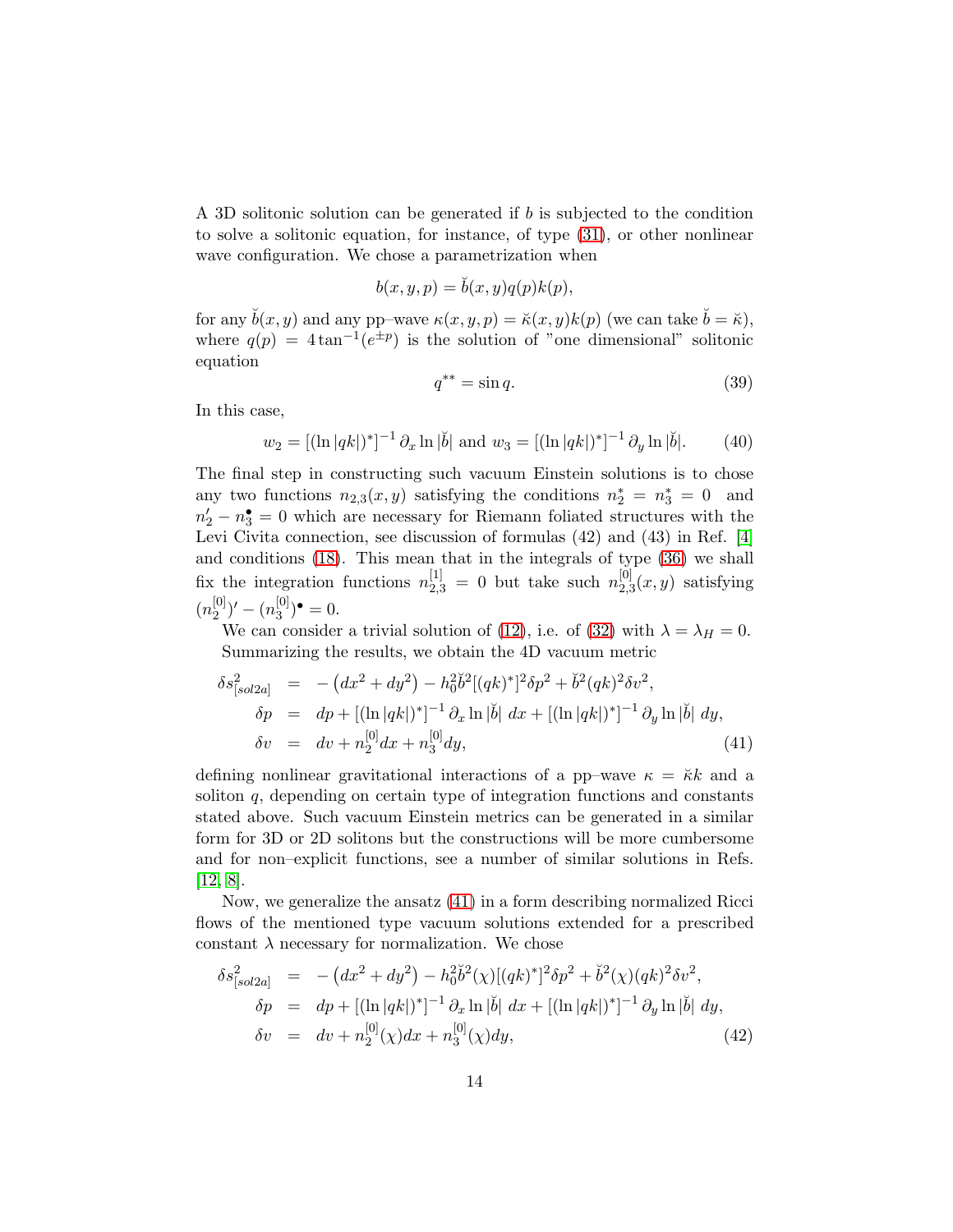A 3D solitonic solution can be generated if $b$ is subjected to the condition to solve a solitonic equation, for instance, of type (31), or other nonlinear wave configuration. We chose a parametrization when

$$b(x,y,p) = \breve{b}(x,y)q(p)k(p),$$

for any $\breve{b}(x,y)$ and any pp–wave $\kappa(x,y,p) = \breve{\kappa}(x,y)k(p)$ (we can take $\breve{b} = \breve{\kappa}$), where $q(p) = 4\tan^{-1}(e^{\pm p})$ is the solution of "one dimensional" solitonic equation

$$q^{**} = \sin q. \tag{39}$$

In this case,

$$w_2 = [(\ln|qk|)^*]^{-1}\,\partial_x \ln|\breve{b}| \text{ and } w_3 = [(\ln|qk|)^*]^{-1}\,\partial_y \ln|\breve{b}|. \tag{40}$$

The final step in constructing such vacuum Einstein solutions is to chose any two functions $n_{2,3}(x,y)$ satisfying the conditions $n_2^* = n_3^* = 0$ and $n_2' - n_3^\bullet = 0$ which are necessary for Riemann foliated structures with the Levi Civita connection, see discussion of formulas (42) and (43) in Ref. [4] and conditions (18). This mean that in the integrals of type (36) we shall fix the integration functions $n_{2,3}^{[1]} = 0$ but take such $n_{2,3}^{[0]}(x,y)$ satisfying $(n_2^{[0]})' - (n_3^{[0]})^\bullet = 0.$

We can consider a trivial solution of (12), i.e. of (32) with $\lambda = \lambda_H = 0$. Summarizing the results, we obtain the 4D vacuum metric

$$\begin{aligned}
\delta s^2_{[sol2a]} &= -\left(dx^2 + dy^2\right) - h_0^2\breve{b}^2[(qk)^*]^2\delta p^2 + \breve{b}^2(qk)^2\delta v^2,\\
\delta p &= dp + [(\ln|qk|)^*]^{-1}\,\partial_x \ln|\breve{b}|\ dx + [(\ln|qk|)^*]^{-1}\,\partial_y \ln|\breve{b}|\ dy,\\
\delta v &= dv + n_2^{[0]}dx + n_3^{[0]}dy,
\end{aligned} \tag{41}$$

defining nonlinear gravitational interactions of a pp–wave $\kappa = \breve{\kappa}k$ and a soliton $q$, depending on certain type of integration functions and constants stated above. Such vacuum Einstein metrics can be generated in a similar form for 3D or 2D solitons but the constructions will be more cumbersome and for non–explicit functions, see a number of similar solutions in Refs. [12, 8].

Now, we generalize the ansatz (41) in a form describing normalized Ricci flows of the mentioned type vacuum solutions extended for a prescribed constant $\lambda$ necessary for normalization. We chose

$$\begin{aligned}
\delta s^2_{[sol2a]} &= -\left(dx^2 + dy^2\right) - h_0^2\breve{b}^2(\chi)[(qk)^*]^2\delta p^2 + \breve{b}^2(\chi)(qk)^2\delta v^2,\\
\delta p &= dp + [(\ln|qk|)^*]^{-1}\,\partial_x \ln|\breve{b}|\ dx + [(\ln|qk|)^*]^{-1}\,\partial_y \ln|\breve{b}|\ dy,\\
\delta v &= dv + n_2^{[0]}(\chi)dx + n_3^{[0]}(\chi)dy,
\end{aligned} \tag{42}$$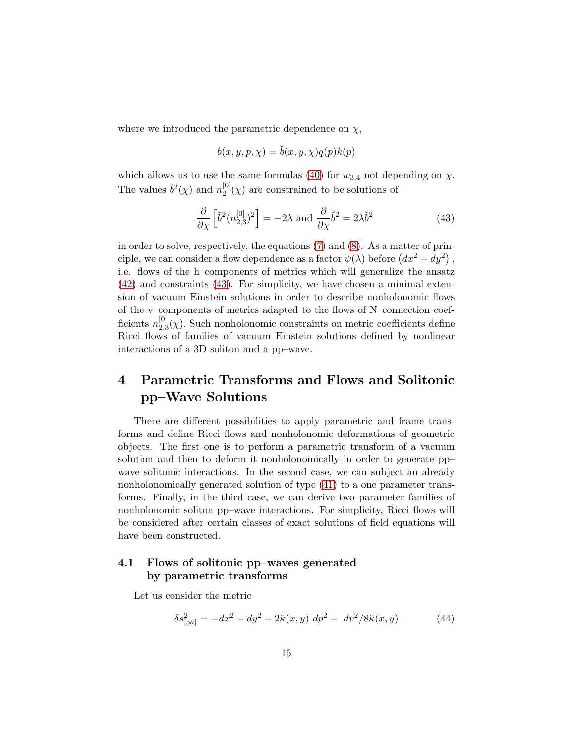where we introduced the parametric dependence on $\chi$,

$$b(x, y, p, \chi) = \breve{b}(x, y, \chi)q(p)k(p)$$

which allows us to use the same formulas (40) for $w_{3,4}$ not depending on $\chi$. The values $\breve{b}^2(\chi)$ and $n_2^{[0]}(\chi)$ are constrained to be solutions of

$$\frac{\partial}{\partial \chi}\left[\breve{b}^2(n_{2,3}^{[0]})^2\right] = -2\lambda \text{ and } \frac{\partial}{\partial \chi}\breve{b}^2 = 2\lambda \breve{b}^2 \tag{43}$$

in order to solve, respectively, the equations (7) and (8). As a matter of principle, we can consider a flow dependence as a factor $\psi(\lambda)$ before $\left(dx^2 + dy^2\right)$, i.e. flows of the h–components of metrics which will generalize the ansatz (42) and constraints (43). For simplicity, we have chosen a minimal extension of vacuum Einstein solutions in order to describe nonholonomic flows of the v–components of metrics adapted to the flows of N–connection coefficients $n_{2,3}^{[0]}(\chi)$. Such nonholonomic constraints on metric coefficients define Ricci flows of families of vacuum Einstein solutions defined by nonlinear interactions of a 3D soliton and a pp–wave.

# 4 Parametric Transforms and Flows and Solitonic pp–Wave Solutions

There are different possibilities to apply parametric and frame transforms and define Ricci flows and nonholonomic deformations of geometric objects. The first one is to perform a parametric transform of a vacuum solution and then to deform it nonholonomically in order to generate pp–wave solitonic interactions. In the second case, we can subject an already nonholonomically generated solution of type (41) to a one parameter transforms. Finally, in the third case, we can derive two parameter families of nonholonomic soliton pp–wave interactions. For simplicity, Ricci flows will be considered after certain classes of exact solutions of field equations will have been constructed.

## 4.1 Flows of solitonic pp–waves generated by parametric transforms

Let us consider the metric

$$\delta s^2_{[5a]} = -dx^2 - dy^2 - 2\breve{\kappa}(x, y)\ dp^2 + \ dv^2/8\breve{\kappa}(x, y) \tag{44}$$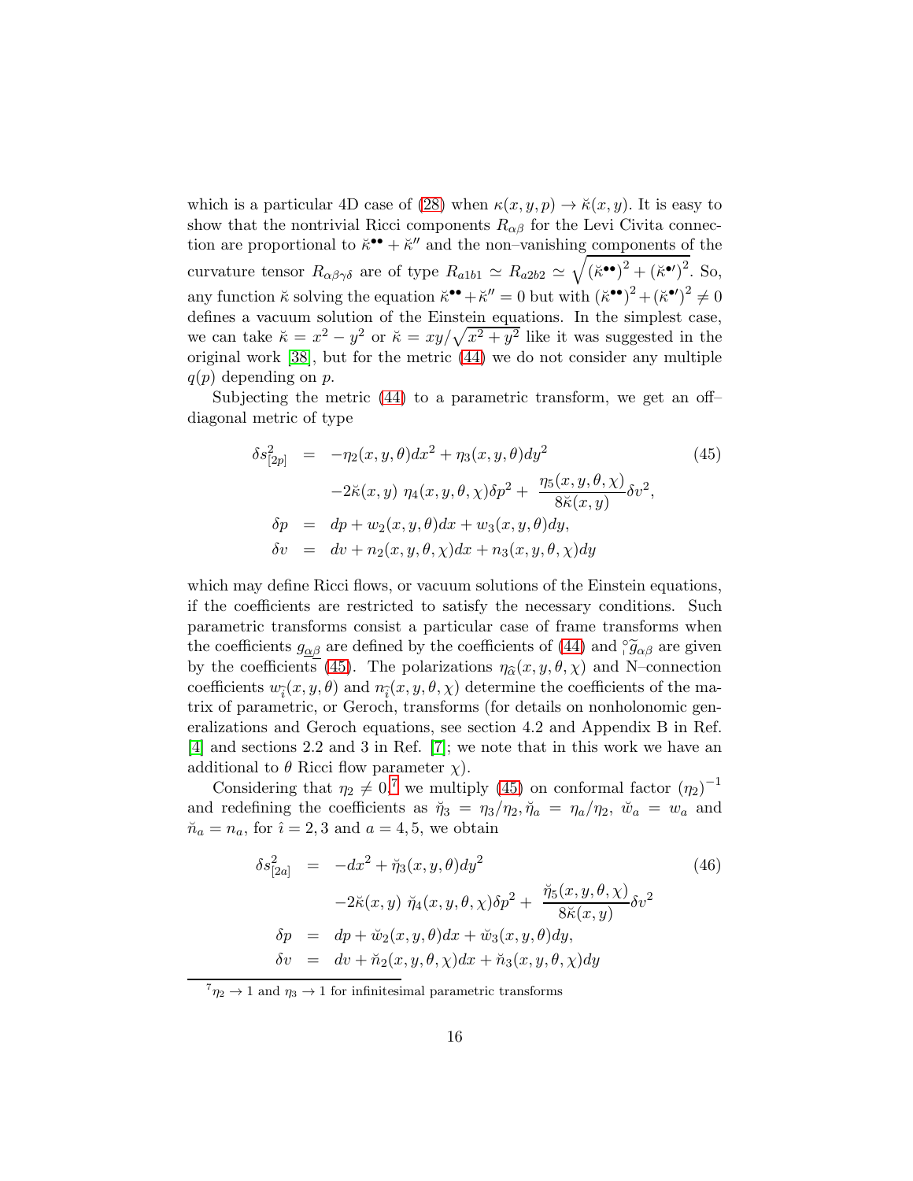which is a particular 4D case of (28) when $\kappa(x,y,p) \to \breve{\kappa}(x,y)$. It is easy to show that the nontrivial Ricci components $R_{\alpha\beta}$ for the Levi Civita connection are proportional to $\breve{\kappa}^{\bullet\bullet} + \breve{\kappa}''$ and the non–vanishing components of the curvature tensor $R_{\alpha\beta\gamma\delta}$ are of type $R_{a1b1} \simeq R_{a2b2} \simeq \sqrt{(\breve{\kappa}^{\bullet\bullet})^2 + (\breve{\kappa}^{\bullet\prime})^2}$. So, any function $\breve{\kappa}$ solving the equation $\breve{\kappa}^{\bullet\bullet} + \breve{\kappa}'' = 0$ but with $(\breve{\kappa}^{\bullet\bullet})^2 + (\breve{\kappa}^{\bullet\prime})^2 \neq 0$ defines a vacuum solution of the Einstein equations. In the simplest case, we can take $\breve{\kappa} = x^2 - y^2$ or $\breve{\kappa} = xy/\sqrt{x^2+y^2}$ like it was suggested in the original work [38], but for the metric (44) we do not consider any multiple $q(p)$ depending on $p$.

Subjecting the metric (44) to a parametric transform, we get an off–diagonal metric of type

$$
\begin{aligned}
\delta s^2_{[2p]} &= -\eta_2(x,y,\theta)dx^2 + \eta_3(x,y,\theta)dy^2 \\
&\quad -2\breve{\kappa}(x,y)\ \eta_4(x,y,\theta,\chi)\delta p^2 + \ \frac{\eta_5(x,y,\theta,\chi)}{8\breve{\kappa}(x,y)}\delta v^2, \\
\delta p &= dp + w_2(x,y,\theta)dx + w_3(x,y,\theta)dy, \\
\delta v &= dv + n_2(x,y,\theta,\chi)dx + n_3(x,y,\theta,\chi)dy
\end{aligned} \tag{45}
$$

which may define Ricci flows, or vacuum solutions of the Einstein equations, if the coefficients are restricted to satisfy the necessary conditions. Such parametric transforms consist a particular case of frame transforms when the coefficients $g_{\underline{\alpha\beta}}$ are defined by the coefficients of (44) and ${}^{\circ}_{\shortmid}\widetilde{g}_{\alpha\beta}$ are given by the coefficients (45). The polarizations $\eta_{\widehat{\alpha}}(x,y,\theta,\chi)$ and N–connection coefficients $w_{\widehat{i}}(x,y,\theta)$ and $n_{\widehat{i}}(x,y,\theta,\chi)$ determine the coefficients of the matrix of parametric, or Geroch, transforms (for details on nonholonomic generalizations and Geroch equations, see section 4.2 and Appendix B in Ref. [4] and sections 2.2 and 3 in Ref. [7]; we note that in this work we have an additional to $\theta$ Ricci flow parameter $\chi$).

Considering that $\eta_2 \neq 0$,[7] we multiply (45) on conformal factor $(\eta_2)^{-1}$ and redefining the coefficients as $\breve{\eta}_3 = \eta_3/\eta_2, \breve{\eta}_a = \eta_a/\eta_2$, $\breve{w}_a = w_a$ and $\breve{n}_a = n_a$, for $\hat{\imath} = 2,3$ and $a = 4,5$, we obtain

$$
\begin{aligned}
\delta s^2_{[2a]} &= -dx^2 + \breve{\eta}_3(x,y,\theta)dy^2 \\
&\quad -2\breve{\kappa}(x,y)\ \breve{\eta}_4(x,y,\theta,\chi)\delta p^2 + \ \frac{\breve{\eta}_5(x,y,\theta,\chi)}{8\breve{\kappa}(x,y)}\delta v^2 \\
\delta p &= dp + \breve{w}_2(x,y,\theta)dx + \breve{w}_3(x,y,\theta)dy, \\
\delta v &= dv + \breve{n}_2(x,y,\theta,\chi)dx + \breve{n}_3(x,y,\theta,\chi)dy
\end{aligned} \tag{46}
$$

[7] $\eta_2 \to 1$ and $\eta_3 \to 1$ for infinitesimal parametric transforms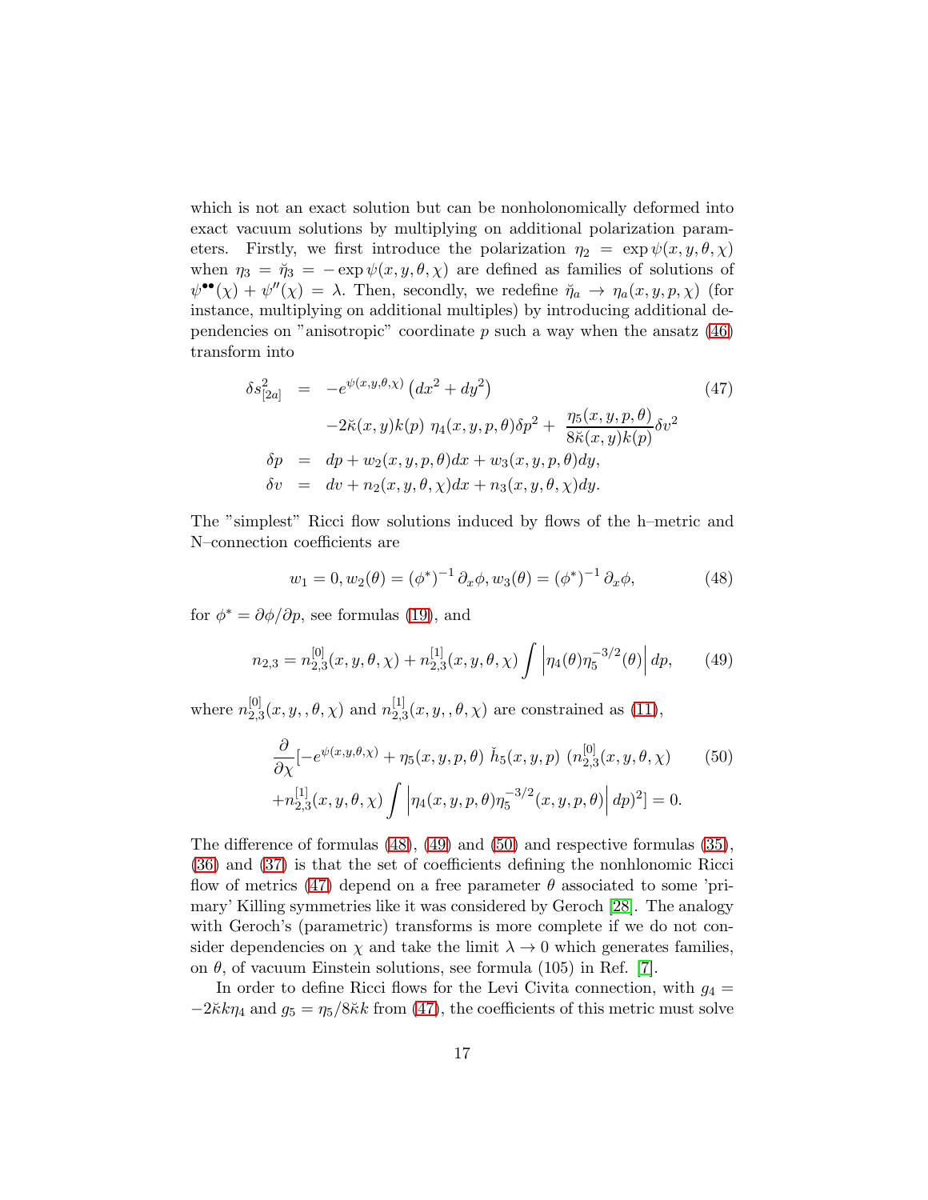which is not an exact solution but can be nonholonomically deformed into exact vacuum solutions by multiplying on additional polarization parameters. Firstly, we first introduce the polarization $\eta_2 = \exp\psi(x,y,\theta,\chi)$ when $\eta_3 = \check{\eta}_3 = -\exp\psi(x,y,\theta,\chi)$ are defined as families of solutions of $\psi^{\bullet\bullet}(\chi) + \psi''(\chi) = \lambda$. Then, secondly, we redefine $\check{\eta}_a \to \eta_a(x,y,p,\chi)$ (for instance, multiplying on additional multiples) by introducing additional dependencies on "anisotropic" coordinate $p$ such a way when the ansatz (46) transform into

$$
\begin{aligned}
\delta s^2_{[2a]} &= -e^{\psi(x,y,\theta,\chi)}\left(dx^2 + dy^2\right) \\
&\quad -2\breve{\kappa}(x,y)k(p)\ \eta_4(x,y,p,\theta)\delta p^2 + \frac{\eta_5(x,y,p,\theta)}{8\breve{\kappa}(x,y)k(p)}\delta v^2 \\
\delta p &= dp + w_2(x,y,p,\theta)dx + w_3(x,y,p,\theta)dy, \\
\delta v &= dv + n_2(x,y,\theta,\chi)dx + n_3(x,y,\theta,\chi)dy.
\end{aligned} \tag{47}
$$

The "simplest" Ricci flow solutions induced by flows of the h–metric and N–connection coefficients are

$$
w_1 = 0, w_2(\theta) = (\phi^*)^{-1}\partial_x\phi, w_3(\theta) = (\phi^*)^{-1}\partial_x\phi, \tag{48}
$$

for $\phi^* = \partial\phi/\partial p$, see formulas (19), and

$$
n_{2,3} = n^{[0]}_{2,3}(x,y,\theta,\chi) + n^{[1]}_{2,3}(x,y,\theta,\chi)\int\left|\eta_4(\theta)\eta_5^{-3/2}(\theta)\right|dp, \tag{49}
$$

where $n^{[0]}_{2,3}(x,y,,\theta,\chi)$ and $n^{[1]}_{2,3}(x,y,,\theta,\chi)$ are constrained as (11),

$$
\begin{aligned}
&\frac{\partial}{\partial\chi}[-e^{\psi(x,y,\theta,\chi)} + \eta_5(x,y,p,\theta)\ \check{h}_5(x,y,p)\ (n^{[0]}_{2,3}(x,y,\theta,\chi) \\
&+ n^{[1]}_{2,3}(x,y,\theta,\chi)\int\left|\eta_4(x,y,p,\theta)\eta_5^{-3/2}(x,y,p,\theta)\right|dp)^2] = 0.
\end{aligned} \tag{50}
$$

The difference of formulas (48), (49) and (50) and respective formulas (35), (36) and (37) is that the set of coefficients defining the nonhlonomic Ricci flow of metrics (47) depend on a free parameter $\theta$ associated to some 'primary' Killing symmetries like it was considered by Geroch [28]. The analogy with Geroch's (parametric) transforms is more complete if we do not consider dependencies on $\chi$ and take the limit $\lambda \to 0$ which generates families, on $\theta$, of vacuum Einstein solutions, see formula (105) in Ref. [7].

In order to define Ricci flows for the Levi Civita connection, with $g_4 = -2\breve{\kappa}k\eta_4$ and $g_5 = \eta_5/8\breve{\kappa}k$ from (47), the coefficients of this metric must solve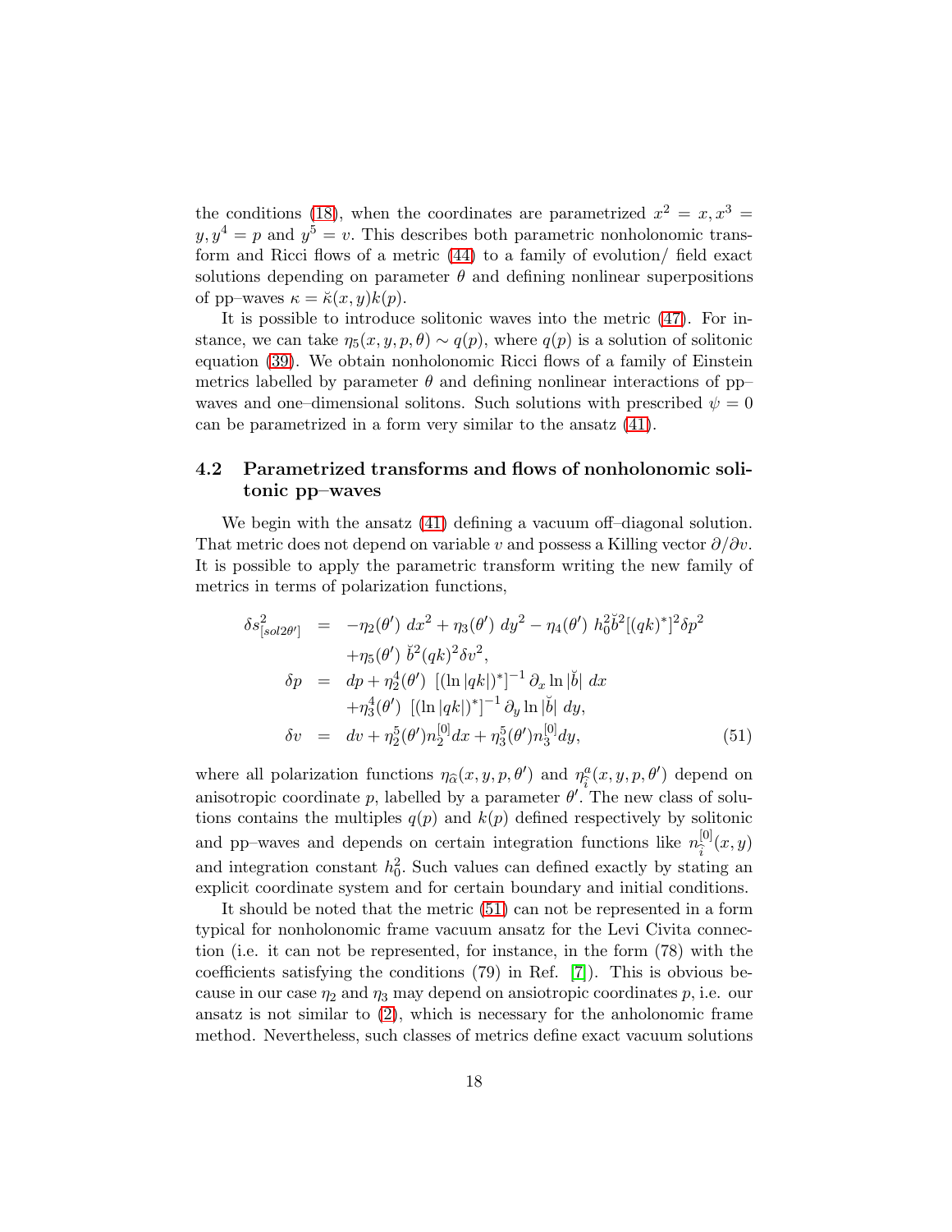the conditions (18), when the coordinates are parametrized $x^2 = x, x^3 = y, y^4 = p$ and $y^5 = v$. This describes both parametric nonholonomic transform and Ricci flows of a metric (44) to a family of evolution/ field exact solutions depending on parameter $\theta$ and defining nonlinear superpositions of pp–waves $\kappa = \breve{\kappa}(x,y)k(p)$.

It is possible to introduce solitonic waves into the metric (47). For instance, we can take $\eta_5(x,y,p,\theta) \sim q(p)$, where $q(p)$ is a solution of solitonic equation (39). We obtain nonholonomic Ricci flows of a family of Einstein metrics labelled by parameter $\theta$ and defining nonlinear interactions of pp–waves and one–dimensional solitons. Such solutions with prescribed $\psi = 0$ can be parametrized in a form very similar to the ansatz (41).

### 4.2 Parametrized transforms and flows of nonholonomic solitonic pp–waves

We begin with the ansatz (41) defining a vacuum off–diagonal solution. That metric does not depend on variable $v$ and possess a Killing vector $\partial/\partial v$. It is possible to apply the parametric transform writing the new family of metrics in terms of polarization functions,

$$
\begin{aligned}
\delta s^2_{[sol2\theta']} &= -\eta_2(\theta')\ dx^2 + \eta_3(\theta')\ dy^2 - \eta_4(\theta')\ h_0^2 \breve{b}^2 [(qk)^*]^2 \delta p^2 \\
&\quad + \eta_5(\theta')\ \breve{b}^2 (qk)^2 \delta v^2, \\
\delta p &= dp + \eta_2^4(\theta')\ \left[(\ln|qk|)^*\right]^{-1} \partial_x \ln|\breve{b}|\ dx \\
&\quad + \eta_3^4(\theta')\ \left[(\ln|qk|)^*\right]^{-1} \partial_y \ln|\breve{b}|\ dy, \\
\delta v &= dv + \eta_2^5(\theta') n_2^{[0]} dx + \eta_3^5(\theta') n_3^{[0]} dy,
\end{aligned} \tag{51}
$$

where all polarization functions $\eta_{\widehat{\alpha}}(x,y,p,\theta')$ and $\eta^a_{\widehat{i}}(x,y,p,\theta')$ depend on anisotropic coordinate $p$, labelled by a parameter $\theta'$. The new class of solutions contains the multiples $q(p)$ and $k(p)$ defined respectively by solitonic and pp–waves and depends on certain integration functions like $n^{[0]}_{\widehat{i}}(x,y)$ and integration constant $h_0^2$. Such values can defined exactly by stating an explicit coordinate system and for certain boundary and initial conditions.

It should be noted that the metric (51) can not be represented in a form typical for nonholonomic frame vacuum ansatz for the Levi Civita connection (i.e. it can not be represented, for instance, in the form (78) with the coefficients satisfying the conditions (79) in Ref. [7]). This is obvious because in our case $\eta_2$ and $\eta_3$ may depend on ansiotropic coordinates $p$, i.e. our ansatz is not similar to (2), which is necessary for the anholonomic frame method. Nevertheless, such classes of metrics define exact vacuum solutions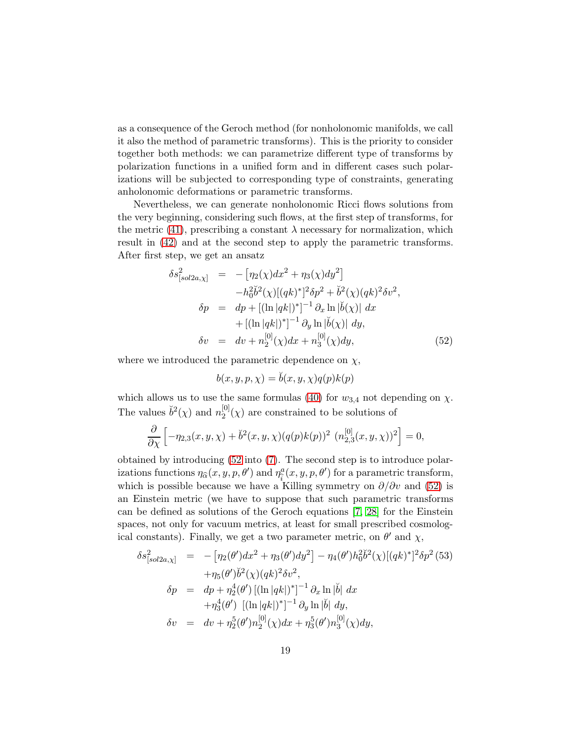as a consequence of the Geroch method (for nonholonomic manifolds, we call it also the method of parametric transforms). This is the priority to consider together both methods: we can parametrize different type of transforms by polarization functions in a unified form and in different cases such polarizations will be subjected to corresponding type of constraints, generating anholonomic deformations or parametric transforms.

Nevertheless, we can generate nonholonomic Ricci flows solutions from the very beginning, considering such flows, at the first step of transforms, for the metric (41), prescribing a constant $\lambda$ necessary for normalization, which result in (42) and at the second step to apply the parametric transforms. After first step, we get an ansatz

$$
\begin{aligned}
\delta s^2_{[sol2a,\chi]} &= -\left[\eta_2(\chi)dx^2 + \eta_3(\chi)dy^2\right] \\
&\quad - h_0^2 \breve{b}^2(\chi)[(qk)^*]^2 \delta p^2 + \breve{b}^2(\chi)(qk)^2 \delta v^2, \\
\delta p &= dp + [(\ln|qk|)^*]^{-1} \partial_x \ln|\breve{b}(\chi)|\ dx \\
&\quad + [(\ln|qk|)^*]^{-1} \partial_y \ln|\breve{b}(\chi)|\ dy, \\
\delta v &= dv + n_2^{[0]}(\chi)dx + n_3^{[0]}(\chi)dy,
\end{aligned} \tag{52}
$$

where we introduced the parametric dependence on $\chi$,

$$
b(x,y,p,\chi) = \breve{b}(x,y,\chi)q(p)k(p)
$$

which allows us to use the same formulas (40) for $w_{3,4}$ not depending on $\chi$. The values $\breve{b}^2(\chi)$ and $n_2^{[0]}(\chi)$ are constrained to be solutions of

$$
\frac{\partial}{\partial \chi}\left[-\eta_{2,3}(x,y,\chi) + \breve{b}^2(x,y,\chi)(q(p)k(p))^2\ (n_{2,3}^{[0]}(x,y,\chi))^2\right] = 0,
$$

obtained by introducing (52 into (7). The second step is to introduce polarizations functions $\eta_{\widehat{\alpha}}(x,y,p,\theta')$ and $\eta_{\widehat{i}}^a(x,y,p,\theta')$ for a parametric transform, which is possible because we have a Killing symmetry on $\partial/\partial v$ and (52) is an Einstein metric (we have to suppose that such parametric transforms can be defined as solutions of the Geroch equations [7, 28] for the Einstein spaces, not only for vacuum metrics, at least for small prescribed cosmological constants). Finally, we get a two parameter metric, on $\theta'$ and $\chi$,

$$
\begin{aligned}
\delta s^2_{[sol2a,\chi]} &= -\left[\eta_2(\theta')dx^2 + \eta_3(\theta')dy^2\right] - \eta_4(\theta')h_0^2\breve{b}^2(\chi)[(qk)^*]^2\delta p^2 \\
&\quad + \eta_5(\theta')\breve{b}^2(\chi)(qk)^2\delta v^2, \\
\delta p &= dp + \eta_2^4(\theta')\left[(\ln|qk|)^*\right]^{-1}\partial_x \ln|\breve{b}|\ dx \\
&\quad + \eta_3^4(\theta')\ \left[(\ln|qk|)^*\right]^{-1}\partial_y \ln|\breve{b}|\ dy, \\
\delta v &= dv + \eta_2^5(\theta')n_2^{[0]}(\chi)dx + \eta_3^5(\theta')n_3^{[0]}(\chi)dy,
\end{aligned} \tag{53}
$$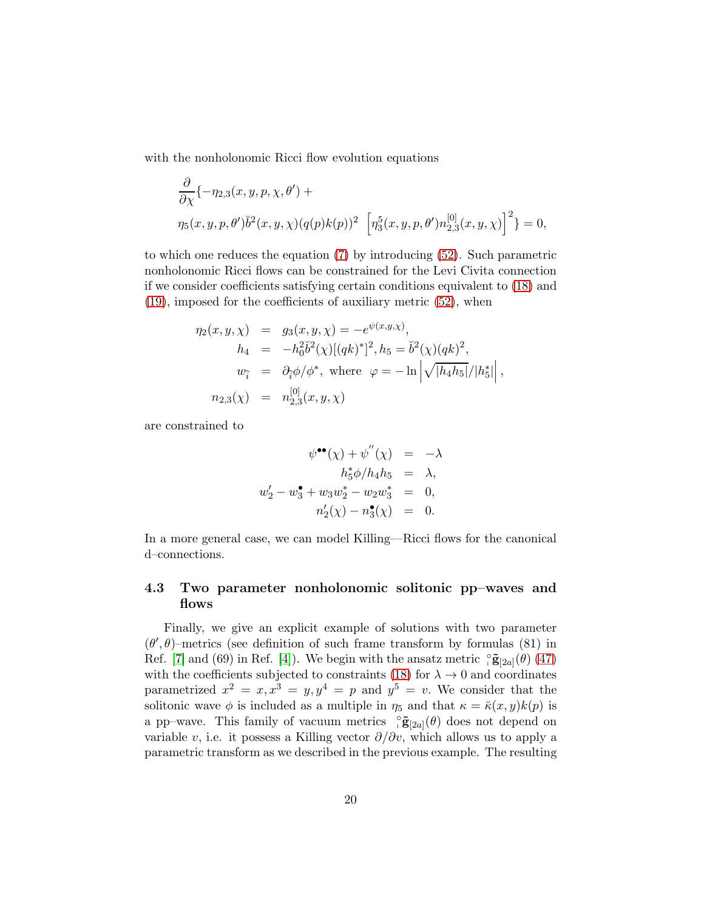with the nonholonomic Ricci flow evolution equations

$$
\begin{aligned}
&\frac{\partial}{\partial \chi}\{-\eta_{2,3}(x,y,p,\chi,\theta') + \\
&\eta_5(x,y,p,\theta')\check{b}^2(x,y,\chi)(q(p)k(p))^2 \ \left[\eta_3^5(x,y,p,\theta')n_{2,3}^{[0]}(x,y,\chi)\right]^2\} = 0,
\end{aligned}
$$

to which one reduces the equation (7) by introducing (52). Such parametric nonholonomic Ricci flows can be constrained for the Levi Civita connection if we consider coefficients satisfying certain conditions equivalent to (18) and (19), imposed for the coefficients of auxiliary metric (52), when

$$
\begin{aligned}
\eta_2(x,y,\chi) &= g_3(x,y,\chi) = -e^{\psi(x,y,\chi)}, \\
h_4 &= -h_0^2\check{b}^2(\chi)[(qk)^*]^2, h_5 = \check{b}^2(\chi)(qk)^2, \\
w_{\widehat{i}} &= \partial_{\widehat{i}}\phi/\phi^*, \text{ where } \ \varphi = -\ln\left|\sqrt{|h_4 h_5|}/|h_5^*|\right|, \\
n_{2,3}(\chi) &= n_{2,3}^{[0]}(x,y,\chi)
\end{aligned}
$$

are constrained to

$$
\begin{aligned}
\psi^{\bullet\bullet}(\chi) + \psi^{''}(\chi) &= -\lambda \\
h_5^*\phi/h_4 h_5 &= \lambda, \\
w_2' - w_3^{\bullet} + w_3 w_2^* - w_2 w_3^* &= 0, \\
n_2'(\chi) - n_3^{\bullet}(\chi) &= 0.
\end{aligned}
$$

In a more general case, we can model Killing—Ricci flows for the canonical d–connections.

### 4.3 Two parameter nonholonomic solitonic pp–waves and flows

Finally, we give an explicit example of solutions with two parameter $(\theta',\theta)$–metrics (see definition of such frame transform by formulas (81) in Ref. [7] and (69) in Ref. [4]). We begin with the ansatz metric ${}^{\circ}_{\shortmid}\tilde{\mathbf{g}}_{[2a]}(\theta)$ (47) with the coefficients subjected to constraints (18) for $\lambda \to 0$ and coordinates parametrized $x^2 = x, x^3 = y, y^4 = p$ and $y^5 = v$. We consider that the solitonic wave $\phi$ is included as a multiple in $\eta_5$ and that $\kappa = \check{\kappa}(x,y)k(p)$ is a pp–wave. This family of vacuum metrics ${}^{\circ}_{\shortmid}\tilde{\mathbf{g}}_{[2a]}(\theta)$ does not depend on variable $v$, i.e. it possess a Killing vector $\partial/\partial v$, which allows us to apply a parametric transform as we described in the previous example. The resulting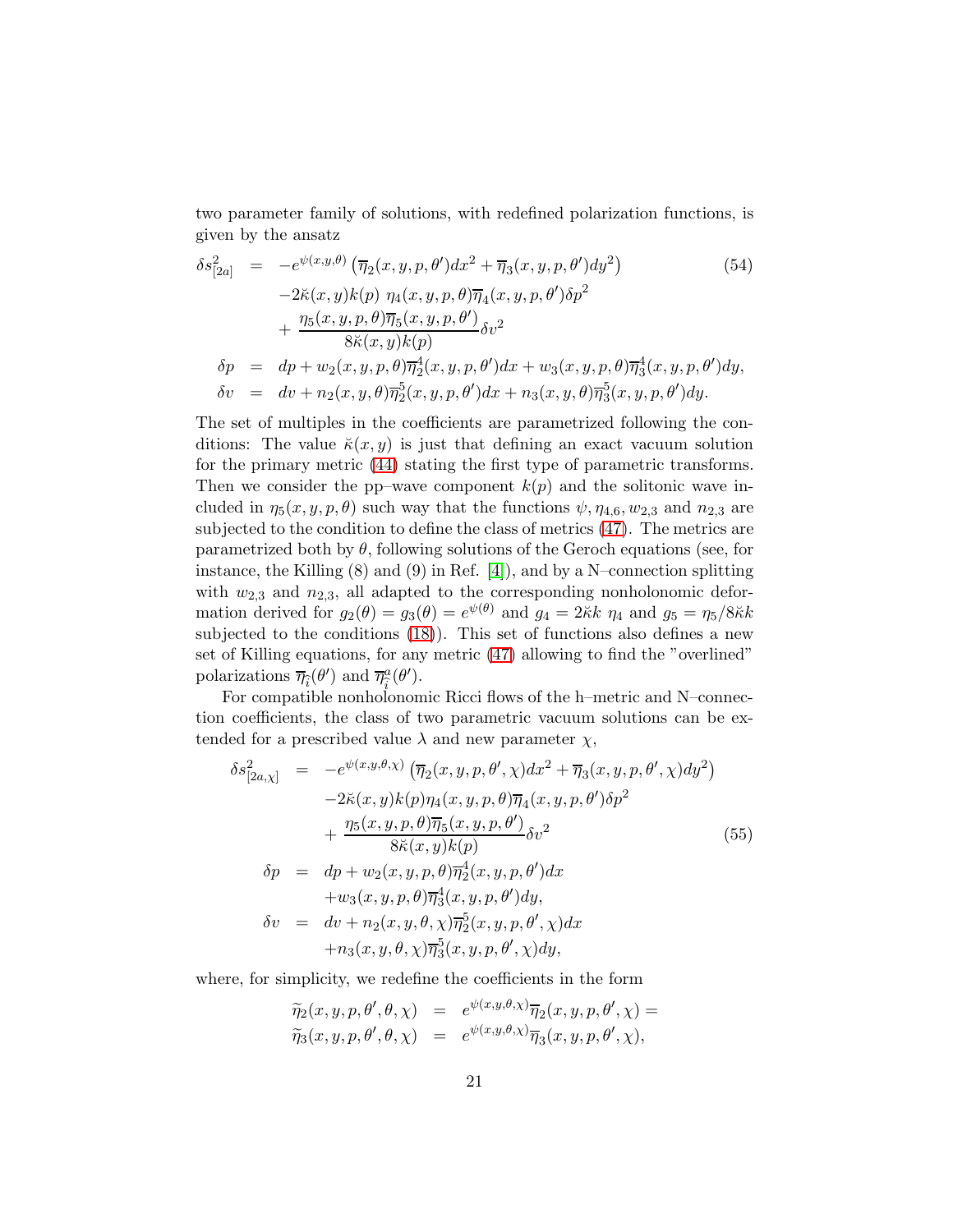two parameter family of solutions, with redefined polarization functions, is given by the ansatz

$$
\begin{aligned}
\delta s^2_{[2a]} &= -e^{\psi(x,y,\theta)} \left( \overline{\eta}_2(x,y,p,\theta')dx^2 + \overline{\eta}_3(x,y,p,\theta')dy^2 \right) \\
&\quad -2\breve{\kappa}(x,y)k(p)\ \eta_4(x,y,p,\theta)\overline{\eta}_4(x,y,p,\theta')\delta p^2 \\
&\quad + \frac{\eta_5(x,y,p,\theta)\overline{\eta}_5(x,y,p,\theta')}{8\breve{\kappa}(x,y)k(p)}\delta v^2 \\
\delta p &= dp + w_2(x,y,p,\theta)\overline{\eta}^4_2(x,y,p,\theta')dx + w_3(x,y,p,\theta)\overline{\eta}^4_3(x,y,p,\theta')dy, \\
\delta v &= dv + n_2(x,y,\theta)\overline{\eta}^5_2(x,y,p,\theta')dx + n_3(x,y,\theta)\overline{\eta}^5_3(x,y,p,\theta')dy.
\end{aligned}
\tag{54}
$$

The set of multiples in the coefficients are parametrized following the conditions: The value $\breve{\kappa}(x,y)$ is just that defining an exact vacuum solution for the primary metric (44) stating the first type of parametric transforms. Then we consider the pp–wave component $k(p)$ and the solitonic wave included in $\eta_5(x,y,p,\theta)$ such way that the functions $\psi, \eta_{4,6}, w_{2,3}$ and $n_{2,3}$ are subjected to the condition to define the class of metrics (47). The metrics are parametrized both by $\theta$, following solutions of the Geroch equations (see, for instance, the Killing (8) and (9) in Ref. [4]), and by a N–connection splitting with $w_{2,3}$ and $n_{2,3}$, all adapted to the corresponding nonholonomic deformation derived for $g_2(\theta) = g_3(\theta) = e^{\psi(\theta)}$ and $g_4 = 2\breve{\kappa}k\ \eta_4$ and $g_5 = \eta_5/8\breve{\kappa}k$ subjected to the conditions (18)). This set of functions also defines a new set of Killing equations, for any metric (47) allowing to find the "overlined" polarizations $\overline{\eta}_{\widehat{i}}(\theta')$ and $\overline{\eta}^a_{\widehat{i}}(\theta')$.

For compatible nonholonomic Ricci flows of the h–metric and N–connection coefficients, the class of two parametric vacuum solutions can be extended for a prescribed value $\lambda$ and new parameter $\chi$,

$$
\begin{aligned}
\delta s^2_{[2a,\chi]} &= -e^{\psi(x,y,\theta,\chi)} \left( \overline{\eta}_2(x,y,p,\theta',\chi)dx^2 + \overline{\eta}_3(x,y,p,\theta',\chi)dy^2 \right) \\
&\quad -2\breve{\kappa}(x,y)k(p)\eta_4(x,y,p,\theta)\overline{\eta}_4(x,y,p,\theta')\delta p^2 \\
&\quad + \frac{\eta_5(x,y,p,\theta)\overline{\eta}_5(x,y,p,\theta')}{8\breve{\kappa}(x,y)k(p)}\delta v^2 \\
\delta p &= dp + w_2(x,y,p,\theta)\overline{\eta}^4_2(x,y,p,\theta')dx \\
&\quad + w_3(x,y,p,\theta)\overline{\eta}^4_3(x,y,p,\theta')dy, \\
\delta v &= dv + n_2(x,y,\theta,\chi)\overline{\eta}^5_2(x,y,p,\theta',\chi)dx \\
&\quad + n_3(x,y,\theta,\chi)\overline{\eta}^5_3(x,y,p,\theta',\chi)dy,
\end{aligned}
\tag{55}
$$

where, for simplicity, we redefine the coefficients in the form

$$
\begin{aligned}
\widetilde{\eta}_2(x,y,p,\theta',\theta,\chi) &= e^{\psi(x,y,\theta,\chi)}\overline{\eta}_2(x,y,p,\theta',\chi) = \\
\widetilde{\eta}_3(x,y,p,\theta',\theta,\chi) &= e^{\psi(x,y,\theta,\chi)}\overline{\eta}_3(x,y,p,\theta',\chi),
\end{aligned}
$$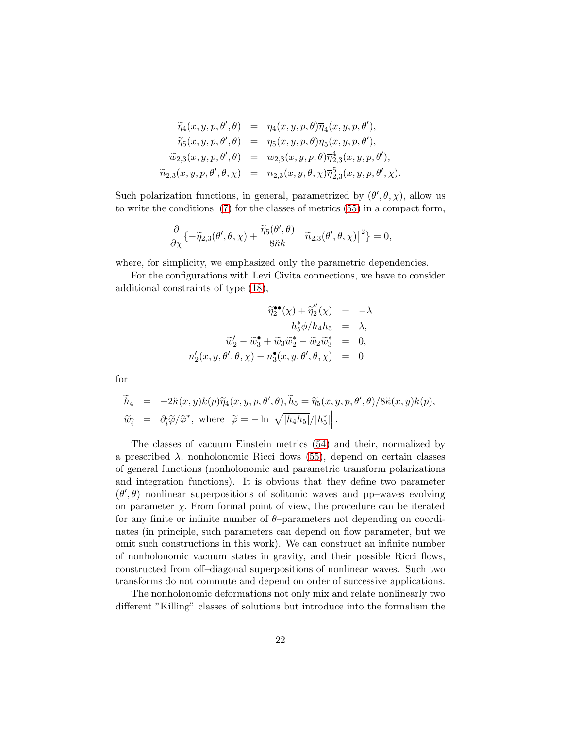$$
\begin{aligned}
\widetilde{\eta}_4(x,y,p,\theta',\theta) &= \eta_4(x,y,p,\theta)\overline{\eta}_4(x,y,p,\theta'),\\
\widetilde{\eta}_5(x,y,p,\theta',\theta) &= \eta_5(x,y,p,\theta)\overline{\eta}_5(x,y,p,\theta'),\\
\widetilde{w}_{2,3}(x,y,p,\theta',\theta) &= w_{2,3}(x,y,p,\theta)\overline{\eta}^4_{2,3}(x,y,p,\theta'),\\
\widetilde{n}_{2,3}(x,y,p,\theta',\theta,\chi) &= n_{2,3}(x,y,\theta,\chi)\overline{\eta}^5_{2,3}(x,y,p,\theta',\chi).
\end{aligned}
$$

Such polarization functions, in general, parametrized by $(\theta',\theta,\chi)$, allow us to write the conditions (7) for the classes of metrics (55) in a compact form,

$$
\frac{\partial}{\partial\chi}\{-\widetilde{\eta}_{2,3}(\theta',\theta,\chi)+\frac{\widetilde{\eta}_5(\theta',\theta)}{8\breve{\kappa}k}\ \left[\widetilde{n}_{2,3}(\theta',\theta,\chi)\right]^2\}=0,
$$

where, for simplicity, we emphasized only the parametric dependencies.

For the configurations with Levi Civita connections, we have to consider additional constraints of type (18),

$$
\begin{aligned}
\widetilde{\eta}_2^{\bullet\bullet}(\chi)+\widetilde{\eta}_2^{''}(\chi) &= -\lambda\\
h_5^{*}\phi/h_4h_5 &= \lambda,\\
\widetilde{w}_2'-\widetilde{w}_3^{\bullet}+\widetilde{w}_3\widetilde{w}_2^{*}-\widetilde{w}_2\widetilde{w}_3^{*} &= 0,\\
n_2'(x,y,\theta',\theta,\chi)-n_3^{\bullet}(x,y,\theta',\theta,\chi) &= 0
\end{aligned}
$$

for

$$
\begin{aligned}
\widetilde{h}_4 &= -2\breve{\kappa}(x,y)k(p)\widetilde{\eta}_4(x,y,p,\theta',\theta), \widetilde{h}_5=\widetilde{\eta}_5(x,y,p,\theta',\theta)/8\breve{\kappa}(x,y)k(p),\\
\widetilde{w}_{\widehat{i}} &= \partial_{\widehat{i}}\widetilde{\varphi}/\widetilde{\varphi}^{*},\ \text{where}\ \ \widetilde{\varphi}=-\ln\left|\sqrt{|h_4h_5|}/|h_5^{*}|\right|.
\end{aligned}
$$

The classes of vacuum Einstein metrics (54) and their, normalized by a prescribed $\lambda$, nonholonomic Ricci flows (55), depend on certain classes of general functions (nonholonomic and parametric transform polarizations and integration functions). It is obvious that they define two parameter $(\theta',\theta)$ nonlinear superpositions of solitonic waves and pp–waves evolving on parameter $\chi$. From formal point of view, the procedure can be iterated for any finite or infinite number of $\theta$–parameters not depending on coordinates (in principle, such parameters can depend on flow parameter, but we omit such constructions in this work). We can construct an infinite number of nonholonomic vacuum states in gravity, and their possible Ricci flows, constructed from off–diagonal superpositions of nonlinear waves. Such two transforms do not commute and depend on order of successive applications.

The nonholonomic deformations not only mix and relate nonlinearly two different "Killing" classes of solutions but introduce into the formalism the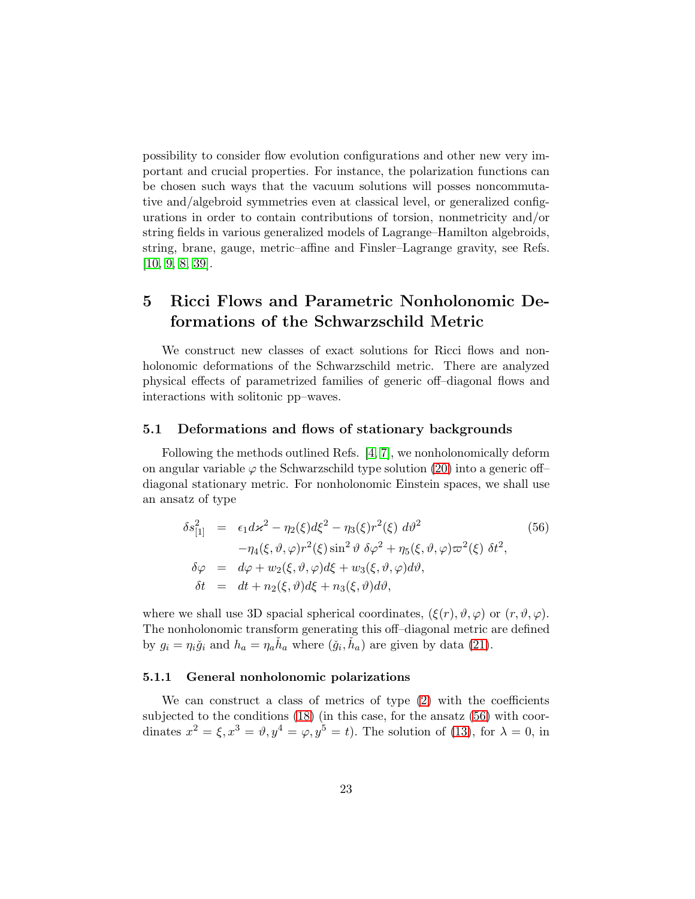possibility to consider flow evolution configurations and other new very important and crucial properties. For instance, the polarization functions can be chosen such ways that the vacuum solutions will posses noncommutative and/algebroid symmetries even at classical level, or generalized configurations in order to contain contributions of torsion, nonmetricity and/or string fields in various generalized models of Lagrange–Hamilton algebroids, string, brane, gauge, metric–affine and Finsler–Lagrange gravity, see Refs. [10, 9, 8, 39].

# 5 Ricci Flows and Parametric Nonholonomic Deformations of the Schwarzschild Metric

We construct new classes of exact solutions for Ricci flows and nonholonomic deformations of the Schwarzschild metric. There are analyzed physical effects of parametrized families of generic off–diagonal flows and interactions with solitonic pp–waves.

## 5.1 Deformations and flows of stationary backgrounds

Following the methods outlined Refs. [4, 7], we nonholonomically deform on angular variable $\varphi$ the Schwarzschild type solution (20) into a generic off–diagonal stationary metric. For nonholonomic Einstein spaces, we shall use an ansatz of type

$$
\begin{aligned}
\delta s^2_{[1]} &= \epsilon_1 d\varkappa^2 - \eta_2(\xi)d\xi^2 - \eta_3(\xi)r^2(\xi)\ d\vartheta^2 \\
&\quad -\eta_4(\xi,\vartheta,\varphi)r^2(\xi)\sin^2\vartheta\ \delta\varphi^2 + \eta_5(\xi,\vartheta,\varphi)\varpi^2(\xi)\ \delta t^2, \\
\delta\varphi &= d\varphi + w_2(\xi,\vartheta,\varphi)d\xi + w_3(\xi,\vartheta,\varphi)d\vartheta, \\
\delta t &= dt + n_2(\xi,\vartheta)d\xi + n_3(\xi,\vartheta)d\vartheta,
\end{aligned} \tag{56}
$$

where we shall use 3D spacial spherical coordinates, $(\xi(r),\vartheta,\varphi)$ or $(r,\vartheta,\varphi)$. The nonholonomic transform generating this off–diagonal metric are defined by $g_i = \eta_i \check{g}_i$ and $h_a = \eta_a \check{h}_a$ where $(\check{g}_i, \check{h}_a)$ are given by data (21).

### 5.1.1 General nonholonomic polarizations

We can construct a class of metrics of type (2) with the coefficients subjected to the conditions (18) (in this case, for the ansatz (56) with coordinates $x^2 = \xi, x^3 = \vartheta, y^4 = \varphi, y^5 = t$). The solution of (13), for $\lambda = 0$, in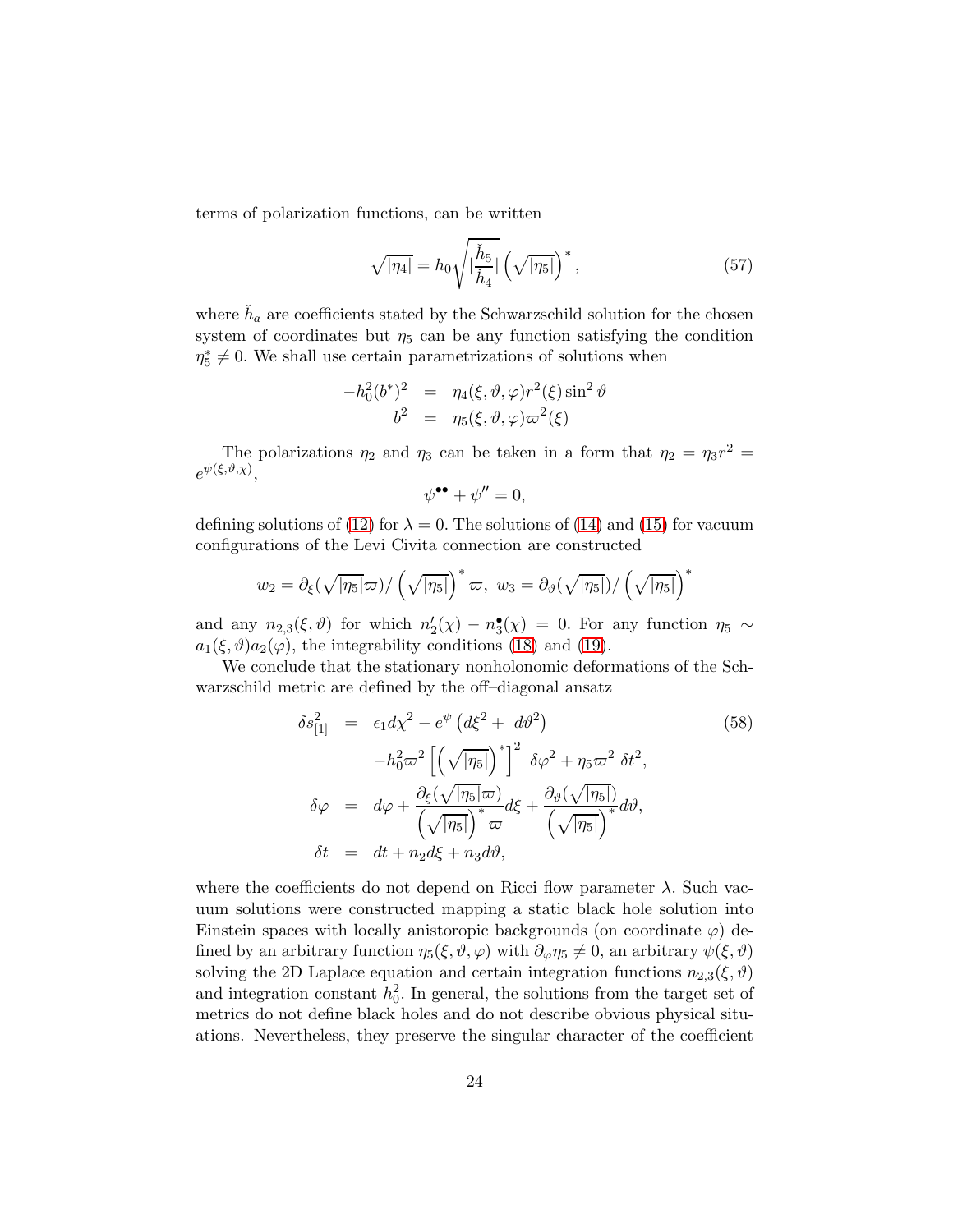terms of polarization functions, can be written

$$\sqrt{|\eta_4|} = h_0 \sqrt{|\frac{\check{h}_5}{\check{h}_4}|} \left(\sqrt{|\eta_5|}\right)^*, \tag{57}$$

where $\check{h}_a$ are coefficients stated by the Schwarzschild solution for the chosen system of coordinates but $\eta_5$ can be any function satisfying the condition $\eta_5^* \neq 0$. We shall use certain parametrizations of solutions when

$$\begin{aligned}
-h_0^2 (b^*)^2 &= \eta_4(\xi, \vartheta, \varphi) r^2(\xi) \sin^2 \vartheta \\
b^2 &= \eta_5(\xi, \vartheta, \varphi) \varpi^2(\xi)
\end{aligned}$$

The polarizations $\eta_2$ and $\eta_3$ can be taken in a form that $\eta_2 = \eta_3 r^2 = e^{\psi(\xi, \vartheta, \chi)}$,

$$\psi^{\bullet\bullet} + \psi'' = 0,$$

defining solutions of (12) for $\lambda = 0$. The solutions of (14) and (15) for vacuum configurations of the Levi Civita connection are constructed

$$w_2 = \partial_\xi(\sqrt{|\eta_5|}\varpi)/\left(\sqrt{|\eta_5|}\right)^* \varpi, \ w_3 = \partial_\vartheta(\sqrt{|\eta_5|})/\left(\sqrt{|\eta_5|}\right)^*$$

and any $n_{2,3}(\xi, \vartheta)$ for which $n_2'(\chi) - n_3^\bullet(\chi) = 0$. For any function $\eta_5 \sim a_1(\xi, \vartheta) a_2(\varphi)$, the integrability conditions (18) and (19).

We conclude that the stationary nonholonomic deformations of the Schwarzschild metric are defined by the off–diagonal ansatz

$$\begin{aligned}
\delta s^2_{[1]} &= \epsilon_1 d\chi^2 - e^{\psi}\left(d\xi^2 + \ d\vartheta^2\right) \\
&\quad - h_0^2 \varpi^2 \left[\left(\sqrt{|\eta_5|}\right)^*\right]^2 \ \delta\varphi^2 + \eta_5 \varpi^2 \ \delta t^2, \\
\delta\varphi &= d\varphi + \frac{\partial_\xi(\sqrt{|\eta_5|}\varpi)}{\left(\sqrt{|\eta_5|}\right)^* \varpi} d\xi + \frac{\partial_\vartheta(\sqrt{|\eta_5|})}{\left(\sqrt{|\eta_5|}\right)^*} d\vartheta, \\
\delta t &= dt + n_2 d\xi + n_3 d\vartheta,
\end{aligned} \tag{58}$$

where the coefficients do not depend on Ricci flow parameter $\lambda$. Such vacuum solutions were constructed mapping a static black hole solution into Einstein spaces with locally anistoropic backgrounds (on coordinate $\varphi$) defined by an arbitrary function $\eta_5(\xi, \vartheta, \varphi)$ with $\partial_\varphi \eta_5 \neq 0$, an arbitrary $\psi(\xi, \vartheta)$ solving the 2D Laplace equation and certain integration functions $n_{2,3}(\xi, \vartheta)$ and integration constant $h_0^2$. In general, the solutions from the target set of metrics do not define black holes and do not describe obvious physical situations. Nevertheless, they preserve the singular character of the coefficient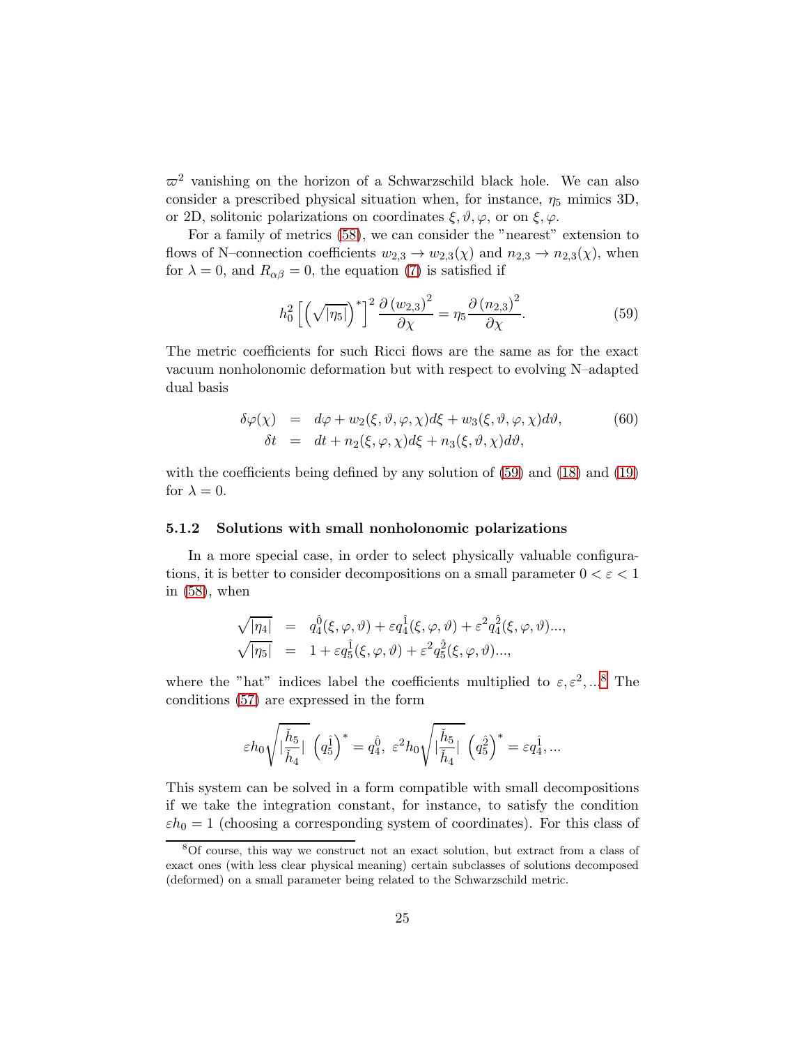$\varpi^2$ vanishing on the horizon of a Schwarzschild black hole. We can also consider a prescribed physical situation when, for instance, $\eta_5$ mimics 3D, or 2D, solitonic polarizations on coordinates $\xi, \vartheta, \varphi$, or on $\xi, \varphi$.

For a family of metrics (58), we can consider the "nearest" extension to flows of N–connection coefficients $w_{2,3} \to w_{2,3}(\chi)$ and $n_{2,3} \to n_{2,3}(\chi)$, when for $\lambda = 0$, and $R_{\alpha\beta} = 0$, the equation (7) is satisfied if

$$h_0^2 \left[ \left( \sqrt{|\eta_5|} \right)^* \right]^2 \frac{\partial \left( w_{2,3} \right)^2}{\partial \chi} = \eta_5 \frac{\partial \left( n_{2,3} \right)^2}{\partial \chi}. \tag{59}$$

The metric coefficients for such Ricci flows are the same as for the exact vacuum nonholonomic deformation but with respect to evolving N–adapted dual basis

$$\begin{aligned} \delta \varphi(\chi) &= d\varphi + w_2(\xi, \vartheta, \varphi, \chi) d\xi + w_3(\xi, \vartheta, \varphi, \chi) d\vartheta, \\ \delta t &= dt + n_2(\xi, \varphi, \chi) d\xi + n_3(\xi, \vartheta, \chi) d\vartheta, \end{aligned} \tag{60}$$

with the coefficients being defined by any solution of (59) and (18) and (19) for $\lambda = 0$.

#### 5.1.2 Solutions with small nonholonomic polarizations

In a more special case, in order to select physically valuable configurations, it is better to consider decompositions on a small parameter $0 < \varepsilon < 1$ in (58), when

$$\begin{aligned} \sqrt{|\eta_4|} &= q_4^{\hat{0}}(\xi, \varphi, \vartheta) + \varepsilon q_4^{\hat{1}}(\xi, \varphi, \vartheta) + \varepsilon^2 q_4^{\hat{2}}(\xi, \varphi, \vartheta) ..., \\ \sqrt{|\eta_5|} &= 1 + \varepsilon q_5^{\hat{1}}(\xi, \varphi, \vartheta) + \varepsilon^2 q_5^{\hat{2}}(\xi, \varphi, \vartheta) ..., \end{aligned}$$

where the "hat" indices label the coefficients multiplied to $\varepsilon, \varepsilon^2, ...$[8] The conditions (57) are expressed in the form

$$\varepsilon h_0 \sqrt{\left| \frac{\check{h}_5}{\check{h}_4} \right|} \left( q_5^{\hat{1}} \right)^* = q_4^{\hat{0}}, \ \varepsilon^2 h_0 \sqrt{\left| \frac{\check{h}_5}{\check{h}_4} \right|} \left( q_5^{\hat{2}} \right)^* = \varepsilon q_4^{\hat{1}}, ...$$

This system can be solved in a form compatible with small decompositions if we take the integration constant, for instance, to satisfy the condition $\varepsilon h_0 = 1$ (choosing a corresponding system of coordinates). For this class of

[8] Of course, this way we construct not an exact solution, but extract from a class of exact ones (with less clear physical meaning) certain subclasses of solutions decomposed (deformed) on a small parameter being related to the Schwarzschild metric.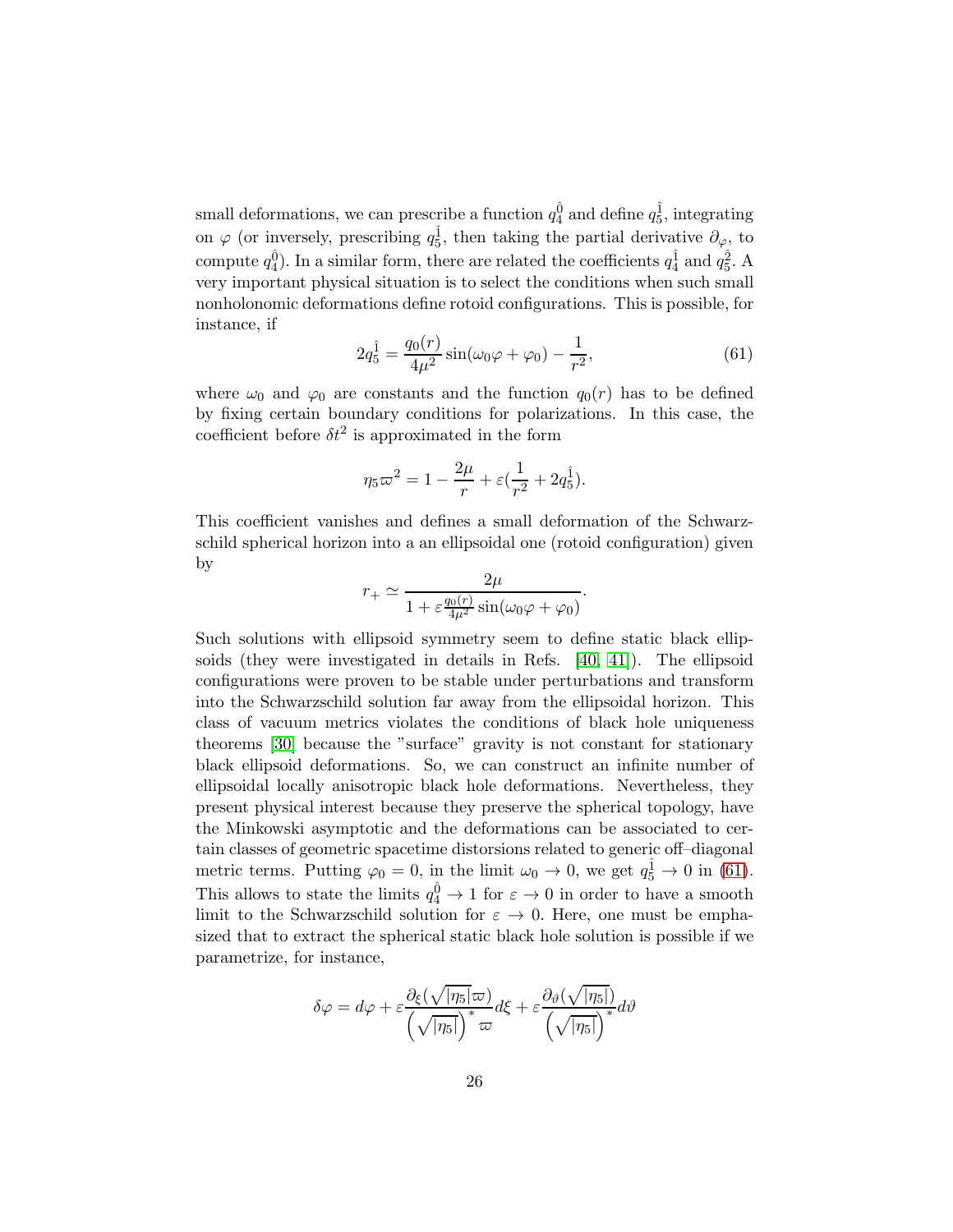small deformations, we can prescribe a function $q_4^{\hat{0}}$ and define $q_5^{\hat{1}}$, integrating on $\varphi$ (or inversely, prescribing $q_5^{\hat{1}}$, then taking the partial derivative $\partial_\varphi$, to compute $q_4^{\hat{0}}$). In a similar form, there are related the coefficients $q_4^{\hat{1}}$ and $q_5^{\hat{2}}$. A very important physical situation is to select the conditions when such small nonholonomic deformations define rotoid configurations. This is possible, for instance, if

$$2q_5^{\hat{1}} = \frac{q_0(r)}{4\mu^2}\sin(\omega_0\varphi + \varphi_0) - \frac{1}{r^2}, \tag{61}$$

where $\omega_0$ and $\varphi_0$ are constants and the function $q_0(r)$ has to be defined by fixing certain boundary conditions for polarizations. In this case, the coefficient before $\delta t^2$ is approximated in the form

$$\eta_5\varpi^2 = 1 - \frac{2\mu}{r} + \varepsilon(\frac{1}{r^2} + 2q_5^{\hat{1}}).$$

This coefficient vanishes and defines a small deformation of the Schwarzschild spherical horizon into a an ellipsoidal one (rotoid configuration) given by

$$r_+ \simeq \frac{2\mu}{1 + \varepsilon\frac{q_0(r)}{4\mu^2}\sin(\omega_0\varphi + \varphi_0)}.$$

Such solutions with ellipsoid symmetry seem to define static black ellipsoids (they were investigated in details in Refs. [40, 41]). The ellipsoid configurations were proven to be stable under perturbations and transform into the Schwarzschild solution far away from the ellipsoidal horizon. This class of vacuum metrics violates the conditions of black hole uniqueness theorems [30] because the "surface" gravity is not constant for stationary black ellipsoid deformations. So, we can construct an infinite number of ellipsoidal locally anisotropic black hole deformations. Nevertheless, they present physical interest because they preserve the spherical topology, have the Minkowski asymptotic and the deformations can be associated to certain classes of geometric spacetime distorsions related to generic off–diagonal metric terms. Putting $\varphi_0 = 0$, in the limit $\omega_0 \to 0$, we get $q_5^{\hat{1}} \to 0$ in (61). This allows to state the limits $q_4^{\hat{0}} \to 1$ for $\varepsilon \to 0$ in order to have a smooth limit to the Schwarzschild solution for $\varepsilon \to 0$. Here, one must be emphasized that to extract the spherical static black hole solution is possible if we parametrize, for instance,

$$\delta\varphi = d\varphi + \varepsilon\frac{\partial_\xi(\sqrt{|\eta_5|}\varpi)}{\left(\sqrt{|\eta_5|}\right)^*\varpi}d\xi + \varepsilon\frac{\partial_\vartheta(\sqrt{|\eta_5|})}{\left(\sqrt{|\eta_5|}\right)^*}d\vartheta$$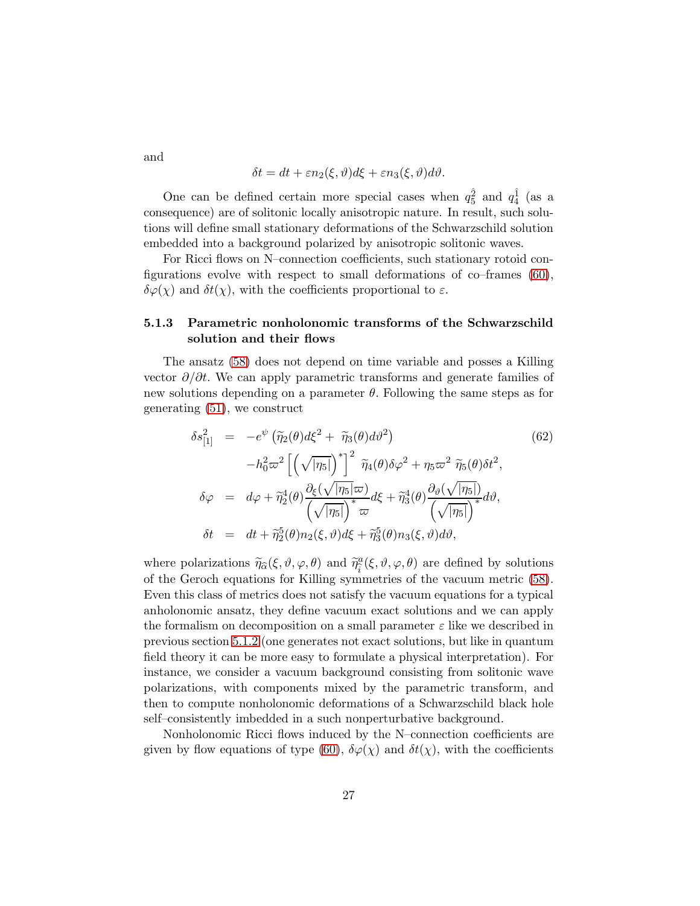and

$$\delta t = dt + \varepsilon n_2(\xi,\vartheta)d\xi + \varepsilon n_3(\xi,\vartheta)d\vartheta.$$

One can be defined certain more special cases when $q_5^{\hat{2}}$ and $q_4^{\hat{1}}$ (as a consequence) are of solitonic locally anisotropic nature. In result, such solutions will define small stationary deformations of the Schwarzschild solution embedded into a background polarized by anisotropic solitonic waves.

For Ricci flows on N–connection coefficients, such stationary rotoid configurations evolve with respect to small deformations of co–frames (60), $\delta\varphi(\chi)$ and $\delta t(\chi)$, with the coefficients proportional to $\varepsilon$.

### 5.1.3 Parametric nonholonomic transforms of the Schwarzschild solution and their flows

The ansatz (58) does not depend on time variable and posses a Killing vector $\partial/\partial t$. We can apply parametric transforms and generate families of new solutions depending on a parameter $\theta$. Following the same steps as for generating (51), we construct

$$\begin{aligned}
\delta s_{[1]}^2 &= -e^{\psi}\left(\widetilde{\eta}_2(\theta)d\xi^2 + \widetilde{\eta}_3(\theta)d\vartheta^2\right) \qquad (62)\\
&\quad -h_0^2\varpi^2\left[\left(\sqrt{|\eta_5|}\right)^*\right]^2 \widetilde{\eta}_4(\theta)\delta\varphi^2 + \eta_5\varpi^2\,\widetilde{\eta}_5(\theta)\delta t^2,\\
\delta\varphi &= d\varphi + \widetilde{\eta}_2^4(\theta)\frac{\partial_\xi(\sqrt{|\eta_5|}\varpi)}{\left(\sqrt{|\eta_5|}\right)^*\varpi}d\xi + \widetilde{\eta}_3^4(\theta)\frac{\partial_\vartheta(\sqrt{|\eta_5|})}{\left(\sqrt{|\eta_5|}\right)^*}d\vartheta,\\
\delta t &= dt + \widetilde{\eta}_2^5(\theta)n_2(\xi,\vartheta)d\xi + \widetilde{\eta}_3^5(\theta)n_3(\xi,\vartheta)d\vartheta,
\end{aligned}$$

where polarizations $\widetilde{\eta}_{\widehat{\alpha}}(\xi,\vartheta,\varphi,\theta)$ and $\widetilde{\eta}_{\widehat{i}}^{a}(\xi,\vartheta,\varphi,\theta)$ are defined by solutions of the Geroch equations for Killing symmetries of the vacuum metric (58). Even this class of metrics does not satisfy the vacuum equations for a typical anholonomic ansatz, they define vacuum exact solutions and we can apply the formalism on decomposition on a small parameter $\varepsilon$ like we described in previous section 5.1.2 (one generates not exact solutions, but like in quantum field theory it can be more easy to formulate a physical interpretation). For instance, we consider a vacuum background consisting from solitonic wave polarizations, with components mixed by the parametric transform, and then to compute nonholonomic deformations of a Schwarzschild black hole self–consistently imbedded in a such nonperturbative background.

Nonholonomic Ricci flows induced by the N–connection coefficients are given by flow equations of type (60), $\delta\varphi(\chi)$ and $\delta t(\chi)$, with the coefficients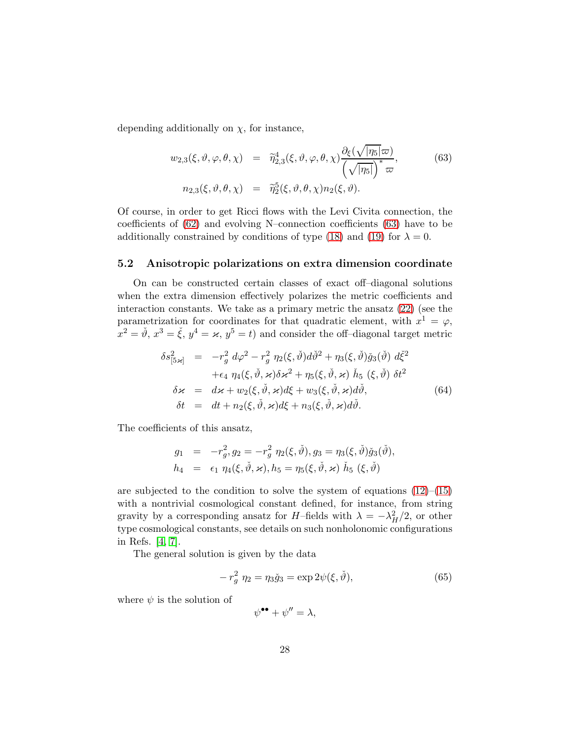depending additionally on $\chi$, for instance,

$$
\begin{aligned}
w_{2,3}(\xi,\vartheta,\varphi,\theta,\chi) &= \widetilde{\eta}^{4}_{2,3}(\xi,\vartheta,\varphi,\theta,\chi)\frac{\partial_{\xi}(\sqrt{|\eta_5|}\varpi)}{\left(\sqrt{|\eta_5|}\right)^{*}\varpi}, \\
n_{2,3}(\xi,\vartheta,\theta,\chi) &= \widetilde{\eta}^{5}_{2}(\xi,\vartheta,\theta,\chi)n_2(\xi,\vartheta).
\end{aligned} \tag{63}
$$

Of course, in order to get Ricci flows with the Levi Civita connection, the coefficients of (62) and evolving N–connection coefficients (63) have to be additionally constrained by conditions of type (18) and (19) for $\lambda = 0$.

### 5.2 Anisotropic polarizations on extra dimension coordinate

On can be constructed certain classes of exact off–diagonal solutions when the extra dimension effectively polarizes the metric coefficients and interaction constants. We take as a primary metric the ansatz (22) (see the parametrization for coordinates for that quadratic element, with $x^1 = \varphi$, $x^2 = \check{\vartheta}$, $x^3 = \check{\xi}$, $y^4 = \varkappa$, $y^5 = t$) and consider the off–diagonal target metric

$$
\begin{aligned}
\delta s^2_{[5\varkappa]} &= -r_g^2\ d\varphi^2 - r_g^2\ \eta_2(\xi,\check{\vartheta})d\check{\vartheta}^2 + \eta_3(\xi,\check{\vartheta})\check{g}_3(\check{\vartheta})\ d\check{\xi}^2 \\
&\quad +\epsilon_4\ \eta_4(\xi,\check{\vartheta},\varkappa)\delta\varkappa^2 + \eta_5(\xi,\check{\vartheta},\varkappa)\ \check{h}_5\ (\xi,\check{\vartheta})\ \delta t^2 \\
\delta\varkappa &= d\varkappa + w_2(\xi,\check{\vartheta},\varkappa)d\xi + w_3(\xi,\check{\vartheta},\varkappa)d\check{\vartheta}, \\
\delta t &= dt + n_2(\xi,\check{\vartheta},\varkappa)d\xi + n_3(\xi,\check{\vartheta},\varkappa)d\check{\vartheta}.
\end{aligned} \tag{64}
$$

The coefficients of this ansatz,

$$
\begin{aligned}
g_1 &= -r_g^2, g_2 = -r_g^2\ \eta_2(\xi,\check{\vartheta}), g_3 = \eta_3(\xi,\check{\vartheta})\check{g}_3(\check{\vartheta}), \\
h_4 &= \epsilon_1\ \eta_4(\xi,\check{\vartheta},\varkappa), h_5 = \eta_5(\xi,\check{\vartheta},\varkappa)\ \check{h}_5\ (\xi,\check{\vartheta})
\end{aligned}
$$

are subjected to the condition to solve the system of equations (12)–(15) with a nontrivial cosmological constant defined, for instance, from string gravity by a corresponding ansatz for $H$–fields with $\lambda = -\lambda_H^2/2$, or other type cosmological constants, see details on such nonholonomic configurations in Refs. [4, 7].

The general solution is given by the data

$$
-r_g^2\ \eta_2 = \eta_3\check{g}_3 = \exp 2\psi(\xi,\check{\vartheta}), \tag{65}
$$

where $\psi$ is the solution of

$$
\psi^{\bullet\bullet} + \psi'' = \lambda,
$$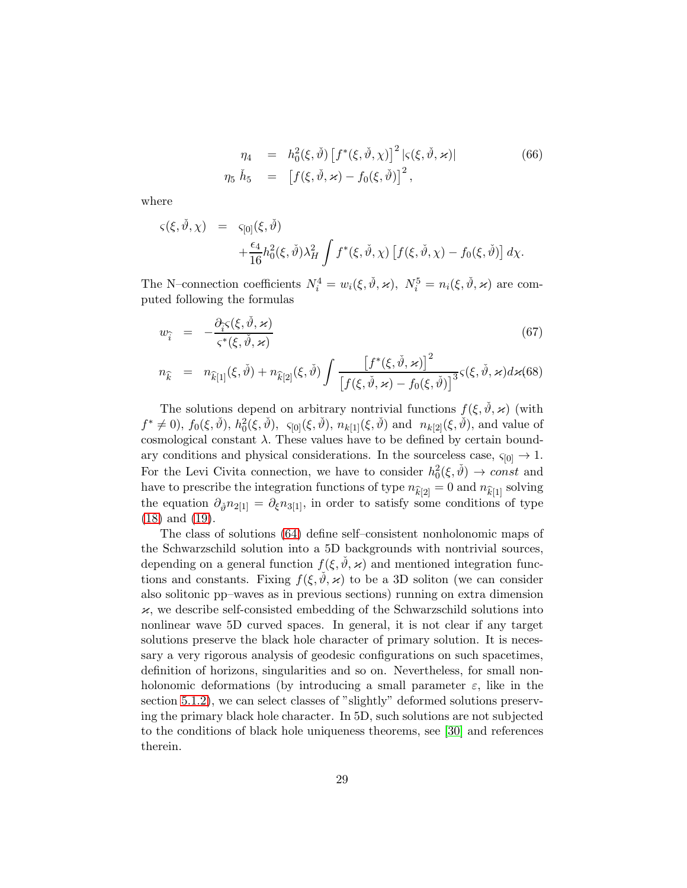$$
\begin{aligned}
\eta_4 &= h_0^2(\xi,\check{\vartheta})\left[f^*(\xi,\check{\vartheta},\chi)\right]^2|\varsigma(\xi,\check{\vartheta},\varkappa)| \\
\eta_5\,\check{h}_5 &= \left[f(\xi,\check{\vartheta},\varkappa)-f_0(\xi,\check{\vartheta})\right]^2,
\end{aligned} \tag{66}
$$

where

$$
\begin{aligned}
\varsigma(\xi,\check{\vartheta},\chi) &= \varsigma_{[0]}(\xi,\check{\vartheta}) \\
&\quad +\frac{\epsilon_4}{16}h_0^2(\xi,\check{\vartheta})\lambda_H^2\int f^*(\xi,\check{\vartheta},\chi)\left[f(\xi,\check{\vartheta},\chi)-f_0(\xi,\check{\vartheta})\right]d\chi.
\end{aligned}
$$

The N–connection coefficients $N_i^4 = w_i(\xi,\check{\vartheta},\varkappa),\ N_i^5 = n_i(\xi,\check{\vartheta},\varkappa)$ are computed following the formulas

$$
w_{\widehat{i}} = -\frac{\partial_{\widehat{i}}\varsigma(\xi,\check{\vartheta},\varkappa)}{\varsigma^*(\xi,\check{\vartheta},\varkappa)} \tag{67}
$$

$$
n_{\widehat{k}} = n_{\widehat{k}[1]}(\xi,\check{\vartheta}) + n_{\widehat{k}[2]}(\xi,\check{\vartheta})\int\frac{\left[f^*(\xi,\check{\vartheta},\varkappa)\right]^2}{\left[f(\xi,\check{\vartheta},\varkappa)-f_0(\xi,\check{\vartheta})\right]^3}\varsigma(\xi,\check{\vartheta},\varkappa)d\varkappa \tag{68}
$$

The solutions depend on arbitrary nontrivial functions $f(\xi,\check{\vartheta},\varkappa)$ (with $f^*\neq 0$), $f_0(\xi,\check{\vartheta})$, $h_0^2(\xi,\check{\vartheta})$, $\varsigma_{[0]}(\xi,\check{\vartheta})$, $n_{k[1]}(\xi,\check{\vartheta})$ and $n_{k[2]}(\xi,\check{\vartheta})$, and value of cosmological constant $\lambda$. These values have to be defined by certain boundary conditions and physical considerations. In the sourceless case, $\varsigma_{[0]}\to 1$. For the Levi Civita connection, we have to consider $h_0^2(\xi,\check{\vartheta})\to const$ and have to prescribe the integration functions of type $n_{\widehat{k}[2]}=0$ and $n_{\widehat{k}[1]}$ solving the equation $\partial_{\check{\vartheta}}n_{2[1]}=\partial_\xi n_{3[1]}$, in order to satisfy some conditions of type (18) and (19).

The class of solutions (64) define self–consistent nonholonomic maps of the Schwarzschild solution into a 5D backgrounds with nontrivial sources, depending on a general function $f(\xi,\check{\vartheta},\varkappa)$ and mentioned integration functions and constants. Fixing $f(\xi,\check{\vartheta},\varkappa)$ to be a 3D soliton (we can consider also solitonic pp–waves as in previous sections) running on extra dimension $\varkappa$, we describe self-consisted embedding of the Schwarzschild solutions into nonlinear wave 5D curved spaces. In general, it is not clear if any target solutions preserve the black hole character of primary solution. It is necessary a very rigorous analysis of geodesic configurations on such spacetimes, definition of horizons, singularities and so on. Nevertheless, for small nonholonomic deformations (by introducing a small parameter $\varepsilon$, like in the section 5.1.2), we can select classes of "slightly" deformed solutions preserving the primary black hole character. In 5D, such solutions are not subjected to the conditions of black hole uniqueness theorems, see [30] and references therein.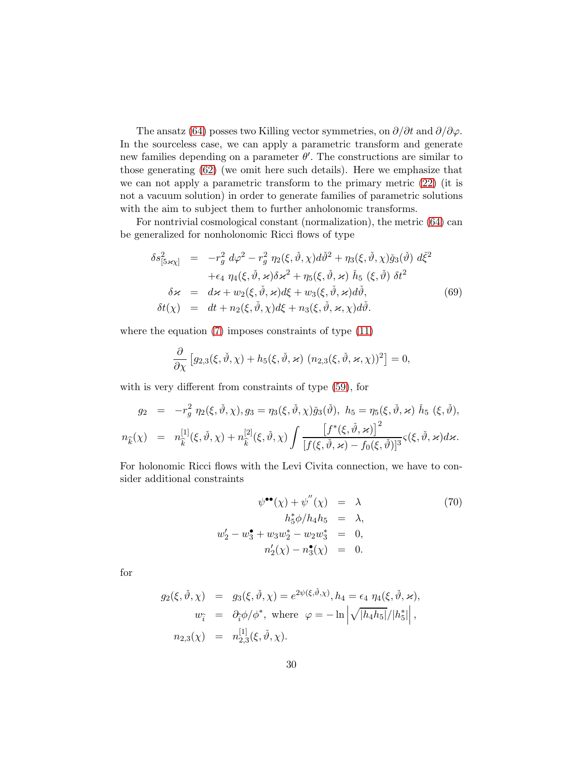The ansatz (64) posses two Killing vector symmetries, on $\partial/\partial t$ and $\partial/\partial\varphi$. In the sourceless case, we can apply a parametric transform and generate new families depending on a parameter $\theta'$. The constructions are similar to those generating (62) (we omit here such details). Here we emphasize that we can not apply a parametric transform to the primary metric (22) (it is not a vacuum solution) in order to generate families of parametric solutions with the aim to subject them to further anholonomic transforms.

For nontrivial cosmological constant (normalization), the metric (64) can be generalized for nonholonomic Ricci flows of type

$$
\begin{aligned}
\delta s^2_{[5\varkappa\chi]} &= -r_g^2\, d\varphi^2 - r_g^2\, \eta_2(\xi,\check{\vartheta},\chi) d\check{\vartheta}^2 + \eta_3(\xi,\check{\vartheta},\chi)\check{g}_3(\check{\vartheta})\, d\check{\xi}^2 \\
&\quad + \epsilon_4\, \eta_4(\xi,\check{\vartheta},\varkappa)\delta\varkappa^2 + \eta_5(\xi,\check{\vartheta},\varkappa)\, \check{h}_5\, (\xi,\check{\vartheta})\, \delta t^2 \\
\delta\varkappa &= d\varkappa + w_2(\xi,\check{\vartheta},\varkappa)d\xi + w_3(\xi,\check{\vartheta},\varkappa)d\check{\vartheta}, \\
\delta t(\chi) &= dt + n_2(\xi,\check{\vartheta},\chi)d\xi + n_3(\xi,\check{\vartheta},\varkappa,\chi)d\check{\vartheta}.
\end{aligned} \tag{69}
$$

where the equation (7) imposes constraints of type (11)

$$
\frac{\partial}{\partial\chi}\left[g_{2,3}(\xi,\check{\vartheta},\chi) + h_5(\xi,\check{\vartheta},\varkappa)\ (n_{2,3}(\xi,\check{\vartheta},\varkappa,\chi))^2\right] = 0,
$$

with is very different from constraints of type (59), for

$$
\begin{aligned}
g_2 &= -r_g^2\, \eta_2(\xi,\check{\vartheta},\chi), g_3 = \eta_3(\xi,\check{\vartheta},\chi)\check{g}_3(\check{\vartheta}),\ h_5 = \eta_5(\xi,\check{\vartheta},\varkappa)\ \check{h}_5\ (\xi,\check{\vartheta}), \\
n_{\widehat{k}}(\chi) &= n^{[1]}_{\widehat{k}}(\xi,\check{\vartheta},\chi) + n^{[2]}_{\widehat{k}}(\xi,\check{\vartheta},\chi)\int \frac{\left[f^*(\xi,\check{\vartheta},\varkappa)\right]^2}{[f(\xi,\check{\vartheta},\varkappa) - f_0(\xi,\check{\vartheta})]^3}\varsigma(\xi,\check{\vartheta},\varkappa)d\varkappa.
\end{aligned}
$$

For holonomic Ricci flows with the Levi Civita connection, we have to consider additional constraints

$$
\begin{aligned}
\psi^{\bullet\bullet}(\chi) + \psi^{''}(\chi) &= \lambda \\
h_5^*\phi/h_4 h_5 &= \lambda, \\
w_2' - w_3^\bullet + w_3 w_2^* - w_2 w_3^* &= 0, \\
n_2'(\chi) - n_3^\bullet(\chi) &= 0.
\end{aligned} \tag{70}
$$

for

$$
\begin{aligned}
g_2(\xi,\check{\vartheta},\chi) &= g_3(\xi,\check{\vartheta},\chi) = e^{2\psi(\xi,\check{\vartheta},\chi)}, h_4 = \epsilon_4\ \eta_4(\xi,\check{\vartheta},\varkappa), \\
w_{\widehat{i}} &= \partial_{\widehat{i}}\phi/\phi^*, \text{ where } \varphi = -\ln\left|\sqrt{|h_4 h_5|}/|h_5^*|\right|, \\
n_{2,3}(\chi) &= n^{[1]}_{2,3}(\xi,\check{\vartheta},\chi).
\end{aligned}
$$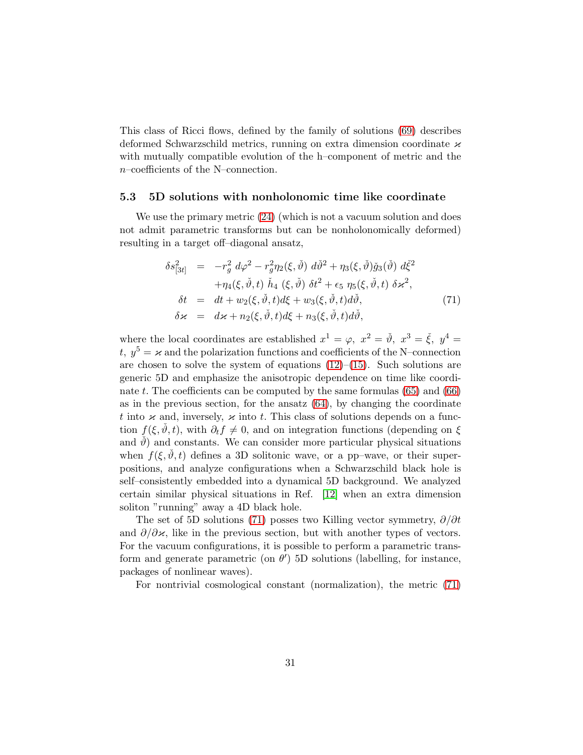This class of Ricci flows, defined by the family of solutions (69) describes deformed Schwarzschild metrics, running on extra dimension coordinate $\varkappa$ with mutually compatible evolution of the h–component of metric and the $n$–coefficients of the N–connection.

### 5.3 5D solutions with nonholonomic time like coordinate

We use the primary metric (24) (which is not a vacuum solution and does not admit parametric transforms but can be nonholonomically deformed) resulting in a target off–diagonal ansatz,

$$
\begin{aligned}
\delta s^2_{[3t]} &= -r_g^2\ d\varphi^2 - r_g^2 \eta_2(\xi,\check{\vartheta})\ d\check{\vartheta}^2 + \eta_3(\xi,\check{\vartheta})\check{g}_3(\check{\vartheta})\ d\check{\xi}^2 \\
&\quad + \eta_4(\xi,\check{\vartheta},t)\ \check{h}_4\ (\xi,\check{\vartheta})\ \delta t^2 + \epsilon_5\ \eta_5(\xi,\check{\vartheta},t)\ \delta\varkappa^2, \\
\delta t &= dt + w_2(\xi,\check{\vartheta},t)d\xi + w_3(\xi,\check{\vartheta},t)d\check{\vartheta}, \\
\delta\varkappa &= d\varkappa + n_2(\xi,\check{\vartheta},t)d\xi + n_3(\xi,\check{\vartheta},t)d\check{\vartheta},
\end{aligned}
\tag{71}
$$

where the local coordinates are established $x^1 = \varphi,\ x^2 = \check{\vartheta},\ x^3 = \check{\xi},\ y^4 = t,\ y^5 = \varkappa$ and the polarization functions and coefficients of the N–connection are chosen to solve the system of equations (12)–(15). Such solutions are generic 5D and emphasize the anisotropic dependence on time like coordinate $t$. The coefficients can be computed by the same formulas (65) and (66) as in the previous section, for the ansatz (64), by changing the coordinate $t$ into $\varkappa$ and, inversely, $\varkappa$ into $t$. This class of solutions depends on a function $f(\xi,\check{\vartheta},t)$, with $\partial_t f \neq 0$, and on integration functions (depending on $\xi$ and $\check{\vartheta}$) and constants. We can consider more particular physical situations when $f(\xi,\check{\vartheta},t)$ defines a 3D solitonic wave, or a pp–wave, or their superpositions, and analyze configurations when a Schwarzschild black hole is self–consistently embedded into a dynamical 5D background. We analyzed certain similar physical situations in Ref. [12] when an extra dimension soliton "running" away a 4D black hole.

The set of 5D solutions (71) posses two Killing vector symmetry, $\partial/\partial t$ and $\partial/\partial\varkappa$, like in the previous section, but with another types of vectors. For the vacuum configurations, it is possible to perform a parametric transform and generate parametric (on $\theta'$) 5D solutions (labelling, for instance, packages of nonlinear waves).

For nontrivial cosmological constant (normalization), the metric (71)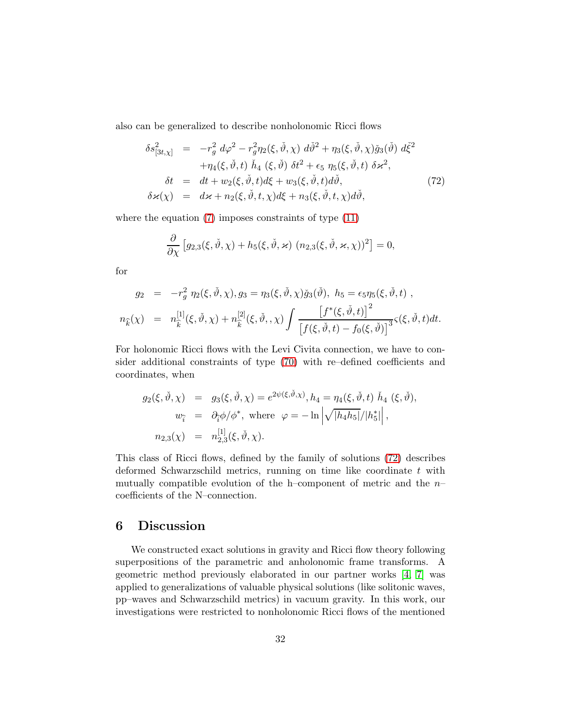also can be generalized to describe nonholonomic Ricci flows

$$
\begin{aligned}
\delta s^2_{[3t,\chi]} &= -r_g^2\ d\varphi^2 - r_g^2 \eta_2(\xi,\check{\vartheta},\chi)\ d\check{\vartheta}^2 + \eta_3(\xi,\check{\vartheta},\chi)\check{g}_3(\check{\vartheta})\ d\check{\xi}^2 \\
&\quad + \eta_4(\xi,\check{\vartheta},t)\ \check{h}_4\ (\xi,\check{\vartheta})\ \delta t^2 + \epsilon_5\ \eta_5(\xi,\check{\vartheta},t)\ \delta\varkappa^2, \\
\delta t &= dt + w_2(\xi,\check{\vartheta},t)d\xi + w_3(\xi,\check{\vartheta},t)d\check{\vartheta}, \\
\delta\varkappa(\chi) &= d\varkappa + n_2(\xi,\check{\vartheta},t,\chi)d\xi + n_3(\xi,\check{\vartheta},t,\chi)d\check{\vartheta},
\end{aligned} \tag{72}
$$

where the equation (7) imposes constraints of type (11)

$$
\frac{\partial}{\partial\chi}\left[g_{2,3}(\xi,\check{\vartheta},\chi) + h_5(\xi,\check{\vartheta},\varkappa)\ (n_{2,3}(\xi,\check{\vartheta},\varkappa,\chi))^2\right] = 0,
$$

for

$$
\begin{aligned}
g_2 &= -r_g^2\ \eta_2(\xi,\check{\vartheta},\chi), g_3 = \eta_3(\xi,\check{\vartheta},\chi)\check{g}_3(\check{\vartheta}),\ h_5 = \epsilon_5\eta_5(\xi,\check{\vartheta},t)\ , \\
n_{\widehat{k}}(\chi) &= n_{\widehat{k}}^{[1]}(\xi,\check{\vartheta},\chi) + n_{\widehat{k}}^{[2]}(\xi,\check{\vartheta},,\chi)\int \frac{\left[f^*(\xi,\check{\vartheta},t)\right]^2}{\left[f(\xi,\check{\vartheta},t)-f_0(\xi,\check{\vartheta})\right]^3}\varsigma(\xi,\check{\vartheta},t)dt.
\end{aligned}
$$

For holonomic Ricci flows with the Levi Civita connection, we have to consider additional constraints of type (70) with re–defined coefficients and coordinates, when

$$
\begin{aligned}
g_2(\xi,\check{\vartheta},\chi) &= g_3(\xi,\check{\vartheta},\chi) = e^{2\psi(\xi,\check{\vartheta},\chi)}, h_4 = \eta_4(\xi,\check{\vartheta},t)\ \check{h}_4\ (\xi,\check{\vartheta}), \\
w_{\widehat{i}} &= \partial_{\widehat{i}}\phi/\phi^*,\ \text{where}\ \ \varphi = -\ln\left|\sqrt{|h_4 h_5|}/|h_5^*|\right|, \\
n_{2,3}(\chi) &= n_{2,3}^{[1]}(\xi,\check{\vartheta},\chi).
\end{aligned}
$$

This class of Ricci flows, defined by the family of solutions (72) describes deformed Schwarzschild metrics, running on time like coordinate $t$ with mutually compatible evolution of the h–component of metric and the $n$–coefficients of the N–connection.

## 6 Discussion

We constructed exact solutions in gravity and Ricci flow theory following superpositions of the parametric and anholonomic frame transforms. A geometric method previously elaborated in our partner works [4, 7] was applied to generalizations of valuable physical solutions (like solitonic waves, pp–waves and Schwarzschild metrics) in vacuum gravity. In this work, our investigations were restricted to nonholonomic Ricci flows of the mentioned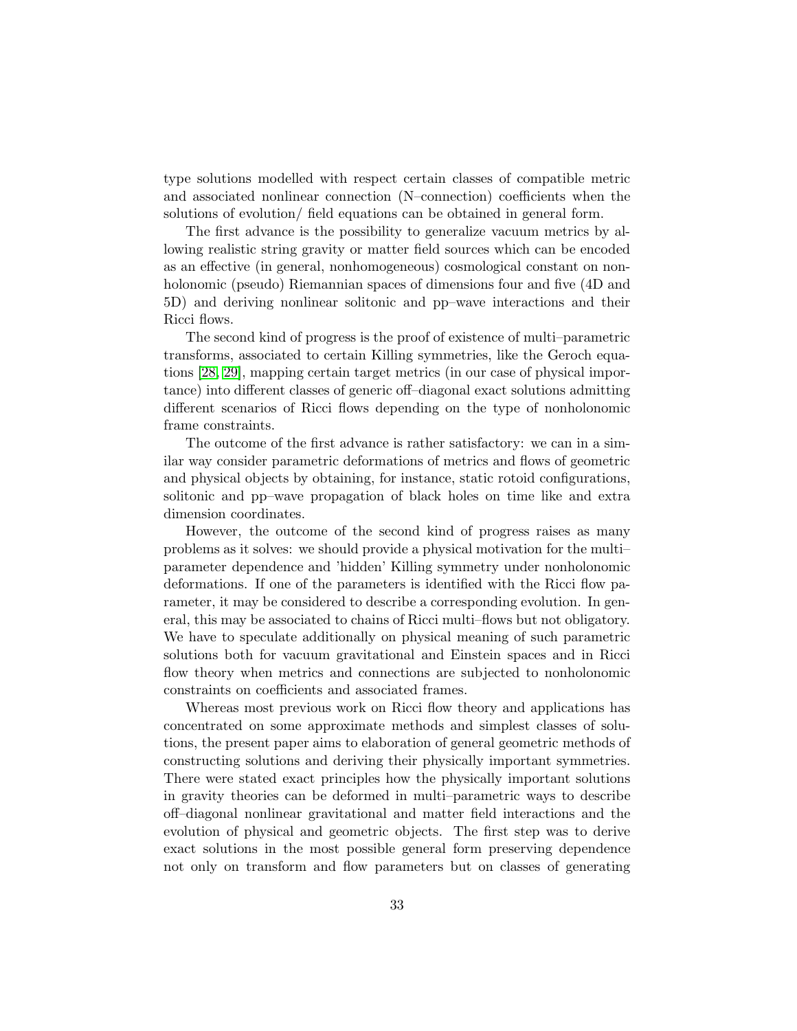type solutions modelled with respect certain classes of compatible metric and associated nonlinear connection (N–connection) coefficients when the solutions of evolution/ field equations can be obtained in general form.

The first advance is the possibility to generalize vacuum metrics by allowing realistic string gravity or matter field sources which can be encoded as an effective (in general, nonhomogeneous) cosmological constant on nonholonomic (pseudo) Riemannian spaces of dimensions four and five (4D and 5D) and deriving nonlinear solitonic and pp–wave interactions and their Ricci flows.

The second kind of progress is the proof of existence of multi–parametric transforms, associated to certain Killing symmetries, like the Geroch equations [28, 29], mapping certain target metrics (in our case of physical importance) into different classes of generic off–diagonal exact solutions admitting different scenarios of Ricci flows depending on the type of nonholonomic frame constraints.

The outcome of the first advance is rather satisfactory: we can in a similar way consider parametric deformations of metrics and flows of geometric and physical objects by obtaining, for instance, static rotoid configurations, solitonic and pp–wave propagation of black holes on time like and extra dimension coordinates.

However, the outcome of the second kind of progress raises as many problems as it solves: we should provide a physical motivation for the multi–parameter dependence and 'hidden' Killing symmetry under nonholonomic deformations. If one of the parameters is identified with the Ricci flow parameter, it may be considered to describe a corresponding evolution. In general, this may be associated to chains of Ricci multi–flows but not obligatory. We have to speculate additionally on physical meaning of such parametric solutions both for vacuum gravitational and Einstein spaces and in Ricci flow theory when metrics and connections are subjected to nonholonomic constraints on coefficients and associated frames.

Whereas most previous work on Ricci flow theory and applications has concentrated on some approximate methods and simplest classes of solutions, the present paper aims to elaboration of general geometric methods of constructing solutions and deriving their physically important symmetries. There were stated exact principles how the physically important solutions in gravity theories can be deformed in multi–parametric ways to describe off–diagonal nonlinear gravitational and matter field interactions and the evolution of physical and geometric objects. The first step was to derive exact solutions in the most possible general form preserving dependence not only on transform and flow parameters but on classes of generating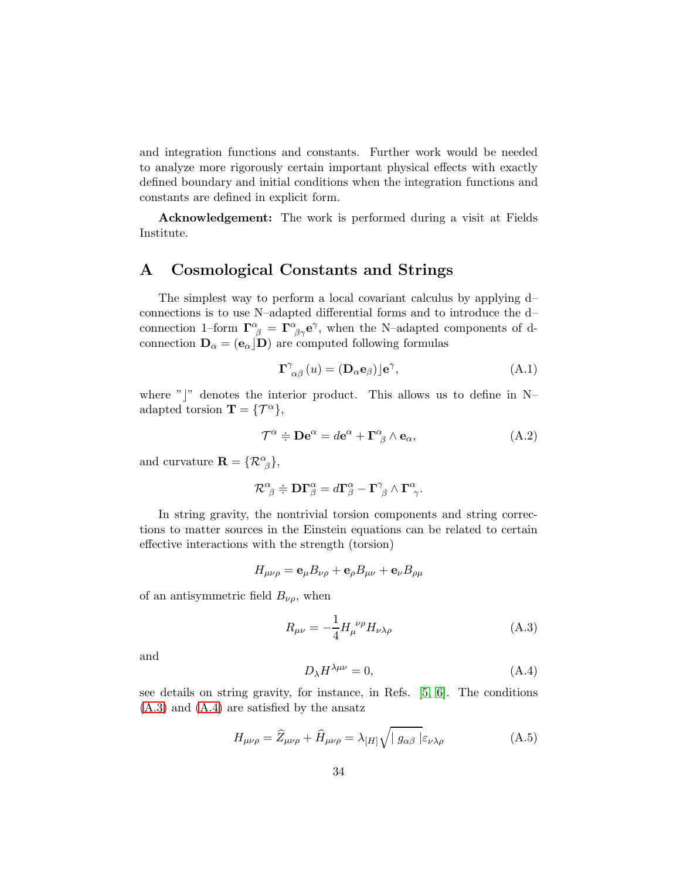and integration functions and constants. Further work would be needed to analyze more rigorously certain important physical effects with exactly defined boundary and initial conditions when the integration functions and constants are defined in explicit form.

**Acknowledgement:** The work is performed during a visit at Fields Institute.

# A Cosmological Constants and Strings

The simplest way to perform a local covariant calculus by applying d–connections is to use N–adapted differential forms and to introduce the d–connection 1–form $\mathbf{\Gamma}^{\alpha}_{\ \beta} = \mathbf{\Gamma}^{\alpha}_{\ \beta\gamma}\mathbf{e}^{\gamma}$, when the N–adapted components of d-connection $\mathbf{D}_{\alpha} = (\mathbf{e}_{\alpha}\rfloor\mathbf{D})$ are computed following formulas

$$\mathbf{\Gamma}^{\gamma}_{\ \alpha\beta}(u) = (\mathbf{D}_{\alpha}\mathbf{e}_{\beta})\rfloor\mathbf{e}^{\gamma}, \tag{A.1}$$

where "$\rfloor$" denotes the interior product. This allows us to define in N–adapted torsion $\mathbf{T} = \{\mathcal{T}^{\alpha}\}$,

$$\mathcal{T}^{\alpha} \doteqdot \mathbf{D}\mathbf{e}^{\alpha} = d\mathbf{e}^{\alpha} + \mathbf{\Gamma}^{\alpha}_{\ \beta}\wedge\mathbf{e}_{\alpha}, \tag{A.2}$$

and curvature $\mathbf{R} = \{\mathcal{R}^{\alpha}_{\ \beta}\}$,

$$\mathcal{R}^{\alpha}_{\ \beta} \doteqdot \mathbf{D}\mathbf{\Gamma}^{\alpha}_{\beta} = d\mathbf{\Gamma}^{\alpha}_{\beta} - \mathbf{\Gamma}^{\gamma}_{\ \beta}\wedge\mathbf{\Gamma}^{\alpha}_{\ \gamma}.$$

In string gravity, the nontrivial torsion components and string corrections to matter sources in the Einstein equations can be related to certain effective interactions with the strength (torsion)

$$H_{\mu\nu\rho} = \mathbf{e}_{\mu}B_{\nu\rho} + \mathbf{e}_{\rho}B_{\mu\nu} + \mathbf{e}_{\nu}B_{\rho\mu}$$

of an antisymmetric field $B_{\nu\rho}$, when

$$R_{\mu\nu} = -\frac{1}{4}H_{\mu}^{\ \nu\rho}H_{\nu\lambda\rho} \tag{A.3}$$

and

$$D_{\lambda}H^{\lambda\mu\nu} = 0, \tag{A.4}$$

see details on string gravity, for instance, in Refs. [5, 6]. The conditions (A.3) and (A.4) are satisfied by the ansatz

$$H_{\mu\nu\rho} = \widehat{Z}_{\mu\nu\rho} + \widehat{H}_{\mu\nu\rho} = \lambda_{[H]}\sqrt{\mid g_{\alpha\beta}\mid}\varepsilon_{\nu\lambda\rho} \tag{A.5}$$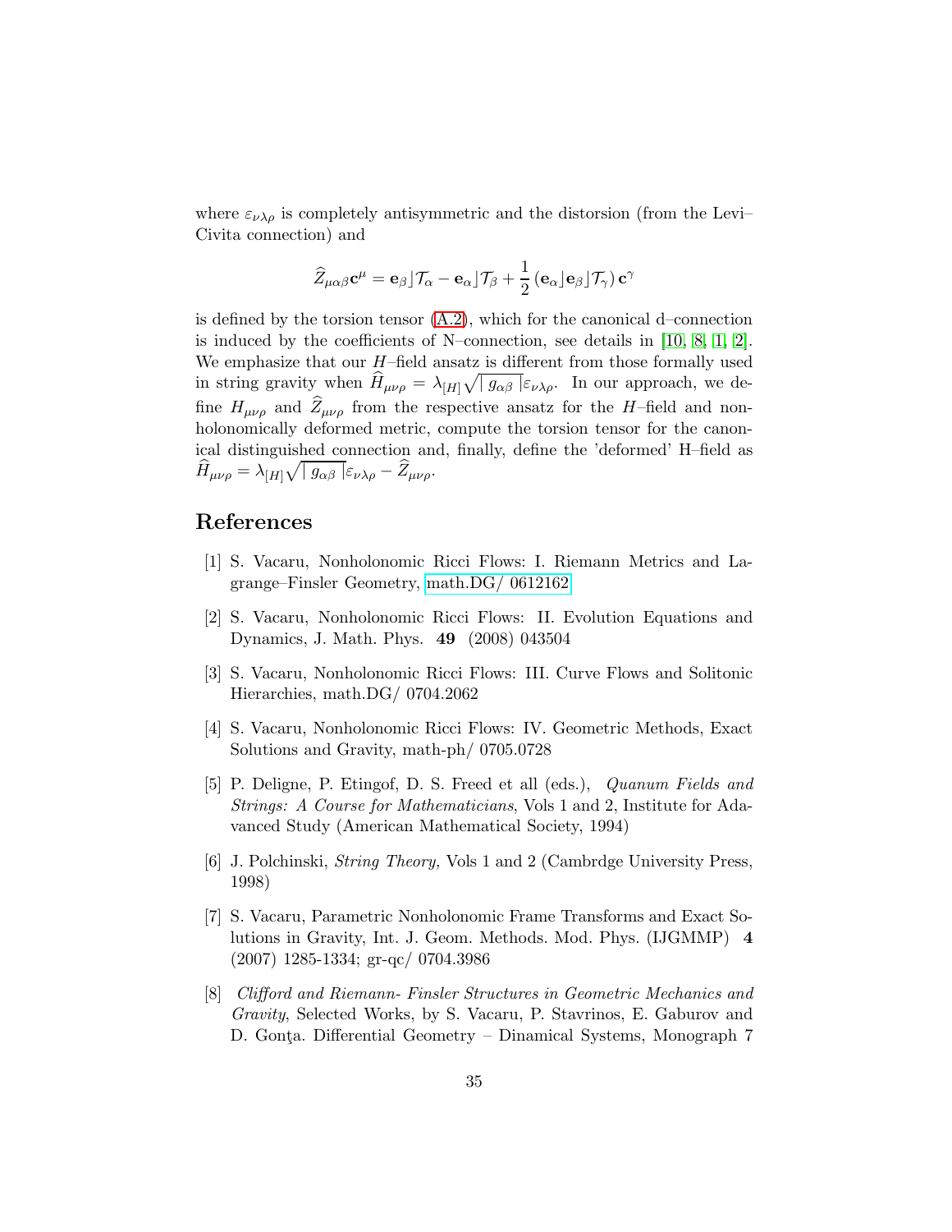where $\varepsilon_{\nu\lambda\rho}$ is completely antisymmetric and the distorsion (from the Levi–Civita connection) and

$$\widehat{Z}_{\mu\alpha\beta}\mathbf{c}^{\mu} = \mathbf{e}_{\beta}\rfloor\mathcal{T}_{\alpha} - \mathbf{e}_{\alpha}\rfloor\mathcal{T}_{\beta} + \frac{1}{2}\left(\mathbf{e}_{\alpha}\rfloor\mathbf{e}_{\beta}\rfloor\mathcal{T}_{\gamma}\right)\mathbf{c}^{\gamma}$$

is defined by the torsion tensor (A.2), which for the canonical d–connection is induced by the coefficients of N–connection, see details in [10, 8, 1, 2]. We emphasize that our $H$–field ansatz is different from those formally used in string gravity when $\widehat{H}_{\mu\nu\rho} = \lambda_{[H]}\sqrt{\mid g_{\alpha\beta}\mid}\varepsilon_{\nu\lambda\rho}$. In our approach, we define $H_{\mu\nu\rho}$ and $\widehat{Z}_{\mu\nu\rho}$ from the respective ansatz for the $H$–field and nonholonomically deformed metric, compute the torsion tensor for the canonical distinguished connection and, finally, define the 'deformed' H–field as $\widehat{H}_{\mu\nu\rho} = \lambda_{[H]}\sqrt{\mid g_{\alpha\beta}\mid}\varepsilon_{\nu\lambda\rho} - \widehat{Z}_{\mu\nu\rho}$.

# References

[1] S. Vacaru, Nonholonomic Ricci Flows: I. Riemann Metrics and Lagrange–Finsler Geometry, math.DG/ 0612162

[2] S. Vacaru, Nonholonomic Ricci Flows: II. Evolution Equations and Dynamics, J. Math. Phys. **49** (2008) 043504

[3] S. Vacaru, Nonholonomic Ricci Flows: III. Curve Flows and Solitonic Hierarchies, math.DG/ 0704.2062

[4] S. Vacaru, Nonholonomic Ricci Flows: IV. Geometric Methods, Exact Solutions and Gravity, math-ph/ 0705.0728

[5] P. Deligne, P. Etingof, D. S. Freed et all (eds.), *Quanum Fields and Strings: A Course for Mathematicians*, Vols 1 and 2, Institute for Adavanced Study (American Mathematical Society, 1994)

[6] J. Polchinski, *String Theory,* Vols 1 and 2 (Cambrdge University Press, 1998)

[7] S. Vacaru, Parametric Nonholonomic Frame Transforms and Exact Solutions in Gravity, Int. J. Geom. Methods. Mod. Phys. (IJGMMP) **4** (2007) 1285-1334; gr-qc/ 0704.3986

[8] *Clifford and Riemann- Finsler Structures in Geometric Mechanics and Gravity*, Selected Works, by S. Vacaru, P. Stavrinos, E. Gaburov and D. Gonţa. Differential Geometry – Dinamical Systems, Monograph 7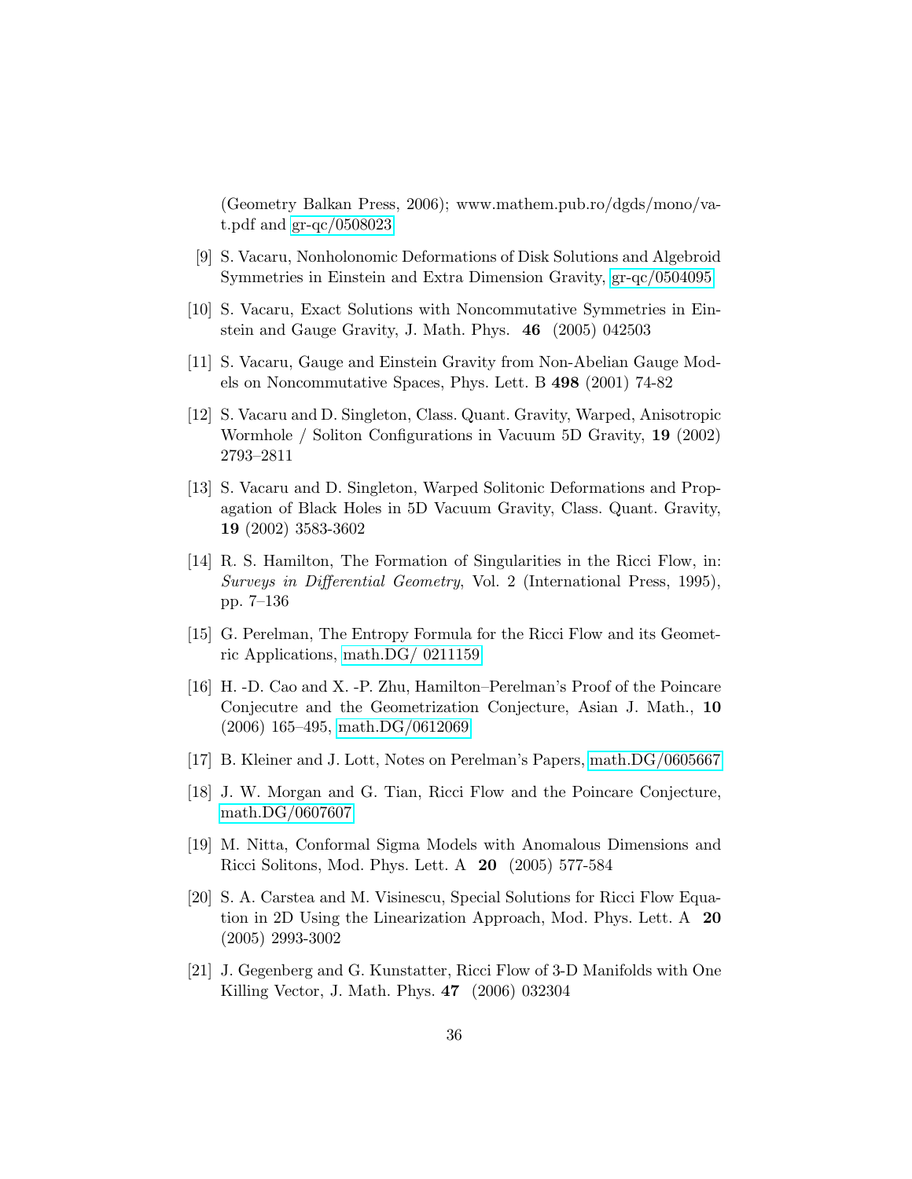(Geometry Balkan Press, 2006); www.mathem.pub.ro/dgds/mono/va-t.pdf and gr-qc/0508023

[9] S. Vacaru, Nonholonomic Deformations of Disk Solutions and Algebroid Symmetries in Einstein and Extra Dimension Gravity, gr-qc/0504095

[10] S. Vacaru, Exact Solutions with Noncommutative Symmetries in Einstein and Gauge Gravity, J. Math. Phys. **46** (2005) 042503

[11] S. Vacaru, Gauge and Einstein Gravity from Non-Abelian Gauge Models on Noncommutative Spaces, Phys. Lett. B **498** (2001) 74-82

[12] S. Vacaru and D. Singleton, Class. Quant. Gravity, Warped, Anisotropic Wormhole / Soliton Configurations in Vacuum 5D Gravity, **19** (2002) 2793–2811

[13] S. Vacaru and D. Singleton, Warped Solitonic Deformations and Propagation of Black Holes in 5D Vacuum Gravity, Class. Quant. Gravity, **19** (2002) 3583-3602

[14] R. S. Hamilton, The Formation of Singularities in the Ricci Flow, in: *Surveys in Differential Geometry*, Vol. 2 (International Press, 1995), pp. 7–136

[15] G. Perelman, The Entropy Formula for the Ricci Flow and its Geometric Applications, math.DG/ 0211159

[16] H. -D. Cao and X. -P. Zhu, Hamilton–Perelman's Proof of the Poincare Conjecutre and the Geometrization Conjecture, Asian J. Math., **10** (2006) 165–495, math.DG/0612069

[17] B. Kleiner and J. Lott, Notes on Perelman's Papers, math.DG/0605667

[18] J. W. Morgan and G. Tian, Ricci Flow and the Poincare Conjecture, math.DG/0607607

[19] M. Nitta, Conformal Sigma Models with Anomalous Dimensions and Ricci Solitons, Mod. Phys. Lett. A **20** (2005) 577-584

[20] S. A. Carstea and M. Visinescu, Special Solutions for Ricci Flow Equation in 2D Using the Linearization Approach, Mod. Phys. Lett. A **20** (2005) 2993-3002

[21] J. Gegenberg and G. Kunstatter, Ricci Flow of 3-D Manifolds with One Killing Vector, J. Math. Phys. **47** (2006) 032304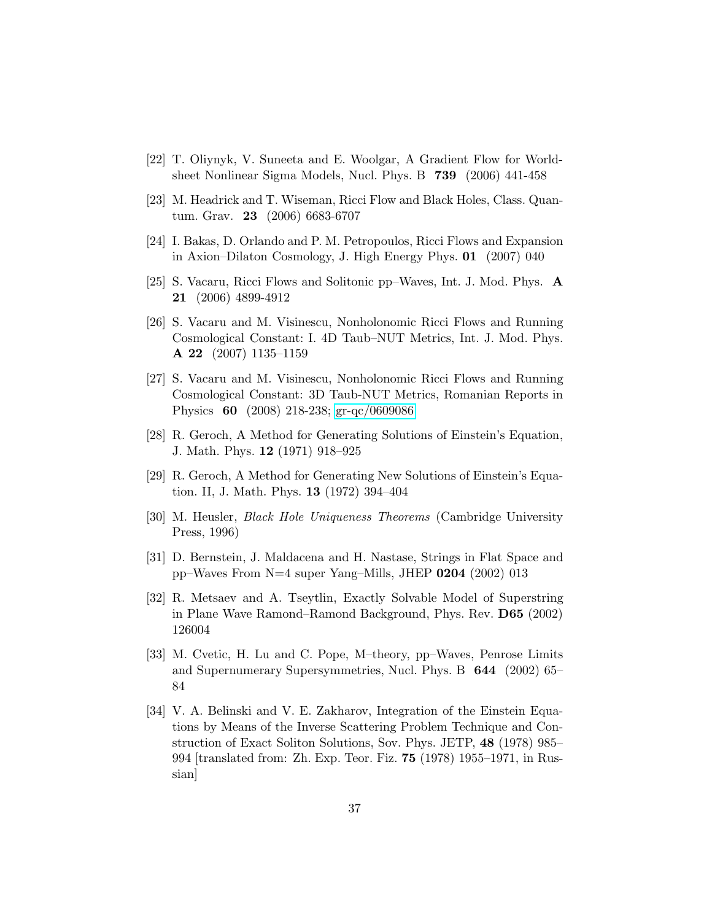[22] T. Oliynyk, V. Suneeta and E. Woolgar, A Gradient Flow for Worldsheet Nonlinear Sigma Models, Nucl. Phys. B **739** (2006) 441-458

[23] M. Headrick and T. Wiseman, Ricci Flow and Black Holes, Class. Quantum. Grav. **23** (2006) 6683-6707

[24] I. Bakas, D. Orlando and P. M. Petropoulos, Ricci Flows and Expansion in Axion–Dilaton Cosmology, J. High Energy Phys. **01** (2007) 040

[25] S. Vacaru, Ricci Flows and Solitonic pp–Waves, Int. J. Mod. Phys. **A 21** (2006) 4899-4912

[26] S. Vacaru and M. Visinescu, Nonholonomic Ricci Flows and Running Cosmological Constant: I. 4D Taub–NUT Metrics, Int. J. Mod. Phys. **A 22** (2007) 1135–1159

[27] S. Vacaru and M. Visinescu, Nonholonomic Ricci Flows and Running Cosmological Constant: 3D Taub-NUT Metrics, Romanian Reports in Physics **60** (2008) 218-238; gr-qc/0609086

[28] R. Geroch, A Method for Generating Solutions of Einstein's Equation, J. Math. Phys. **12** (1971) 918–925

[29] R. Geroch, A Method for Generating New Solutions of Einstein's Equation. II, J. Math. Phys. **13** (1972) 394–404

[30] M. Heusler, *Black Hole Uniqueness Theorems* (Cambridge University Press, 1996)

[31] D. Bernstein, J. Maldacena and H. Nastase, Strings in Flat Space and pp–Waves From N=4 super Yang–Mills, JHEP **0204** (2002) 013

[32] R. Metsaev and A. Tseytlin, Exactly Solvable Model of Superstring in Plane Wave Ramond–Ramond Background, Phys. Rev. **D65** (2002) 126004

[33] M. Cvetic, H. Lu and C. Pope, M–theory, pp–Waves, Penrose Limits and Supernumerary Supersymmetries, Nucl. Phys. B **644** (2002) 65–84

[34] V. A. Belinski and V. E. Zakharov, Integration of the Einstein Equations by Means of the Inverse Scattering Problem Technique and Construction of Exact Soliton Solutions, Sov. Phys. JETP, **48** (1978) 985–994 [translated from: Zh. Exp. Teor. Fiz. **75** (1978) 1955–1971, in Russian]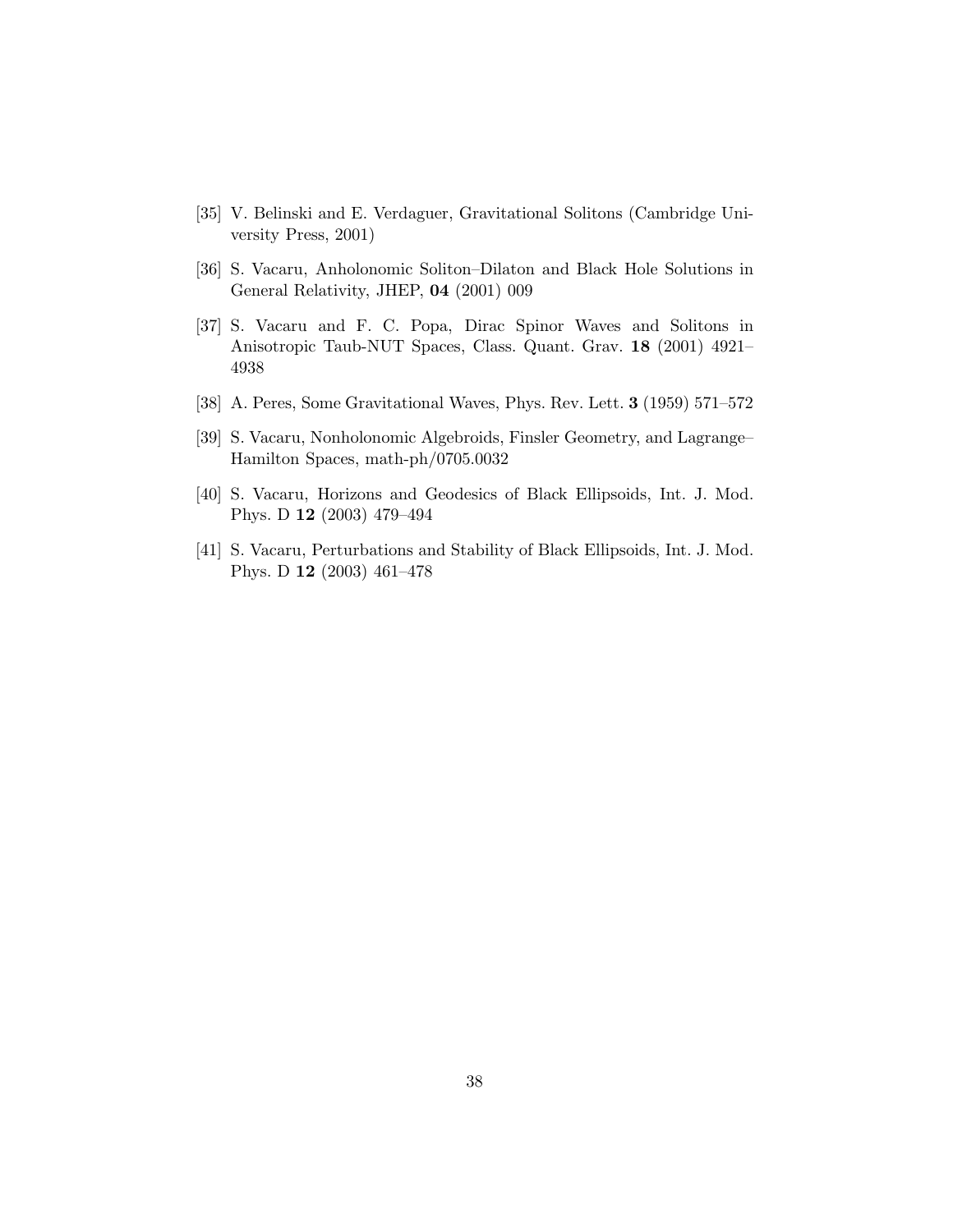[35] V. Belinski and E. Verdaguer, Gravitational Solitons (Cambridge University Press, 2001)

[36] S. Vacaru, Anholonomic Soliton–Dilaton and Black Hole Solutions in General Relativity, JHEP, **04** (2001) 009

[37] S. Vacaru and F. C. Popa, Dirac Spinor Waves and Solitons in Anisotropic Taub-NUT Spaces, Class. Quant. Grav. **18** (2001) 4921–4938

[38] A. Peres, Some Gravitational Waves, Phys. Rev. Lett. **3** (1959) 571–572

[39] S. Vacaru, Nonholonomic Algebroids, Finsler Geometry, and Lagrange–Hamilton Spaces, math-ph/0705.0032

[40] S. Vacaru, Horizons and Geodesics of Black Ellipsoids, Int. J. Mod. Phys. D **12** (2003) 479–494

[41] S. Vacaru, Perturbations and Stability of Black Ellipsoids, Int. J. Mod. Phys. D **12** (2003) 461–478